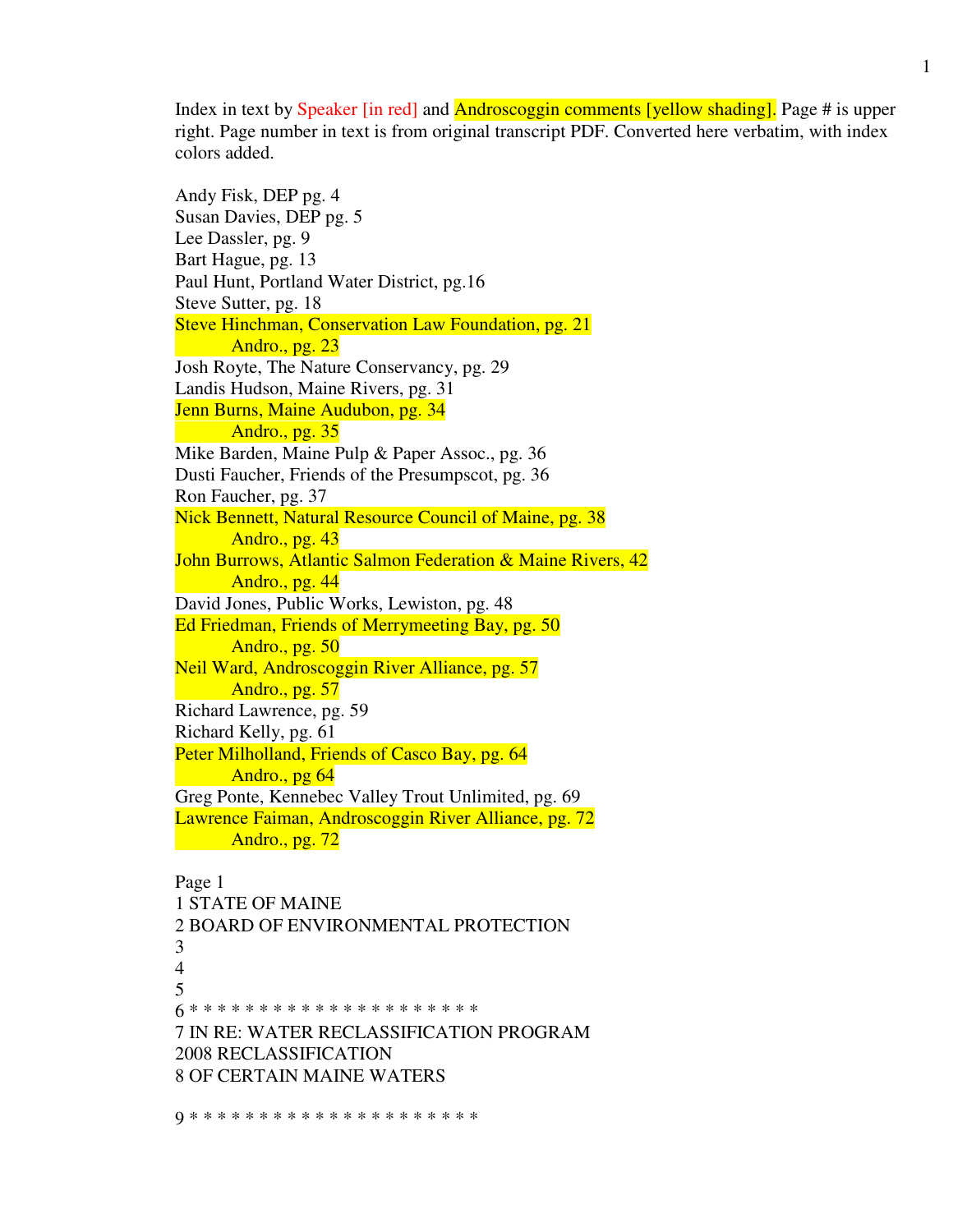Index in text by Speaker [in red] and Androscoggin comments [yellow shading]. Page # is upper right. Page number in text is from original transcript PDF. Converted here verbatim, with index colors added.

Andy Fisk, DEP pg. 4
Susan Davies, DEP pg. 5
Lee Dassler, pg. 9
Bart Hague, pg. 13
Paul Hunt, Portland Water District, pg.16
Steve Sutter, pg. 18
Steve Hinchman, Conservation Law Foundation, pg. 21
    Andro., pg. 23
Josh Royte, The Nature Conservancy, pg. 29
Landis Hudson, Maine Rivers, pg. 31
Jenn Burns, Maine Audubon, pg. 34
    Andro., pg. 35
Mike Barden, Maine Pulp & Paper Assoc., pg. 36
Dusti Faucher, Friends of the Presumpscot, pg. 36
Ron Faucher, pg. 37
Nick Bennett, Natural Resource Council of Maine, pg. 38
    Andro., pg. 43
John Burrows, Atlantic Salmon Federation & Maine Rivers, 42
    Andro., pg. 44
David Jones, Public Works, Lewiston, pg. 48
Ed Friedman, Friends of Merrymeeting Bay, pg. 50
    Andro., pg. 50
Neil Ward, Androscoggin River Alliance, pg. 57
    Andro., pg. 57
Richard Lawrence, pg. 59
Richard Kelly, pg. 61
Peter Milholland, Friends of Casco Bay, pg. 64
    Andro., pg 64
Greg Ponte, Kennebec Valley Trout Unlimited, pg. 69
Lawrence Faiman, Androscoggin River Alliance, pg. 72
    Andro., pg. 72

Page 1
1 STATE OF MAINE
2 BOARD OF ENVIRONMENTAL PROTECTION
3
4
5
6 * * * * * * * * * * * * * * * * * * * * *
7 IN RE: WATER RECLASSIFICATION PROGRAM
2008 RECLASSIFICATION
8 OF CERTAIN MAINE WATERS

9 * * * * * * * * * * * * * * * * * * * * *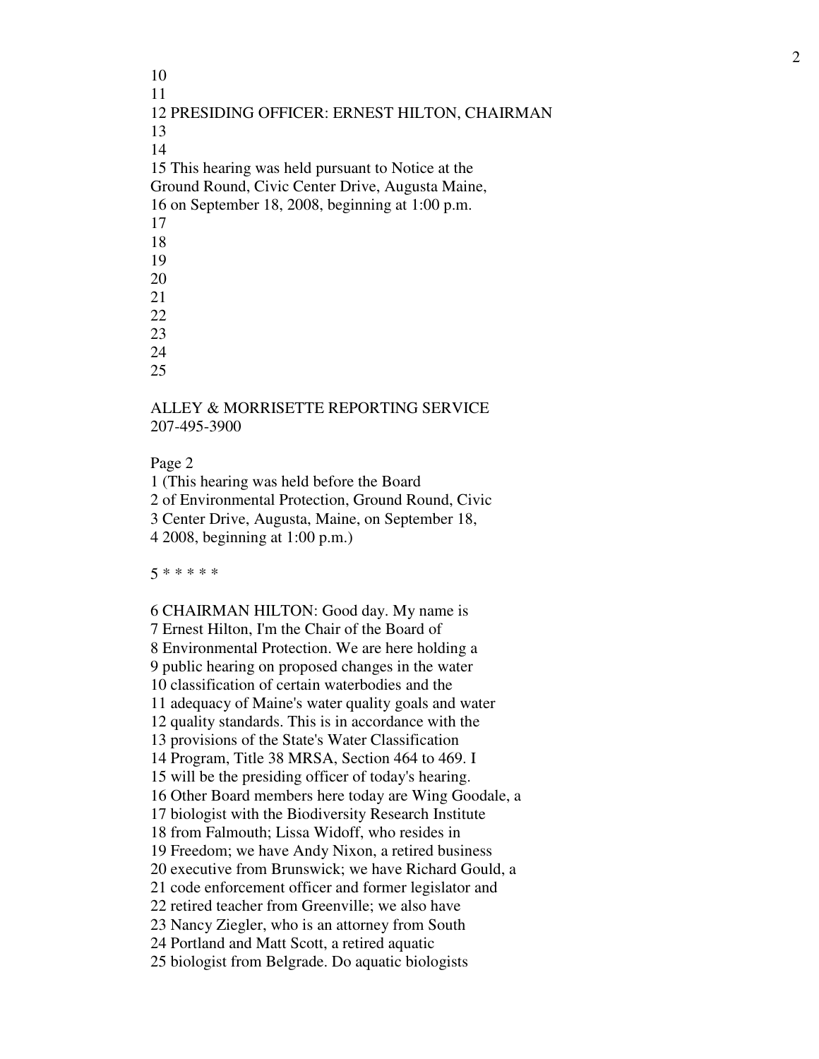10
11
12 PRESIDING OFFICER: ERNEST HILTON, CHAIRMAN
13
14
15 This hearing was held pursuant to Notice at the
Ground Round, Civic Center Drive, Augusta Maine,
16 on September 18, 2008, beginning at 1:00 p.m.
17
18
19
20
21
22
23
24
25

ALLEY & MORRISETTE REPORTING SERVICE
207-495-3900

Page 2
1 (This hearing was held before the Board
2 of Environmental Protection, Ground Round, Civic
3 Center Drive, Augusta, Maine, on September 18,
4 2008, beginning at 1:00 p.m.)

5 * * * * *

6 CHAIRMAN HILTON: Good day. My name is
7 Ernest Hilton, I'm the Chair of the Board of
8 Environmental Protection. We are here holding a
9 public hearing on proposed changes in the water
10 classification of certain waterbodies and the
11 adequacy of Maine's water quality goals and water
12 quality standards. This is in accordance with the
13 provisions of the State's Water Classification
14 Program, Title 38 MRSA, Section 464 to 469. I
15 will be the presiding officer of today's hearing.
16 Other Board members here today are Wing Goodale, a
17 biologist with the Biodiversity Research Institute
18 from Falmouth; Lissa Widoff, who resides in
19 Freedom; we have Andy Nixon, a retired business
20 executive from Brunswick; we have Richard Gould, a
21 code enforcement officer and former legislator and
22 retired teacher from Greenville; we also have
23 Nancy Ziegler, who is an attorney from South
24 Portland and Matt Scott, a retired aquatic
25 biologist from Belgrade. Do aquatic biologists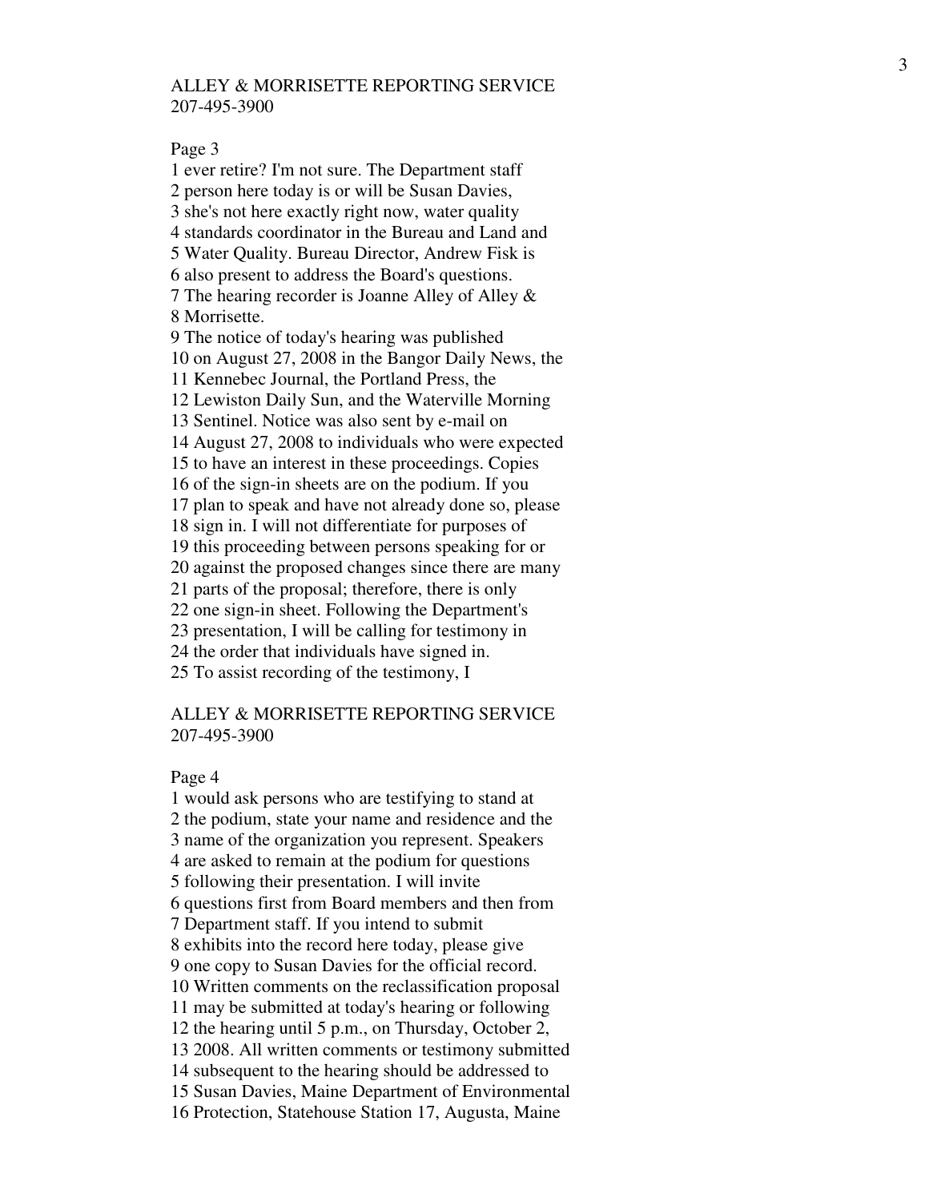ALLEY & MORRISETTE REPORTING SERVICE
207-495-3900

Page 3

1 ever retire? I'm not sure. The Department staff
2 person here today is or will be Susan Davies,
3 she's not here exactly right now, water quality
4 standards coordinator in the Bureau and Land and
5 Water Quality. Bureau Director, Andrew Fisk is
6 also present to address the Board's questions.
7 The hearing recorder is Joanne Alley of Alley &
8 Morrisette.
9 The notice of today's hearing was published
10 on August 27, 2008 in the Bangor Daily News, the
11 Kennebec Journal, the Portland Press, the
12 Lewiston Daily Sun, and the Waterville Morning
13 Sentinel. Notice was also sent by e-mail on
14 August 27, 2008 to individuals who were expected
15 to have an interest in these proceedings. Copies
16 of the sign-in sheets are on the podium. If you
17 plan to speak and have not already done so, please
18 sign in. I will not differentiate for purposes of
19 this proceeding between persons speaking for or
20 against the proposed changes since there are many
21 parts of the proposal; therefore, there is only
22 one sign-in sheet. Following the Department's
23 presentation, I will be calling for testimony in
24 the order that individuals have signed in.
25 To assist recording of the testimony, I

ALLEY & MORRISETTE REPORTING SERVICE
207-495-3900

Page 4

1 would ask persons who are testifying to stand at
2 the podium, state your name and residence and the
3 name of the organization you represent. Speakers
4 are asked to remain at the podium for questions
5 following their presentation. I will invite
6 questions first from Board members and then from
7 Department staff. If you intend to submit
8 exhibits into the record here today, please give
9 one copy to Susan Davies for the official record.
10 Written comments on the reclassification proposal
11 may be submitted at today's hearing or following
12 the hearing until 5 p.m., on Thursday, October 2,
13 2008. All written comments or testimony submitted
14 subsequent to the hearing should be addressed to
15 Susan Davies, Maine Department of Environmental
16 Protection, Statehouse Station 17, Augusta, Maine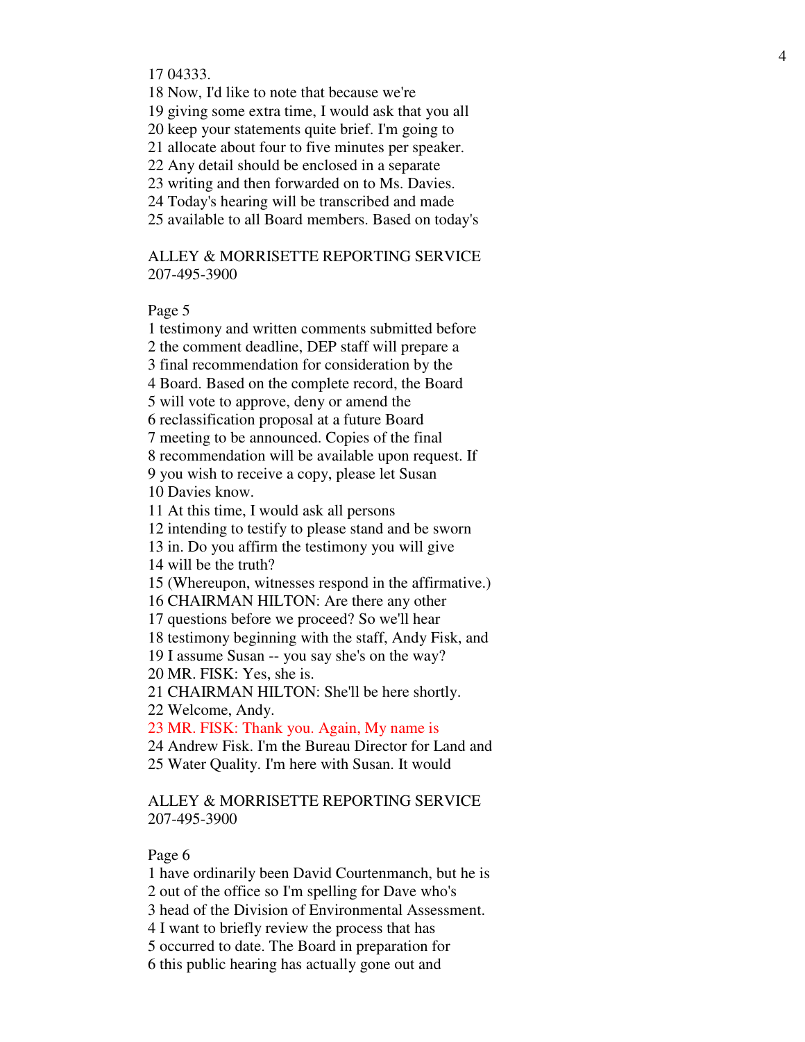17 04333.
18 Now, I'd like to note that because we're
19 giving some extra time, I would ask that you all
20 keep your statements quite brief. I'm going to
21 allocate about four to five minutes per speaker.
22 Any detail should be enclosed in a separate
23 writing and then forwarded on to Ms. Davies.
24 Today's hearing will be transcribed and made
25 available to all Board members. Based on today's

ALLEY & MORRISETTE REPORTING SERVICE
207-495-3900

Page 5
1 testimony and written comments submitted before
2 the comment deadline, DEP staff will prepare a
3 final recommendation for consideration by the
4 Board. Based on the complete record, the Board
5 will vote to approve, deny or amend the
6 reclassification proposal at a future Board
7 meeting to be announced. Copies of the final
8 recommendation will be available upon request. If
9 you wish to receive a copy, please let Susan
10 Davies know.
11 At this time, I would ask all persons
12 intending to testify to please stand and be sworn
13 in. Do you affirm the testimony you will give
14 will be the truth?
15 (Whereupon, witnesses respond in the affirmative.)
16 CHAIRMAN HILTON: Are there any other
17 questions before we proceed? So we'll hear
18 testimony beginning with the staff, Andy Fisk, and
19 I assume Susan -- you say she's on the way?
20 MR. FISK: Yes, she is.
21 CHAIRMAN HILTON: She'll be here shortly.
22 Welcome, Andy.
23 MR. FISK: Thank you. Again, My name is
24 Andrew Fisk. I'm the Bureau Director for Land and
25 Water Quality. I'm here with Susan. It would

ALLEY & MORRISETTE REPORTING SERVICE
207-495-3900

Page 6
1 have ordinarily been David Courtenmanch, but he is
2 out of the office so I'm spelling for Dave who's
3 head of the Division of Environmental Assessment.
4 I want to briefly review the process that has
5 occurred to date. The Board in preparation for
6 this public hearing has actually gone out and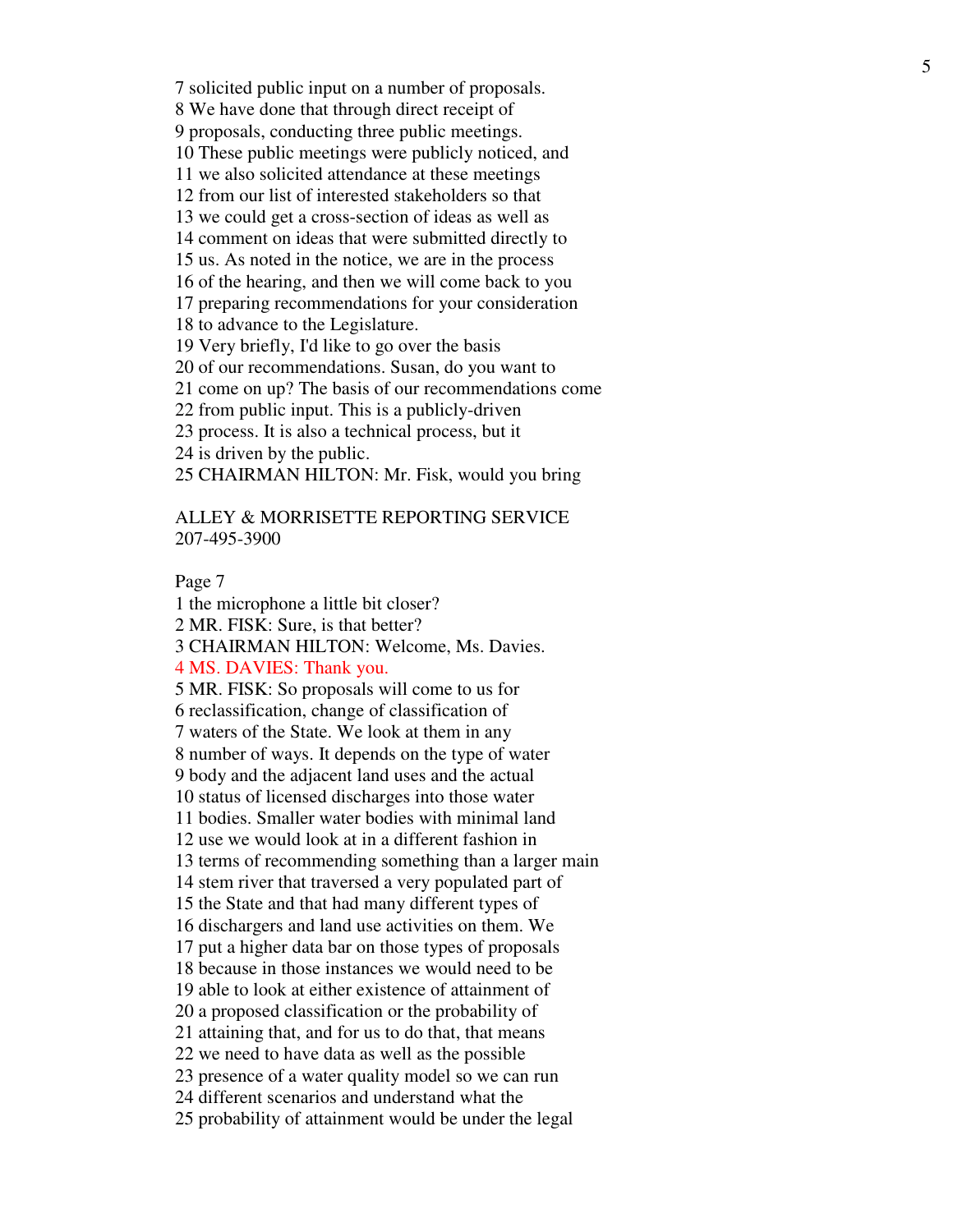7 solicited public input on a number of proposals.
8 We have done that through direct receipt of
9 proposals, conducting three public meetings.
10 These public meetings were publicly noticed, and
11 we also solicited attendance at these meetings
12 from our list of interested stakeholders so that
13 we could get a cross-section of ideas as well as
14 comment on ideas that were submitted directly to
15 us. As noted in the notice, we are in the process
16 of the hearing, and then we will come back to you
17 preparing recommendations for your consideration
18 to advance to the Legislature.
19 Very briefly, I'd like to go over the basis
20 of our recommendations. Susan, do you want to
21 come on up? The basis of our recommendations come
22 from public input. This is a publicly-driven
23 process. It is also a technical process, but it
24 is driven by the public.
25 CHAIRMAN HILTON: Mr. Fisk, would you bring

ALLEY & MORRISETTE REPORTING SERVICE
207-495-3900

Page 7
1 the microphone a little bit closer?
2 MR. FISK: Sure, is that better?
3 CHAIRMAN HILTON: Welcome, Ms. Davies.
4 MS. DAVIES: Thank you.
5 MR. FISK: So proposals will come to us for
6 reclassification, change of classification of
7 waters of the State. We look at them in any
8 number of ways. It depends on the type of water
9 body and the adjacent land uses and the actual
10 status of licensed discharges into those water
11 bodies. Smaller water bodies with minimal land
12 use we would look at in a different fashion in
13 terms of recommending something than a larger main
14 stem river that traversed a very populated part of
15 the State and that had many different types of
16 dischargers and land use activities on them. We
17 put a higher data bar on those types of proposals
18 because in those instances we would need to be
19 able to look at either existence of attainment of
20 a proposed classification or the probability of
21 attaining that, and for us to do that, that means
22 we need to have data as well as the possible
23 presence of a water quality model so we can run
24 different scenarios and understand what the
25 probability of attainment would be under the legal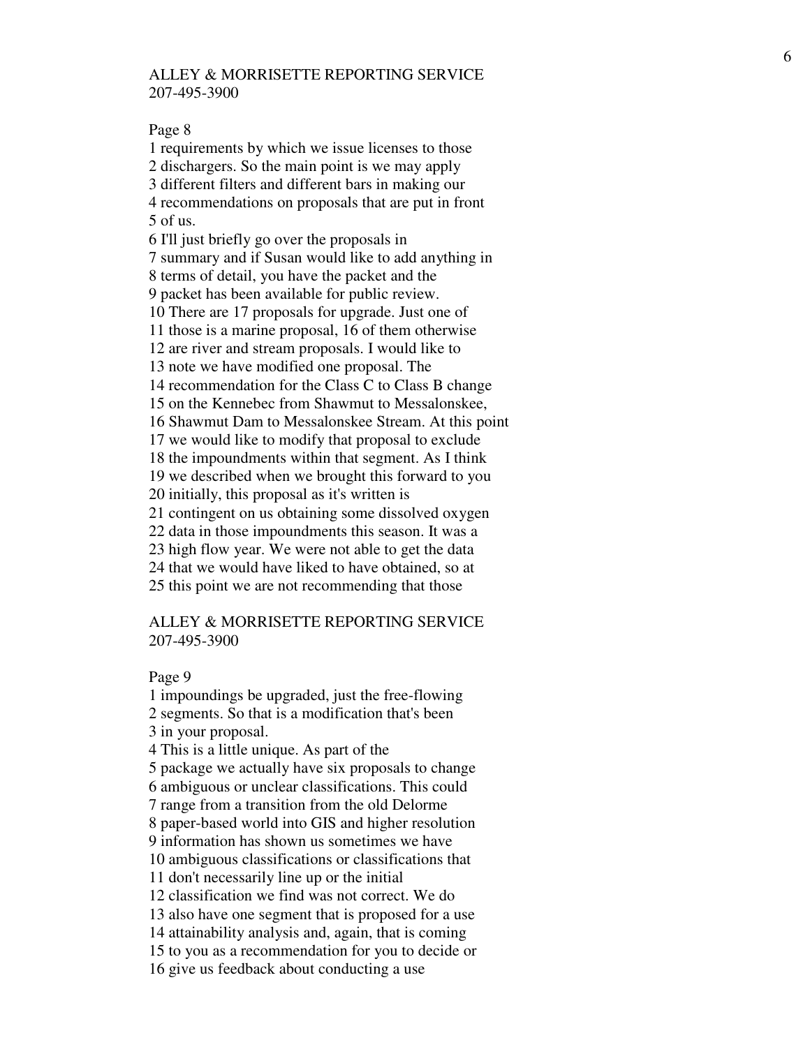ALLEY & MORRISETTE REPORTING SERVICE
207-495-3900

Page 8

1 requirements by which we issue licenses to those
2 dischargers. So the main point is we may apply
3 different filters and different bars in making our
4 recommendations on proposals that are put in front
5 of us.
6 I'll just briefly go over the proposals in
7 summary and if Susan would like to add anything in
8 terms of detail, you have the packet and the
9 packet has been available for public review.
10 There are 17 proposals for upgrade. Just one of
11 those is a marine proposal, 16 of them otherwise
12 are river and stream proposals. I would like to
13 note we have modified one proposal. The
14 recommendation for the Class C to Class B change
15 on the Kennebec from Shawmut to Messalonskee,
16 Shawmut Dam to Messalonskee Stream. At this point
17 we would like to modify that proposal to exclude
18 the impoundments within that segment. As I think
19 we described when we brought this forward to you
20 initially, this proposal as it's written is
21 contingent on us obtaining some dissolved oxygen
22 data in those impoundments this season. It was a
23 high flow year. We were not able to get the data
24 that we would have liked to have obtained, so at
25 this point we are not recommending that those

ALLEY & MORRISETTE REPORTING SERVICE
207-495-3900

Page 9

1 impoundings be upgraded, just the free-flowing
2 segments. So that is a modification that's been
3 in your proposal.
4 This is a little unique. As part of the
5 package we actually have six proposals to change
6 ambiguous or unclear classifications. This could
7 range from a transition from the old Delorme
8 paper-based world into GIS and higher resolution
9 information has shown us sometimes we have
10 ambiguous classifications or classifications that
11 don't necessarily line up or the initial
12 classification we find was not correct. We do
13 also have one segment that is proposed for a use
14 attainability analysis and, again, that is coming
15 to you as a recommendation for you to decide or
16 give us feedback about conducting a use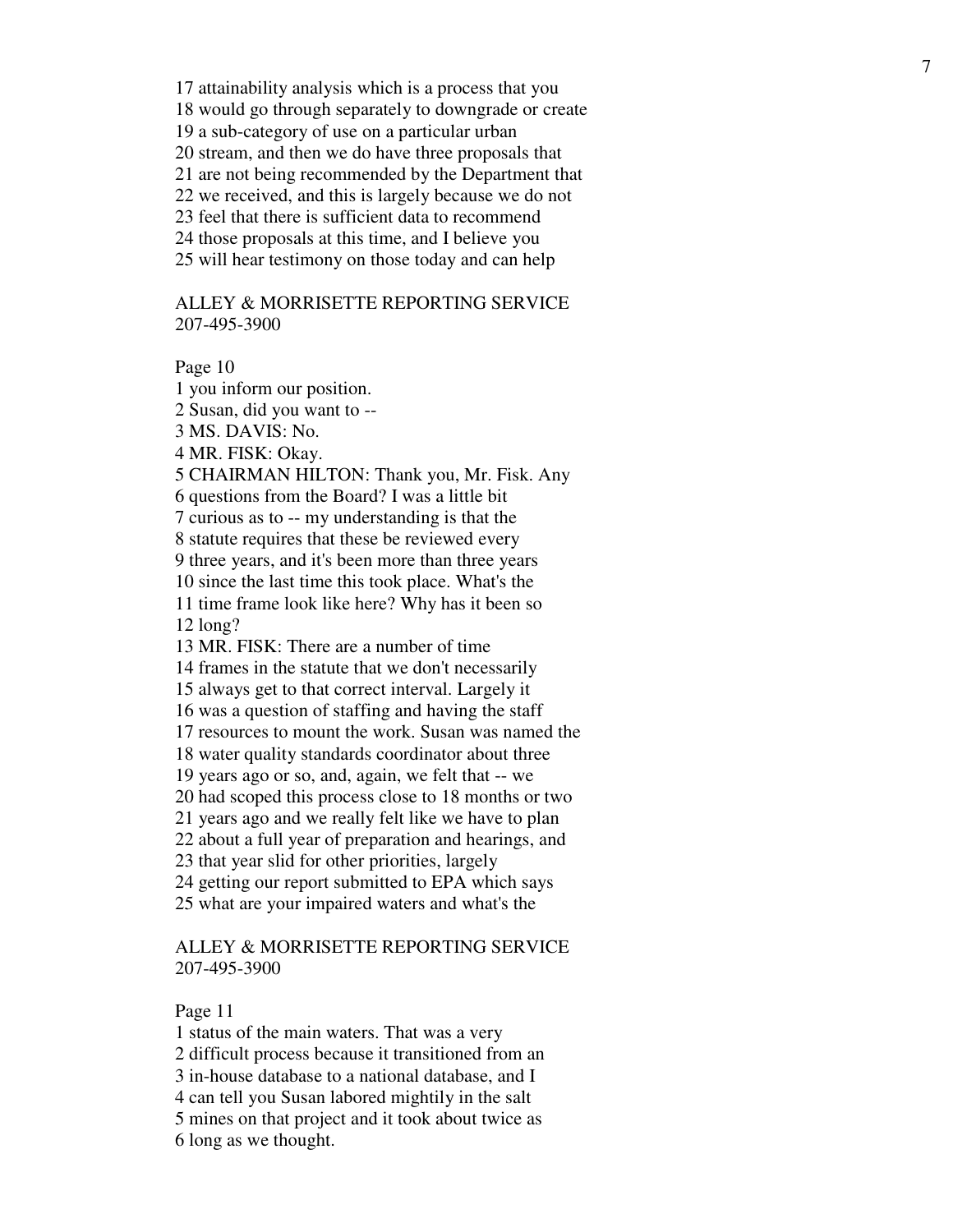17 attainability analysis which is a process that you
18 would go through separately to downgrade or create
19 a sub-category of use on a particular urban
20 stream, and then we do have three proposals that
21 are not being recommended by the Department that
22 we received, and this is largely because we do not
23 feel that there is sufficient data to recommend
24 those proposals at this time, and I believe you
25 will hear testimony on those today and can help

ALLEY & MORRISETTE REPORTING SERVICE
207-495-3900

Page 10

1 you inform our position.
2 Susan, did you want to --
3 MS. DAVIS: No.
4 MR. FISK: Okay.
5 CHAIRMAN HILTON: Thank you, Mr. Fisk. Any
6 questions from the Board? I was a little bit
7 curious as to -- my understanding is that the
8 statute requires that these be reviewed every
9 three years, and it's been more than three years
10 since the last time this took place. What's the
11 time frame look like here? Why has it been so
12 long?
13 MR. FISK: There are a number of time
14 frames in the statute that we don't necessarily
15 always get to that correct interval. Largely it
16 was a question of staffing and having the staff
17 resources to mount the work. Susan was named the
18 water quality standards coordinator about three
19 years ago or so, and, again, we felt that -- we
20 had scoped this process close to 18 months or two
21 years ago and we really felt like we have to plan
22 about a full year of preparation and hearings, and
23 that year slid for other priorities, largely
24 getting our report submitted to EPA which says
25 what are your impaired waters and what's the

ALLEY & MORRISETTE REPORTING SERVICE
207-495-3900

Page 11

1 status of the main waters. That was a very
2 difficult process because it transitioned from an
3 in-house database to a national database, and I
4 can tell you Susan labored mightily in the salt
5 mines on that project and it took about twice as
6 long as we thought.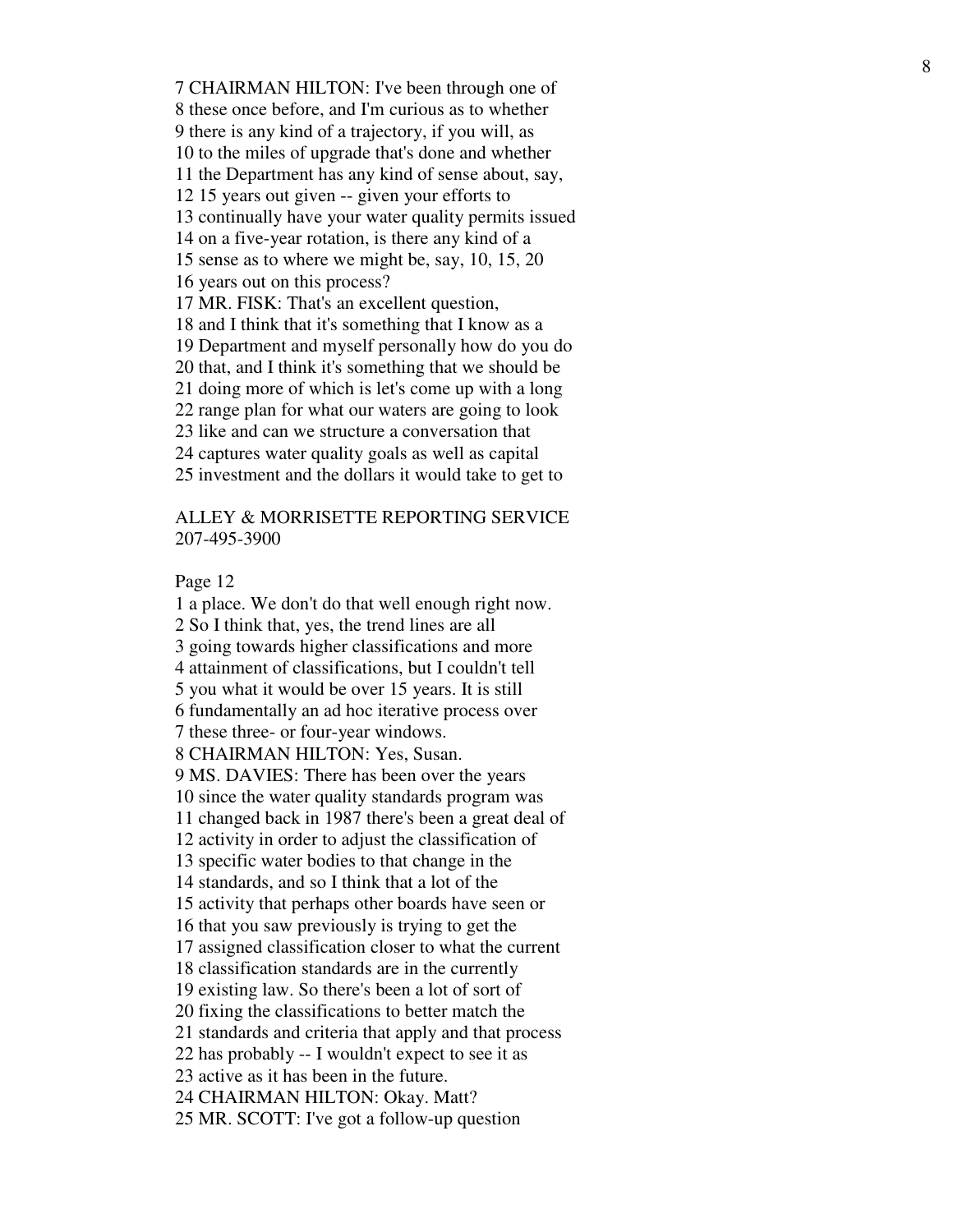7 CHAIRMAN HILTON: I've been through one of
8 these once before, and I'm curious as to whether
9 there is any kind of a trajectory, if you will, as
10 to the miles of upgrade that's done and whether
11 the Department has any kind of sense about, say,
12 15 years out given -- given your efforts to
13 continually have your water quality permits issued
14 on a five-year rotation, is there any kind of a
15 sense as to where we might be, say, 10, 15, 20
16 years out on this process?
17 MR. FISK: That's an excellent question,
18 and I think that it's something that I know as a
19 Department and myself personally how do you do
20 that, and I think it's something that we should be
21 doing more of which is let's come up with a long
22 range plan for what our waters are going to look
23 like and can we structure a conversation that
24 captures water quality goals as well as capital
25 investment and the dollars it would take to get to

ALLEY & MORRISETTE REPORTING SERVICE
207-495-3900

Page 12

1 a place. We don't do that well enough right now.
2 So I think that, yes, the trend lines are all
3 going towards higher classifications and more
4 attainment of classifications, but I couldn't tell
5 you what it would be over 15 years. It is still
6 fundamentally an ad hoc iterative process over
7 these three- or four-year windows.
8 CHAIRMAN HILTON: Yes, Susan.
9 MS. DAVIES: There has been over the years
10 since the water quality standards program was
11 changed back in 1987 there's been a great deal of
12 activity in order to adjust the classification of
13 specific water bodies to that change in the
14 standards, and so I think that a lot of the
15 activity that perhaps other boards have seen or
16 that you saw previously is trying to get the
17 assigned classification closer to what the current
18 classification standards are in the currently
19 existing law. So there's been a lot of sort of
20 fixing the classifications to better match the
21 standards and criteria that apply and that process
22 has probably -- I wouldn't expect to see it as
23 active as it has been in the future.
24 CHAIRMAN HILTON: Okay. Matt?
25 MR. SCOTT: I've got a follow-up question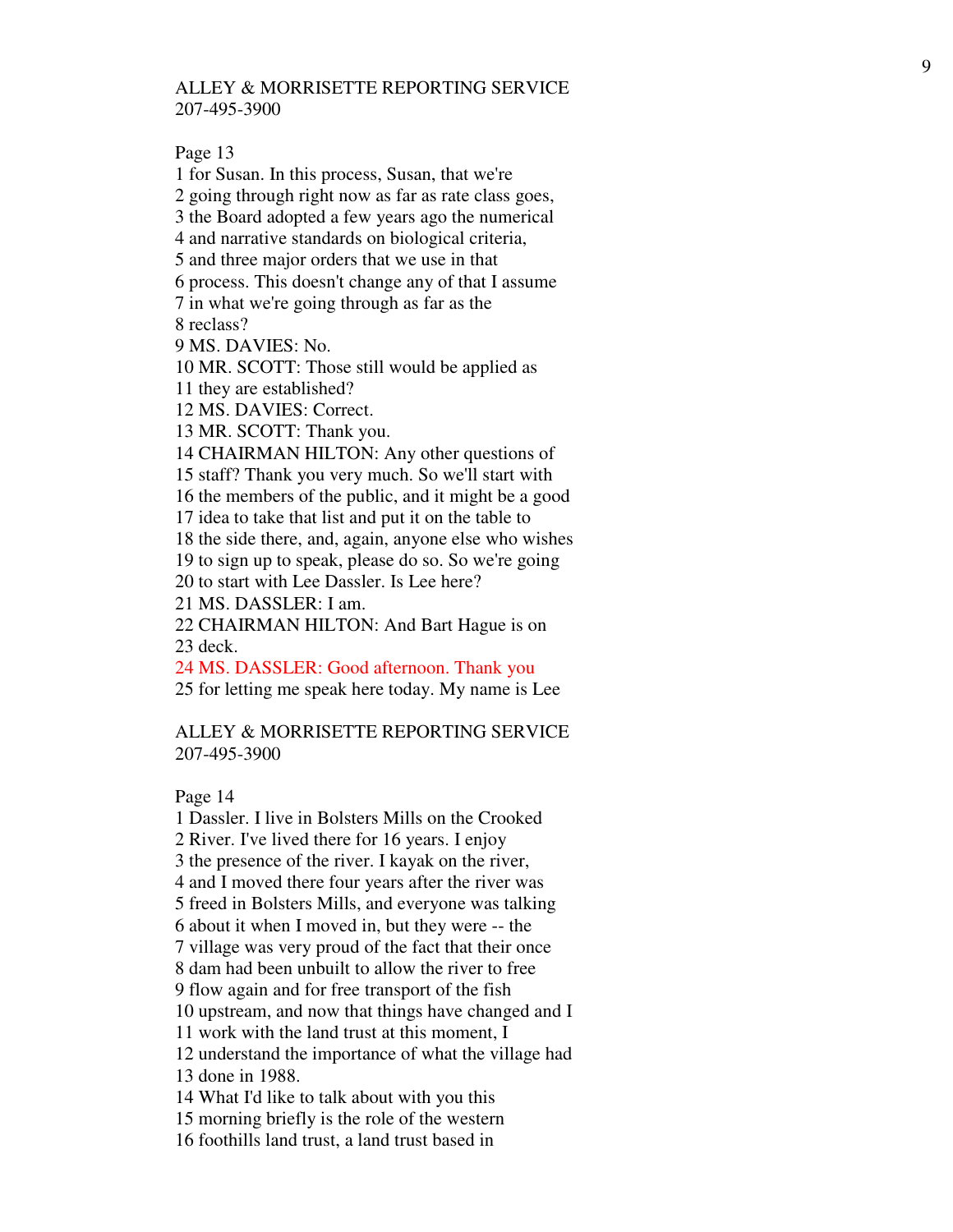ALLEY & MORRISETTE REPORTING SERVICE
207-495-3900

Page 13

1 for Susan. In this process, Susan, that we're
2 going through right now as far as rate class goes,
3 the Board adopted a few years ago the numerical
4 and narrative standards on biological criteria,
5 and three major orders that we use in that
6 process. This doesn't change any of that I assume
7 in what we're going through as far as the
8 reclass?
9 MS. DAVIES: No.
10 MR. SCOTT: Those still would be applied as
11 they are established?
12 MS. DAVIES: Correct.
13 MR. SCOTT: Thank you.
14 CHAIRMAN HILTON: Any other questions of
15 staff? Thank you very much. So we'll start with
16 the members of the public, and it might be a good
17 idea to take that list and put it on the table to
18 the side there, and, again, anyone else who wishes
19 to sign up to speak, please do so. So we're going
20 to start with Lee Dassler. Is Lee here?
21 MS. DASSLER: I am.
22 CHAIRMAN HILTON: And Bart Hague is on
23 deck.
24 MS. DASSLER: Good afternoon. Thank you
25 for letting me speak here today. My name is Lee

ALLEY & MORRISETTE REPORTING SERVICE
207-495-3900

Page 14

1 Dassler. I live in Bolsters Mills on the Crooked
2 River. I've lived there for 16 years. I enjoy
3 the presence of the river. I kayak on the river,
4 and I moved there four years after the river was
5 freed in Bolsters Mills, and everyone was talking
6 about it when I moved in, but they were -- the
7 village was very proud of the fact that their once
8 dam had been unbuilt to allow the river to free
9 flow again and for free transport of the fish
10 upstream, and now that things have changed and I
11 work with the land trust at this moment, I
12 understand the importance of what the village had
13 done in 1988.
14 What I'd like to talk about with you this
15 morning briefly is the role of the western
16 foothills land trust, a land trust based in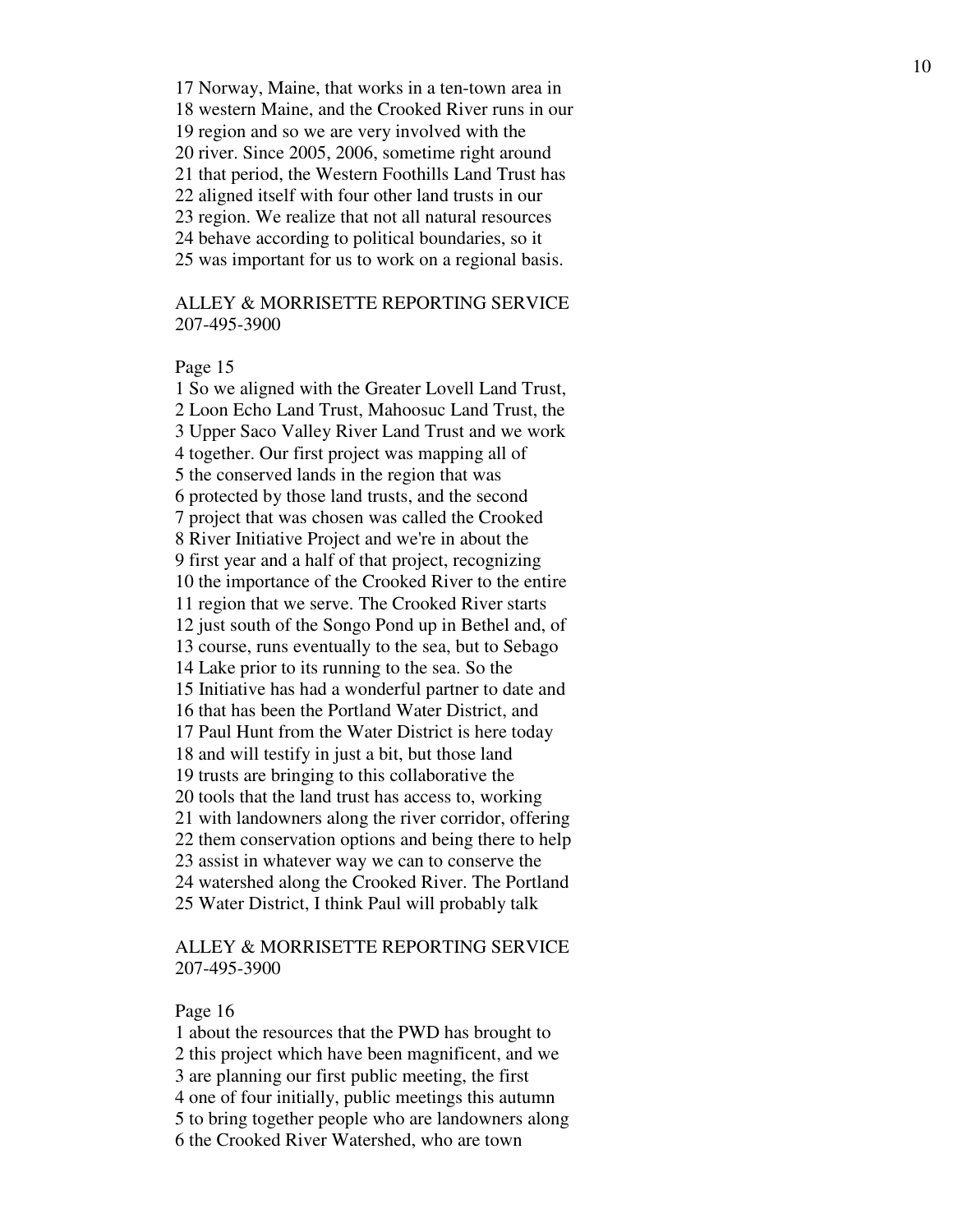17 Norway, Maine, that works in a ten-town area in
18 western Maine, and the Crooked River runs in our
19 region and so we are very involved with the
20 river. Since 2005, 2006, sometime right around
21 that period, the Western Foothills Land Trust has
22 aligned itself with four other land trusts in our
23 region. We realize that not all natural resources
24 behave according to political boundaries, so it
25 was important for us to work on a regional basis.

ALLEY & MORRISETTE REPORTING SERVICE
207-495-3900

Page 15

1 So we aligned with the Greater Lovell Land Trust,
2 Loon Echo Land Trust, Mahoosuc Land Trust, the
3 Upper Saco Valley River Land Trust and we work
4 together. Our first project was mapping all of
5 the conserved lands in the region that was
6 protected by those land trusts, and the second
7 project that was chosen was called the Crooked
8 River Initiative Project and we're in about the
9 first year and a half of that project, recognizing
10 the importance of the Crooked River to the entire
11 region that we serve. The Crooked River starts
12 just south of the Songo Pond up in Bethel and, of
13 course, runs eventually to the sea, but to Sebago
14 Lake prior to its running to the sea. So the
15 Initiative has had a wonderful partner to date and
16 that has been the Portland Water District, and
17 Paul Hunt from the Water District is here today
18 and will testify in just a bit, but those land
19 trusts are bringing to this collaborative the
20 tools that the land trust has access to, working
21 with landowners along the river corridor, offering
22 them conservation options and being there to help
23 assist in whatever way we can to conserve the
24 watershed along the Crooked River. The Portland
25 Water District, I think Paul will probably talk

ALLEY & MORRISETTE REPORTING SERVICE
207-495-3900

Page 16

1 about the resources that the PWD has brought to
2 this project which have been magnificent, and we
3 are planning our first public meeting, the first
4 one of four initially, public meetings this autumn
5 to bring together people who are landowners along
6 the Crooked River Watershed, who are town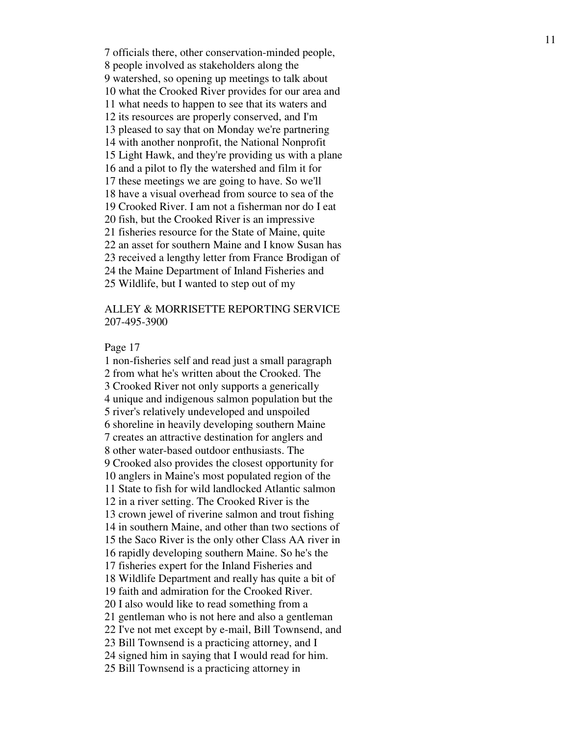7 officials there, other conservation-minded people,
8 people involved as stakeholders along the
9 watershed, so opening up meetings to talk about
10 what the Crooked River provides for our area and
11 what needs to happen to see that its waters and
12 its resources are properly conserved, and I'm
13 pleased to say that on Monday we're partnering
14 with another nonprofit, the National Nonprofit
15 Light Hawk, and they're providing us with a plane
16 and a pilot to fly the watershed and film it for
17 these meetings we are going to have. So we'll
18 have a visual overhead from source to sea of the
19 Crooked River. I am not a fisherman nor do I eat
20 fish, but the Crooked River is an impressive
21 fisheries resource for the State of Maine, quite
22 an asset for southern Maine and I know Susan has
23 received a lengthy letter from France Brodigan of
24 the Maine Department of Inland Fisheries and
25 Wildlife, but I wanted to step out of my

ALLEY & MORRISETTE REPORTING SERVICE
207-495-3900

Page 17

1 non-fisheries self and read just a small paragraph
2 from what he's written about the Crooked. The
3 Crooked River not only supports a generically
4 unique and indigenous salmon population but the
5 river's relatively undeveloped and unspoiled
6 shoreline in heavily developing southern Maine
7 creates an attractive destination for anglers and
8 other water-based outdoor enthusiasts. The
9 Crooked also provides the closest opportunity for
10 anglers in Maine's most populated region of the
11 State to fish for wild landlocked Atlantic salmon
12 in a river setting. The Crooked River is the
13 crown jewel of riverine salmon and trout fishing
14 in southern Maine, and other than two sections of
15 the Saco River is the only other Class AA river in
16 rapidly developing southern Maine. So he's the
17 fisheries expert for the Inland Fisheries and
18 Wildlife Department and really has quite a bit of
19 faith and admiration for the Crooked River.
20 I also would like to read something from a
21 gentleman who is not here and also a gentleman
22 I've not met except by e-mail, Bill Townsend, and
23 Bill Townsend is a practicing attorney, and I
24 signed him in saying that I would read for him.
25 Bill Townsend is a practicing attorney in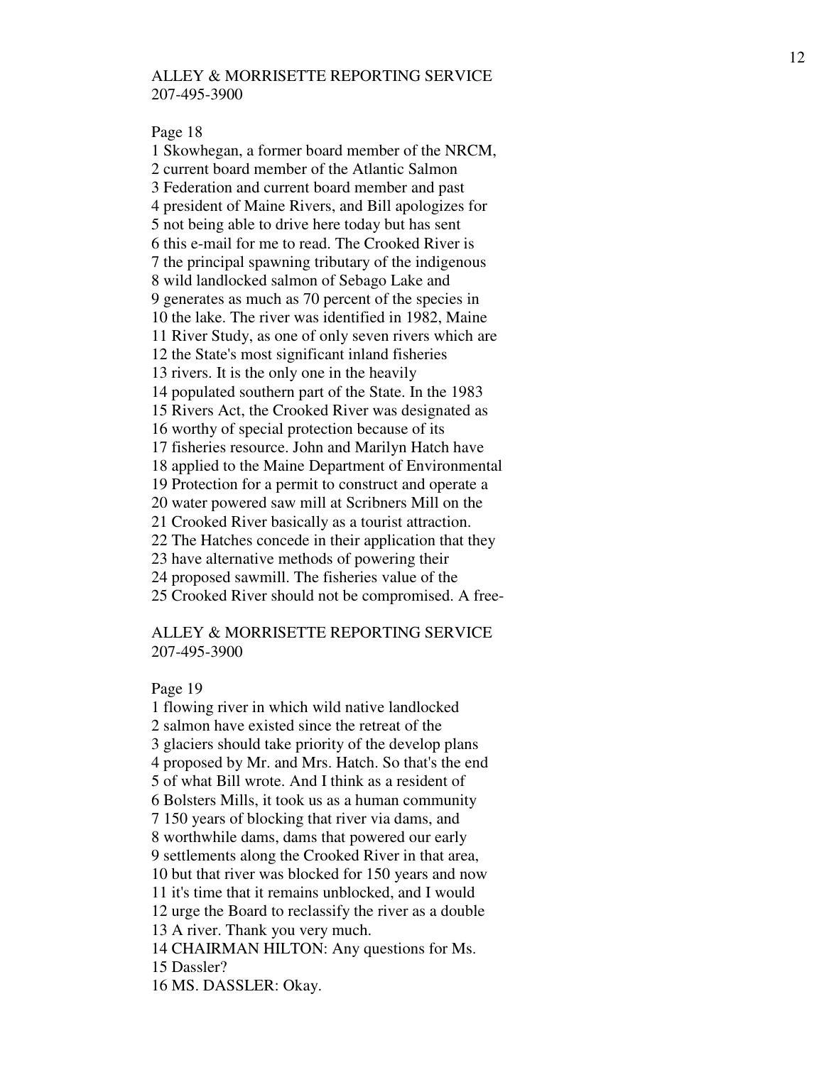Page 18

1 Skowhegan, a former board member of the NRCM,
2 current board member of the Atlantic Salmon
3 Federation and current board member and past
4 president of Maine Rivers, and Bill apologizes for
5 not being able to drive here today but has sent
6 this e-mail for me to read. The Crooked River is
7 the principal spawning tributary of the indigenous
8 wild landlocked salmon of Sebago Lake and
9 generates as much as 70 percent of the species in
10 the lake. The river was identified in 1982, Maine
11 River Study, as one of only seven rivers which are
12 the State's most significant inland fisheries
13 rivers. It is the only one in the heavily
14 populated southern part of the State. In the 1983
15 Rivers Act, the Crooked River was designated as
16 worthy of special protection because of its
17 fisheries resource. John and Marilyn Hatch have
18 applied to the Maine Department of Environmental
19 Protection for a permit to construct and operate a
20 water powered saw mill at Scribners Mill on the
21 Crooked River basically as a tourist attraction.
22 The Hatches concede in their application that they
23 have alternative methods of powering their
24 proposed sawmill. The fisheries value of the
25 Crooked River should not be compromised. A free-

Page 19

1 flowing river in which wild native landlocked
2 salmon have existed since the retreat of the
3 glaciers should take priority of the develop plans
4 proposed by Mr. and Mrs. Hatch. So that's the end
5 of what Bill wrote. And I think as a resident of
6 Bolsters Mills, it took us as a human community
7 150 years of blocking that river via dams, and
8 worthwhile dams, dams that powered our early
9 settlements along the Crooked River in that area,
10 but that river was blocked for 150 years and now
11 it's time that it remains unblocked, and I would
12 urge the Board to reclassify the river as a double
13 A river. Thank you very much.
14 CHAIRMAN HILTON: Any questions for Ms.
15 Dassler?
16 MS. DASSLER: Okay.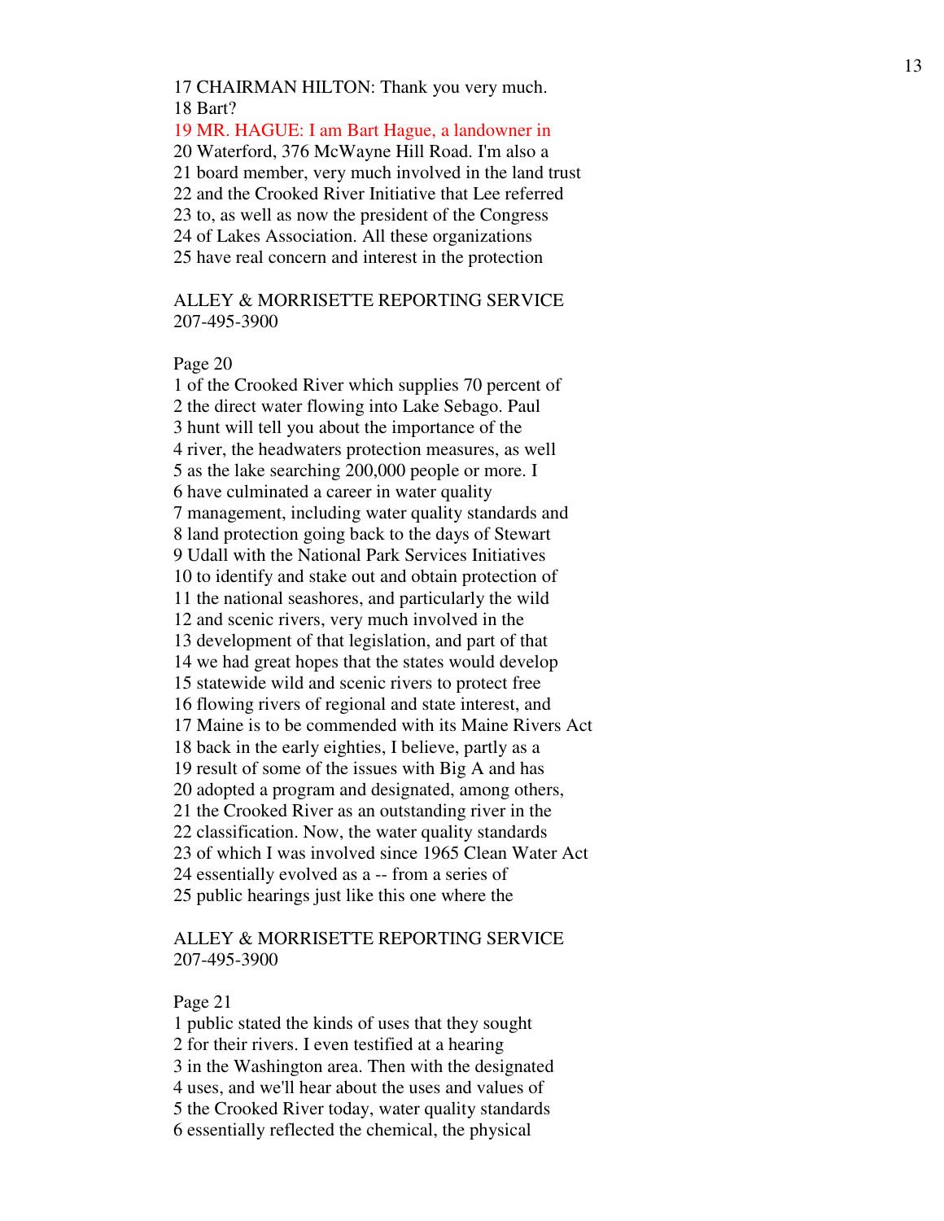17 CHAIRMAN HILTON: Thank you very much.
18 Bart?
19 MR. HAGUE: I am Bart Hague, a landowner in
20 Waterford, 376 McWayne Hill Road. I'm also a
21 board member, very much involved in the land trust
22 and the Crooked River Initiative that Lee referred
23 to, as well as now the president of the Congress
24 of Lakes Association. All these organizations
25 have real concern and interest in the protection

ALLEY & MORRISETTE REPORTING SERVICE
207-495-3900

Page 20
1 of the Crooked River which supplies 70 percent of
2 the direct water flowing into Lake Sebago. Paul
3 hunt will tell you about the importance of the
4 river, the headwaters protection measures, as well
5 as the lake searching 200,000 people or more. I
6 have culminated a career in water quality
7 management, including water quality standards and
8 land protection going back to the days of Stewart
9 Udall with the National Park Services Initiatives
10 to identify and stake out and obtain protection of
11 the national seashores, and particularly the wild
12 and scenic rivers, very much involved in the
13 development of that legislation, and part of that
14 we had great hopes that the states would develop
15 statewide wild and scenic rivers to protect free
16 flowing rivers of regional and state interest, and
17 Maine is to be commended with its Maine Rivers Act
18 back in the early eighties, I believe, partly as a
19 result of some of the issues with Big A and has
20 adopted a program and designated, among others,
21 the Crooked River as an outstanding river in the
22 classification. Now, the water quality standards
23 of which I was involved since 1965 Clean Water Act
24 essentially evolved as a -- from a series of
25 public hearings just like this one where the

ALLEY & MORRISETTE REPORTING SERVICE
207-495-3900

Page 21
1 public stated the kinds of uses that they sought
2 for their rivers. I even testified at a hearing
3 in the Washington area. Then with the designated
4 uses, and we'll hear about the uses and values of
5 the Crooked River today, water quality standards
6 essentially reflected the chemical, the physical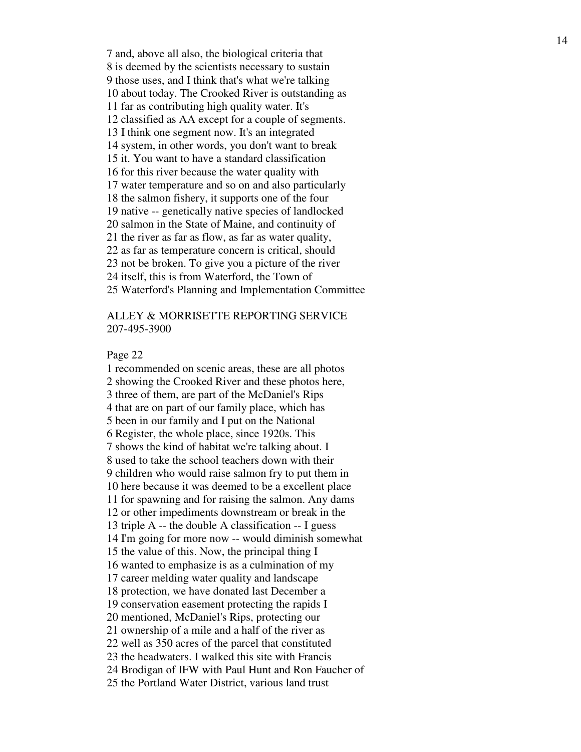7 and, above all also, the biological criteria that
8 is deemed by the scientists necessary to sustain
9 those uses, and I think that's what we're talking
10 about today. The Crooked River is outstanding as
11 far as contributing high quality water. It's
12 classified as AA except for a couple of segments.
13 I think one segment now. It's an integrated
14 system, in other words, you don't want to break
15 it. You want to have a standard classification
16 for this river because the water quality with
17 water temperature and so on and also particularly
18 the salmon fishery, it supports one of the four
19 native -- genetically native species of landlocked
20 salmon in the State of Maine, and continuity of
21 the river as far as flow, as far as water quality,
22 as far as temperature concern is critical, should
23 not be broken. To give you a picture of the river
24 itself, this is from Waterford, the Town of
25 Waterford's Planning and Implementation Committee

ALLEY & MORRISETTE REPORTING SERVICE
207-495-3900

Page 22

1 recommended on scenic areas, these are all photos
2 showing the Crooked River and these photos here,
3 three of them, are part of the McDaniel's Rips
4 that are on part of our family place, which has
5 been in our family and I put on the National
6 Register, the whole place, since 1920s. This
7 shows the kind of habitat we're talking about. I
8 used to take the school teachers down with their
9 children who would raise salmon fry to put them in
10 here because it was deemed to be a excellent place
11 for spawning and for raising the salmon. Any dams
12 or other impediments downstream or break in the
13 triple A -- the double A classification -- I guess
14 I'm going for more now -- would diminish somewhat
15 the value of this. Now, the principal thing I
16 wanted to emphasize is as a culmination of my
17 career melding water quality and landscape
18 protection, we have donated last December a
19 conservation easement protecting the rapids I
20 mentioned, McDaniel's Rips, protecting our
21 ownership of a mile and a half of the river as
22 well as 350 acres of the parcel that constituted
23 the headwaters. I walked this site with Francis
24 Brodigan of IFW with Paul Hunt and Ron Faucher of
25 the Portland Water District, various land trust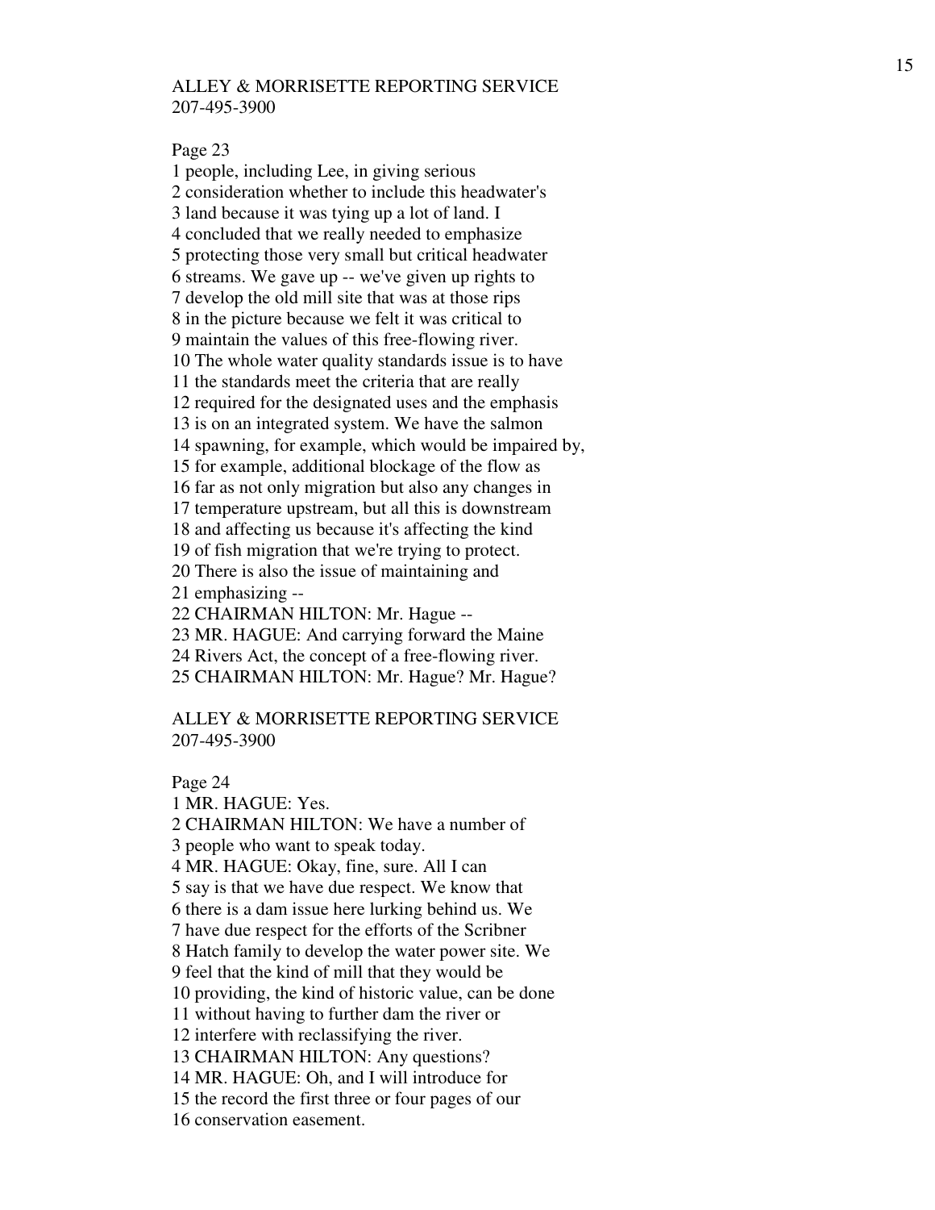ALLEY & MORRISETTE REPORTING SERVICE
207-495-3900

Page 23

1 people, including Lee, in giving serious
2 consideration whether to include this headwater's
3 land because it was tying up a lot of land. I
4 concluded that we really needed to emphasize
5 protecting those very small but critical headwater
6 streams. We gave up -- we've given up rights to
7 develop the old mill site that was at those rips
8 in the picture because we felt it was critical to
9 maintain the values of this free-flowing river.
10 The whole water quality standards issue is to have
11 the standards meet the criteria that are really
12 required for the designated uses and the emphasis
13 is on an integrated system. We have the salmon
14 spawning, for example, which would be impaired by,
15 for example, additional blockage of the flow as
16 far as not only migration but also any changes in
17 temperature upstream, but all this is downstream
18 and affecting us because it's affecting the kind
19 of fish migration that we're trying to protect.
20 There is also the issue of maintaining and
21 emphasizing --
22 CHAIRMAN HILTON: Mr. Hague --
23 MR. HAGUE: And carrying forward the Maine
24 Rivers Act, the concept of a free-flowing river.
25 CHAIRMAN HILTON: Mr. Hague? Mr. Hague?

ALLEY & MORRISETTE REPORTING SERVICE
207-495-3900

Page 24

1 MR. HAGUE: Yes.
2 CHAIRMAN HILTON: We have a number of
3 people who want to speak today.
4 MR. HAGUE: Okay, fine, sure. All I can
5 say is that we have due respect. We know that
6 there is a dam issue here lurking behind us. We
7 have due respect for the efforts of the Scribner
8 Hatch family to develop the water power site. We
9 feel that the kind of mill that they would be
10 providing, the kind of historic value, can be done
11 without having to further dam the river or
12 interfere with reclassifying the river.
13 CHAIRMAN HILTON: Any questions?
14 MR. HAGUE: Oh, and I will introduce for
15 the record the first three or four pages of our
16 conservation easement.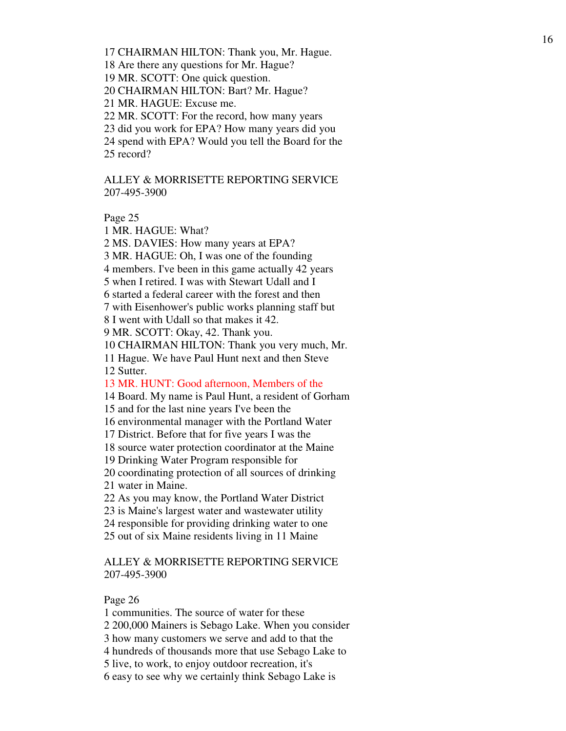17 CHAIRMAN HILTON: Thank you, Mr. Hague.
18 Are there any questions for Mr. Hague?
19 MR. SCOTT: One quick question.
20 CHAIRMAN HILTON: Bart? Mr. Hague?
21 MR. HAGUE: Excuse me.
22 MR. SCOTT: For the record, how many years
23 did you work for EPA? How many years did you
24 spend with EPA? Would you tell the Board for the
25 record?

ALLEY & MORRISETTE REPORTING SERVICE
207-495-3900

Page 25
1 MR. HAGUE: What?
2 MS. DAVIES: How many years at EPA?
3 MR. HAGUE: Oh, I was one of the founding
4 members. I've been in this game actually 42 years
5 when I retired. I was with Stewart Udall and I
6 started a federal career with the forest and then
7 with Eisenhower's public works planning staff but
8 I went with Udall so that makes it 42.
9 MR. SCOTT: Okay, 42. Thank you.
10 CHAIRMAN HILTON: Thank you very much, Mr.
11 Hague. We have Paul Hunt next and then Steve
12 Sutter.
13 MR. HUNT: Good afternoon, Members of the
14 Board. My name is Paul Hunt, a resident of Gorham
15 and for the last nine years I've been the
16 environmental manager with the Portland Water
17 District. Before that for five years I was the
18 source water protection coordinator at the Maine
19 Drinking Water Program responsible for
20 coordinating protection of all sources of drinking
21 water in Maine.
22 As you may know, the Portland Water District
23 is Maine's largest water and wastewater utility
24 responsible for providing drinking water to one
25 out of six Maine residents living in 11 Maine

ALLEY & MORRISETTE REPORTING SERVICE
207-495-3900

Page 26
1 communities. The source of water for these
2 200,000 Mainers is Sebago Lake. When you consider
3 how many customers we serve and add to that the
4 hundreds of thousands more that use Sebago Lake to
5 live, to work, to enjoy outdoor recreation, it's
6 easy to see why we certainly think Sebago Lake is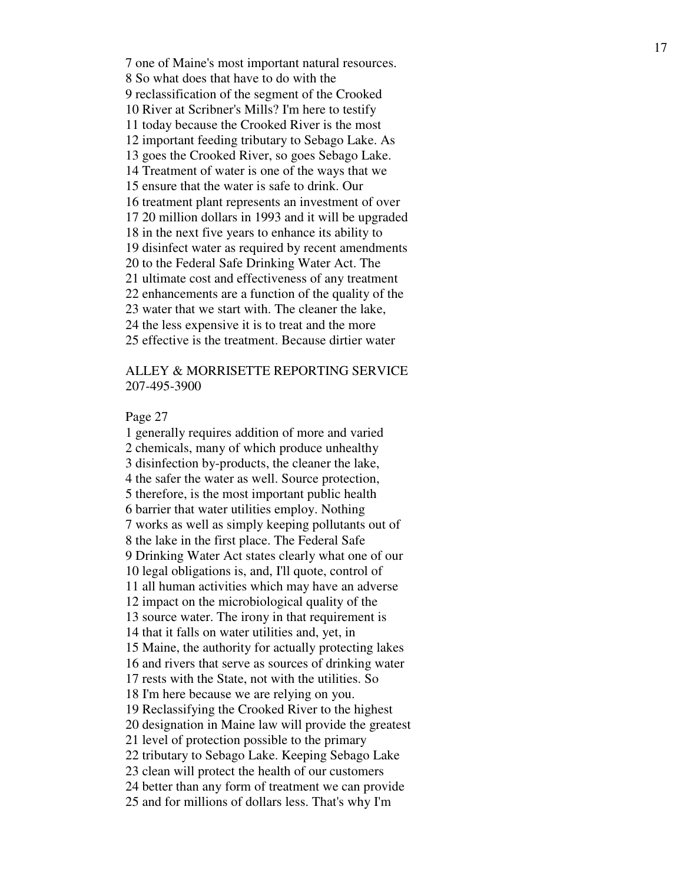7 one of Maine's most important natural resources.
8 So what does that have to do with the
9 reclassification of the segment of the Crooked
10 River at Scribner's Mills? I'm here to testify
11 today because the Crooked River is the most
12 important feeding tributary to Sebago Lake. As
13 goes the Crooked River, so goes Sebago Lake.
14 Treatment of water is one of the ways that we
15 ensure that the water is safe to drink. Our
16 treatment plant represents an investment of over
17 20 million dollars in 1993 and it will be upgraded
18 in the next five years to enhance its ability to
19 disinfect water as required by recent amendments
20 to the Federal Safe Drinking Water Act. The
21 ultimate cost and effectiveness of any treatment
22 enhancements are a function of the quality of the
23 water that we start with. The cleaner the lake,
24 the less expensive it is to treat and the more
25 effective is the treatment. Because dirtier water

ALLEY & MORRISETTE REPORTING SERVICE
207-495-3900

Page 27

1 generally requires addition of more and varied
2 chemicals, many of which produce unhealthy
3 disinfection by-products, the cleaner the lake,
4 the safer the water as well. Source protection,
5 therefore, is the most important public health
6 barrier that water utilities employ. Nothing
7 works as well as simply keeping pollutants out of
8 the lake in the first place. The Federal Safe
9 Drinking Water Act states clearly what one of our
10 legal obligations is, and, I'll quote, control of
11 all human activities which may have an adverse
12 impact on the microbiological quality of the
13 source water. The irony in that requirement is
14 that it falls on water utilities and, yet, in
15 Maine, the authority for actually protecting lakes
16 and rivers that serve as sources of drinking water
17 rests with the State, not with the utilities. So
18 I'm here because we are relying on you.
19 Reclassifying the Crooked River to the highest
20 designation in Maine law will provide the greatest
21 level of protection possible to the primary
22 tributary to Sebago Lake. Keeping Sebago Lake
23 clean will protect the health of our customers
24 better than any form of treatment we can provide
25 and for millions of dollars less. That's why I'm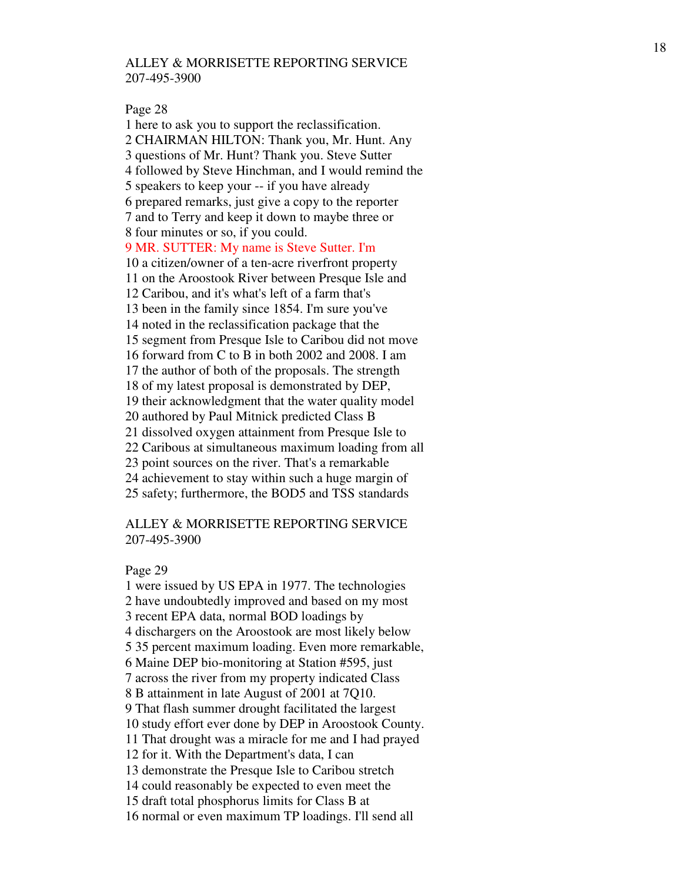ALLEY & MORRISETTE REPORTING SERVICE
207-495-3900

Page 28

1 here to ask you to support the reclassification.
2 CHAIRMAN HILTON: Thank you, Mr. Hunt. Any
3 questions of Mr. Hunt? Thank you. Steve Sutter
4 followed by Steve Hinchman, and I would remind the
5 speakers to keep your -- if you have already
6 prepared remarks, just give a copy to the reporter
7 and to Terry and keep it down to maybe three or
8 four minutes or so, if you could.
9 MR. SUTTER: My name is Steve Sutter. I'm
10 a citizen/owner of a ten-acre riverfront property
11 on the Aroostook River between Presque Isle and
12 Caribou, and it's what's left of a farm that's
13 been in the family since 1854. I'm sure you've
14 noted in the reclassification package that the
15 segment from Presque Isle to Caribou did not move
16 forward from C to B in both 2002 and 2008. I am
17 the author of both of the proposals. The strength
18 of my latest proposal is demonstrated by DEP,
19 their acknowledgment that the water quality model
20 authored by Paul Mitnick predicted Class B
21 dissolved oxygen attainment from Presque Isle to
22 Caribous at simultaneous maximum loading from all
23 point sources on the river. That's a remarkable
24 achievement to stay within such a huge margin of
25 safety; furthermore, the BOD5 and TSS standards

ALLEY & MORRISETTE REPORTING SERVICE
207-495-3900

Page 29

1 were issued by US EPA in 1977. The technologies
2 have undoubtedly improved and based on my most
3 recent EPA data, normal BOD loadings by
4 dischargers on the Aroostook are most likely below
5 35 percent maximum loading. Even more remarkable,
6 Maine DEP bio-monitoring at Station #595, just
7 across the river from my property indicated Class
8 B attainment in late August of 2001 at 7Q10.
9 That flash summer drought facilitated the largest
10 study effort ever done by DEP in Aroostook County.
11 That drought was a miracle for me and I had prayed
12 for it. With the Department's data, I can
13 demonstrate the Presque Isle to Caribou stretch
14 could reasonably be expected to even meet the
15 draft total phosphorus limits for Class B at
16 normal or even maximum TP loadings. I'll send all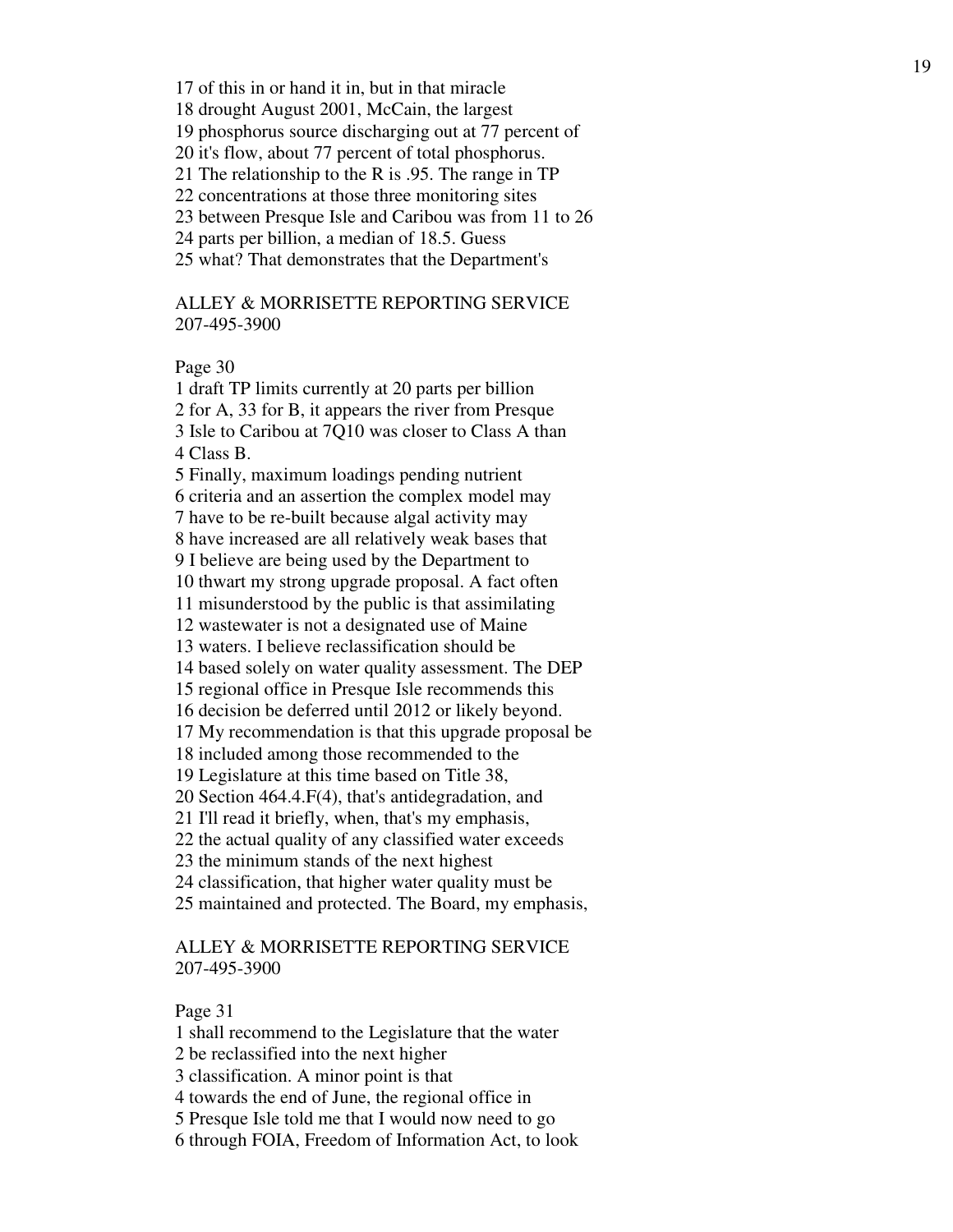17 of this in or hand it in, but in that miracle
18 drought August 2001, McCain, the largest
19 phosphorus source discharging out at 77 percent of
20 it's flow, about 77 percent of total phosphorus.
21 The relationship to the R is .95. The range in TP
22 concentrations at those three monitoring sites
23 between Presque Isle and Caribou was from 11 to 26
24 parts per billion, a median of 18.5. Guess
25 what? That demonstrates that the Department's

ALLEY & MORRISETTE REPORTING SERVICE
207-495-3900

Page 30

1 draft TP limits currently at 20 parts per billion
2 for A, 33 for B, it appears the river from Presque
3 Isle to Caribou at 7Q10 was closer to Class A than
4 Class B.
5 Finally, maximum loadings pending nutrient
6 criteria and an assertion the complex model may
7 have to be re-built because algal activity may
8 have increased are all relatively weak bases that
9 I believe are being used by the Department to
10 thwart my strong upgrade proposal. A fact often
11 misunderstood by the public is that assimilating
12 wastewater is not a designated use of Maine
13 waters. I believe reclassification should be
14 based solely on water quality assessment. The DEP
15 regional office in Presque Isle recommends this
16 decision be deferred until 2012 or likely beyond.
17 My recommendation is that this upgrade proposal be
18 included among those recommended to the
19 Legislature at this time based on Title 38,
20 Section 464.4.F(4), that's antidegradation, and
21 I'll read it briefly, when, that's my emphasis,
22 the actual quality of any classified water exceeds
23 the minimum stands of the next highest
24 classification, that higher water quality must be
25 maintained and protected. The Board, my emphasis,

ALLEY & MORRISETTE REPORTING SERVICE
207-495-3900

Page 31

1 shall recommend to the Legislature that the water
2 be reclassified into the next higher
3 classification. A minor point is that
4 towards the end of June, the regional office in
5 Presque Isle told me that I would now need to go
6 through FOIA, Freedom of Information Act, to look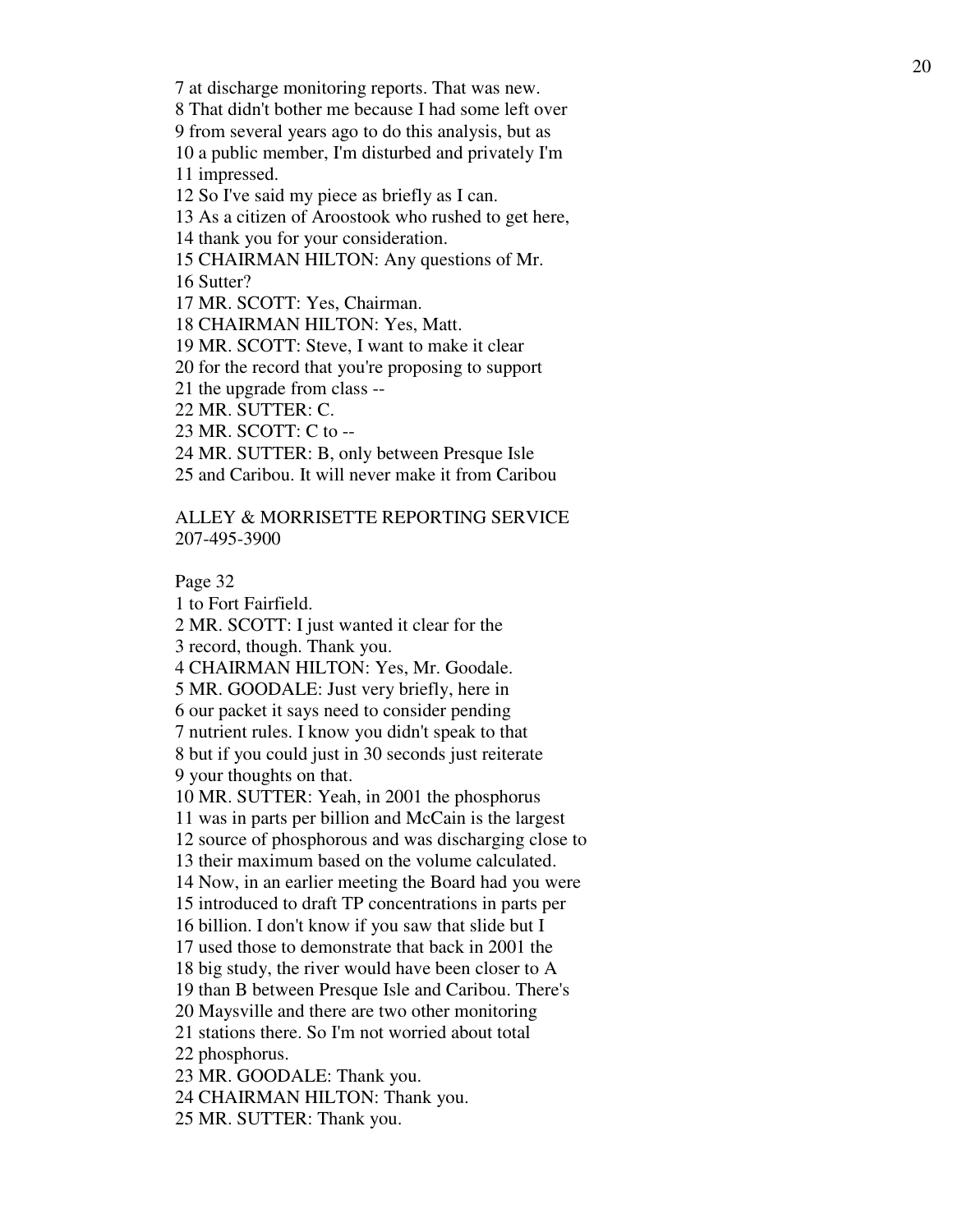7 at discharge monitoring reports. That was new.
8 That didn't bother me because I had some left over
9 from several years ago to do this analysis, but as
10 a public member, I'm disturbed and privately I'm
11 impressed.
12 So I've said my piece as briefly as I can.
13 As a citizen of Aroostook who rushed to get here,
14 thank you for your consideration.
15 CHAIRMAN HILTON: Any questions of Mr.
16 Sutter?
17 MR. SCOTT: Yes, Chairman.
18 CHAIRMAN HILTON: Yes, Matt.
19 MR. SCOTT: Steve, I want to make it clear
20 for the record that you're proposing to support
21 the upgrade from class --
22 MR. SUTTER: C.
23 MR. SCOTT: C to --
24 MR. SUTTER: B, only between Presque Isle
25 and Caribou. It will never make it from Caribou

ALLEY & MORRISETTE REPORTING SERVICE
207-495-3900

Page 32
1 to Fort Fairfield.
2 MR. SCOTT: I just wanted it clear for the
3 record, though. Thank you.
4 CHAIRMAN HILTON: Yes, Mr. Goodale.
5 MR. GOODALE: Just very briefly, here in
6 our packet it says need to consider pending
7 nutrient rules. I know you didn't speak to that
8 but if you could just in 30 seconds just reiterate
9 your thoughts on that.
10 MR. SUTTER: Yeah, in 2001 the phosphorus
11 was in parts per billion and McCain is the largest
12 source of phosphorous and was discharging close to
13 their maximum based on the volume calculated.
14 Now, in an earlier meeting the Board had you were
15 introduced to draft TP concentrations in parts per
16 billion. I don't know if you saw that slide but I
17 used those to demonstrate that back in 2001 the
18 big study, the river would have been closer to A
19 than B between Presque Isle and Caribou. There's
20 Maysville and there are two other monitoring
21 stations there. So I'm not worried about total
22 phosphorus.
23 MR. GOODALE: Thank you.
24 CHAIRMAN HILTON: Thank you.
25 MR. SUTTER: Thank you.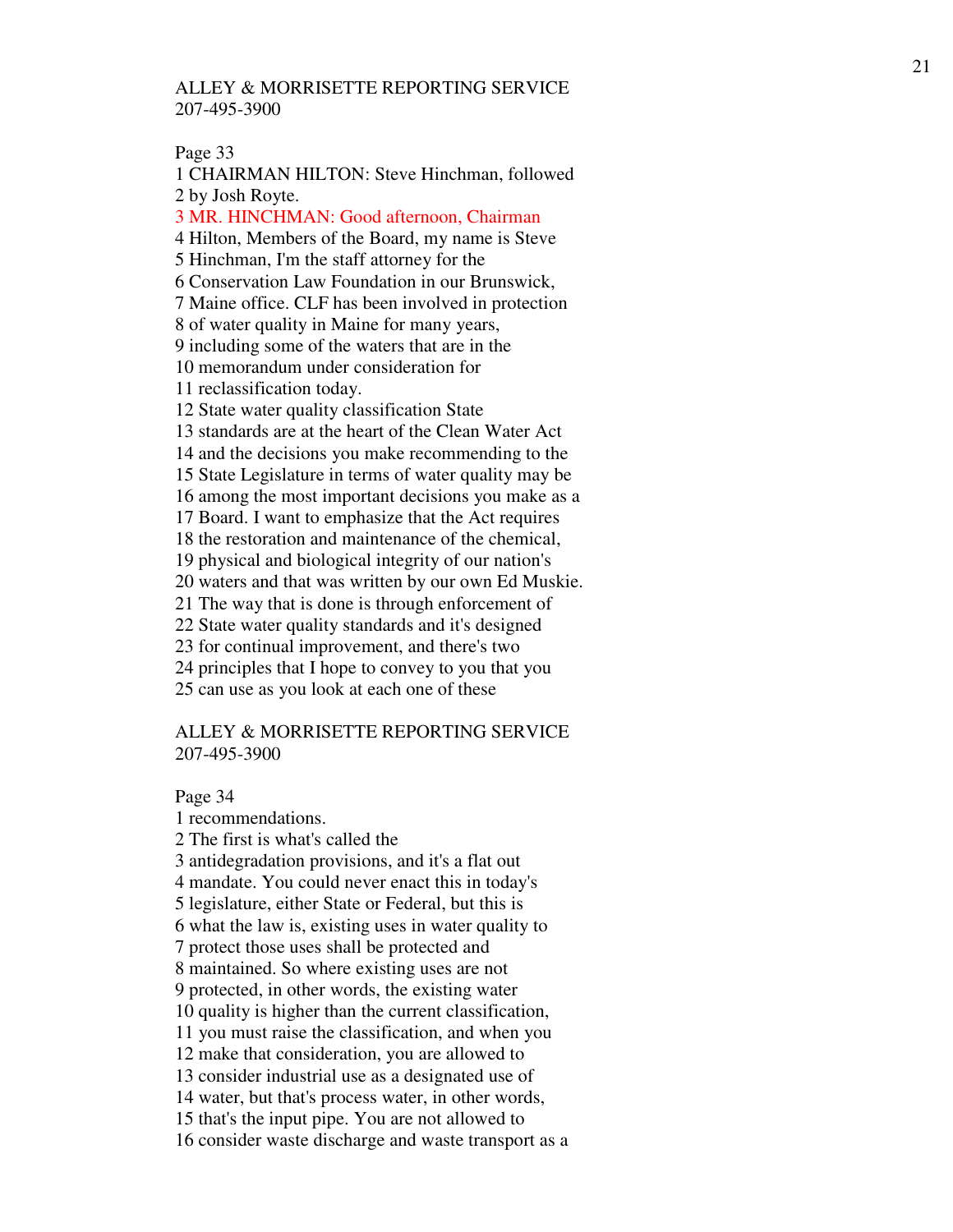ALLEY & MORRISETTE REPORTING SERVICE
207-495-3900

Page 33

1 CHAIRMAN HILTON: Steve Hinchman, followed
2 by Josh Royte.
3 MR. HINCHMAN: Good afternoon, Chairman
4 Hilton, Members of the Board, my name is Steve
5 Hinchman, I'm the staff attorney for the
6 Conservation Law Foundation in our Brunswick,
7 Maine office. CLF has been involved in protection
8 of water quality in Maine for many years,
9 including some of the waters that are in the
10 memorandum under consideration for
11 reclassification today.
12 State water quality classification State
13 standards are at the heart of the Clean Water Act
14 and the decisions you make recommending to the
15 State Legislature in terms of water quality may be
16 among the most important decisions you make as a
17 Board. I want to emphasize that the Act requires
18 the restoration and maintenance of the chemical,
19 physical and biological integrity of our nation's
20 waters and that was written by our own Ed Muskie.
21 The way that is done is through enforcement of
22 State water quality standards and it's designed
23 for continual improvement, and there's two
24 principles that I hope to convey to you that you
25 can use as you look at each one of these

ALLEY & MORRISETTE REPORTING SERVICE
207-495-3900

Page 34

1 recommendations.
2 The first is what's called the
3 antidegradation provisions, and it's a flat out
4 mandate. You could never enact this in today's
5 legislature, either State or Federal, but this is
6 what the law is, existing uses in water quality to
7 protect those uses shall be protected and
8 maintained. So where existing uses are not
9 protected, in other words, the existing water
10 quality is higher than the current classification,
11 you must raise the classification, and when you
12 make that consideration, you are allowed to
13 consider industrial use as a designated use of
14 water, but that's process water, in other words,
15 that's the input pipe. You are not allowed to
16 consider waste discharge and waste transport as a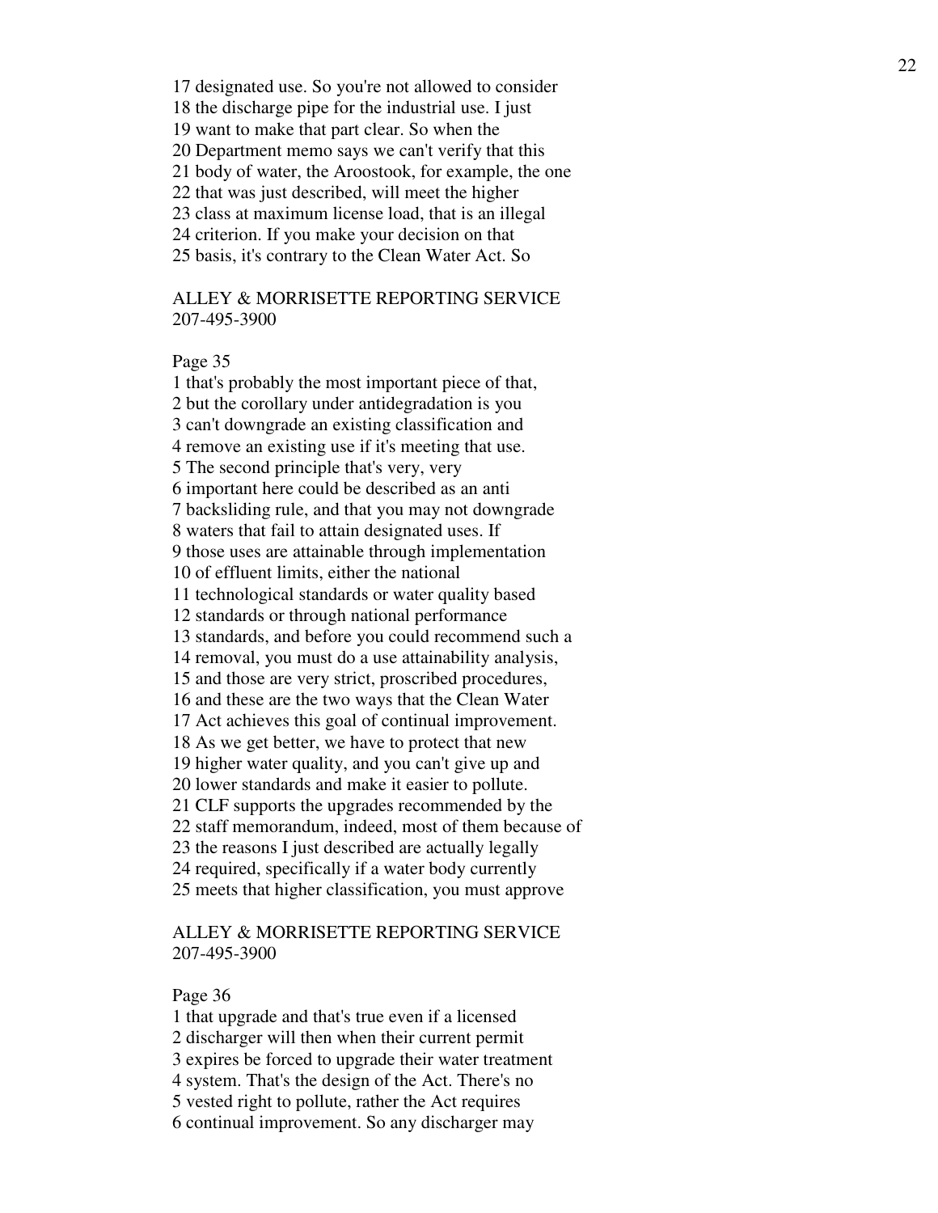17 designated use. So you're not allowed to consider
18 the discharge pipe for the industrial use. I just
19 want to make that part clear. So when the
20 Department memo says we can't verify that this
21 body of water, the Aroostook, for example, the one
22 that was just described, will meet the higher
23 class at maximum license load, that is an illegal
24 criterion. If you make your decision on that
25 basis, it's contrary to the Clean Water Act. So

ALLEY & MORRISETTE REPORTING SERVICE
207-495-3900

Page 35

1 that's probably the most important piece of that,
2 but the corollary under antidegradation is you
3 can't downgrade an existing classification and
4 remove an existing use if it's meeting that use.
5 The second principle that's very, very
6 important here could be described as an anti
7 backsliding rule, and that you may not downgrade
8 waters that fail to attain designated uses. If
9 those uses are attainable through implementation
10 of effluent limits, either the national
11 technological standards or water quality based
12 standards or through national performance
13 standards, and before you could recommend such a
14 removal, you must do a use attainability analysis,
15 and those are very strict, proscribed procedures,
16 and these are the two ways that the Clean Water
17 Act achieves this goal of continual improvement.
18 As we get better, we have to protect that new
19 higher water quality, and you can't give up and
20 lower standards and make it easier to pollute.
21 CLF supports the upgrades recommended by the
22 staff memorandum, indeed, most of them because of
23 the reasons I just described are actually legally
24 required, specifically if a water body currently
25 meets that higher classification, you must approve

ALLEY & MORRISETTE REPORTING SERVICE
207-495-3900

Page 36

1 that upgrade and that's true even if a licensed
2 discharger will then when their current permit
3 expires be forced to upgrade their water treatment
4 system. That's the design of the Act. There's no
5 vested right to pollute, rather the Act requires
6 continual improvement. So any discharger may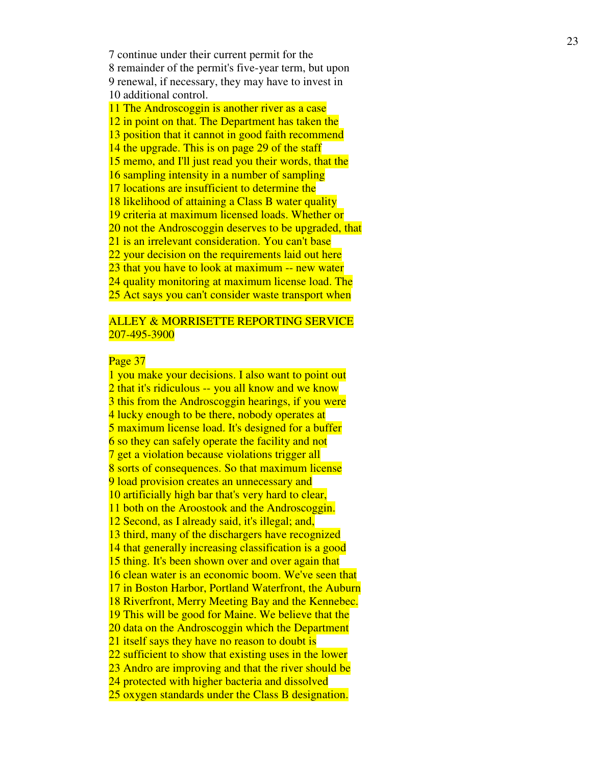7 continue under their current permit for the
8 remainder of the permit's five-year term, but upon
9 renewal, if necessary, they may have to invest in
10 additional control.
11 The Androscoggin is another river as a case
12 in point on that. The Department has taken the
13 position that it cannot in good faith recommend
14 the upgrade. This is on page 29 of the staff
15 memo, and I'll just read you their words, that the
16 sampling intensity in a number of sampling
17 locations are insufficient to determine the
18 likelihood of attaining a Class B water quality
19 criteria at maximum licensed loads. Whether or
20 not the Androscoggin deserves to be upgraded, that
21 is an irrelevant consideration. You can't base
22 your decision on the requirements laid out here
23 that you have to look at maximum -- new water
24 quality monitoring at maximum license load. The
25 Act says you can't consider waste transport when

ALLEY & MORRISETTE REPORTING SERVICE
207-495-3900

Page 37
1 you make your decisions. I also want to point out
2 that it's ridiculous -- you all know and we know
3 this from the Androscoggin hearings, if you were
4 lucky enough to be there, nobody operates at
5 maximum license load. It's designed for a buffer
6 so they can safely operate the facility and not
7 get a violation because violations trigger all
8 sorts of consequences. So that maximum license
9 load provision creates an unnecessary and
10 artificially high bar that's very hard to clear,
11 both on the Aroostook and the Androscoggin.
12 Second, as I already said, it's illegal; and,
13 third, many of the dischargers have recognized
14 that generally increasing classification is a good
15 thing. It's been shown over and over again that
16 clean water is an economic boom. We've seen that
17 in Boston Harbor, Portland Waterfront, the Auburn
18 Riverfront, Merry Meeting Bay and the Kennebec.
19 This will be good for Maine. We believe that the
20 data on the Androscoggin which the Department
21 itself says they have no reason to doubt is
22 sufficient to show that existing uses in the lower
23 Andro are improving and that the river should be
24 protected with higher bacteria and dissolved
25 oxygen standards under the Class B designation.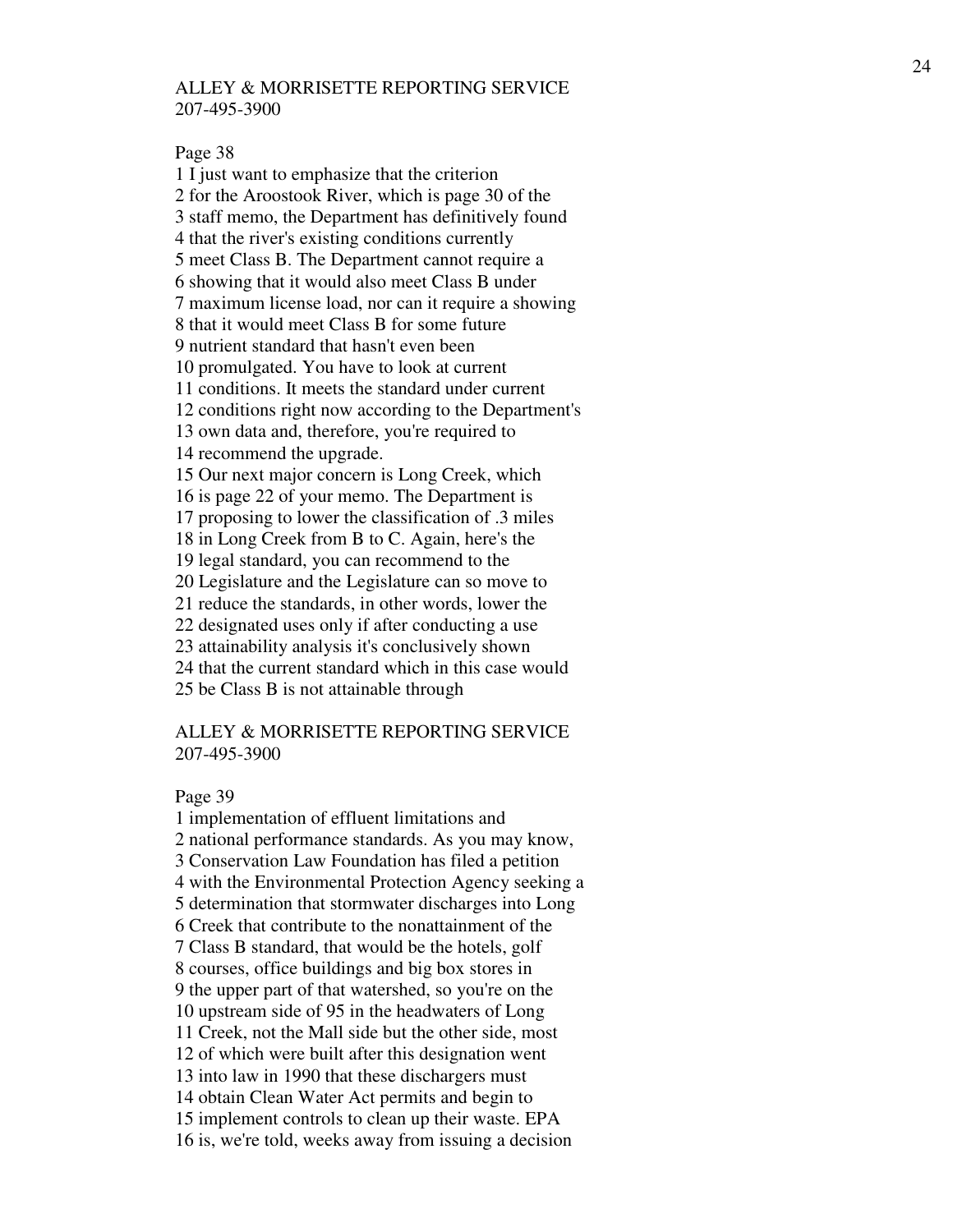ALLEY & MORRISETTE REPORTING SERVICE
207-495-3900

Page 38

1 I just want to emphasize that the criterion
2 for the Aroostook River, which is page 30 of the
3 staff memo, the Department has definitively found
4 that the river's existing conditions currently
5 meet Class B. The Department cannot require a
6 showing that it would also meet Class B under
7 maximum license load, nor can it require a showing
8 that it would meet Class B for some future
9 nutrient standard that hasn't even been
10 promulgated. You have to look at current
11 conditions. It meets the standard under current
12 conditions right now according to the Department's
13 own data and, therefore, you're required to
14 recommend the upgrade.
15 Our next major concern is Long Creek, which
16 is page 22 of your memo. The Department is
17 proposing to lower the classification of .3 miles
18 in Long Creek from B to C. Again, here's the
19 legal standard, you can recommend to the
20 Legislature and the Legislature can so move to
21 reduce the standards, in other words, lower the
22 designated uses only if after conducting a use
23 attainability analysis it's conclusively shown
24 that the current standard which in this case would
25 be Class B is not attainable through

ALLEY & MORRISETTE REPORTING SERVICE
207-495-3900

Page 39

1 implementation of effluent limitations and
2 national performance standards. As you may know,
3 Conservation Law Foundation has filed a petition
4 with the Environmental Protection Agency seeking a
5 determination that stormwater discharges into Long
6 Creek that contribute to the nonattainment of the
7 Class B standard, that would be the hotels, golf
8 courses, office buildings and big box stores in
9 the upper part of that watershed, so you're on the
10 upstream side of 95 in the headwaters of Long
11 Creek, not the Mall side but the other side, most
12 of which were built after this designation went
13 into law in 1990 that these dischargers must
14 obtain Clean Water Act permits and begin to
15 implement controls to clean up their waste. EPA
16 is, we're told, weeks away from issuing a decision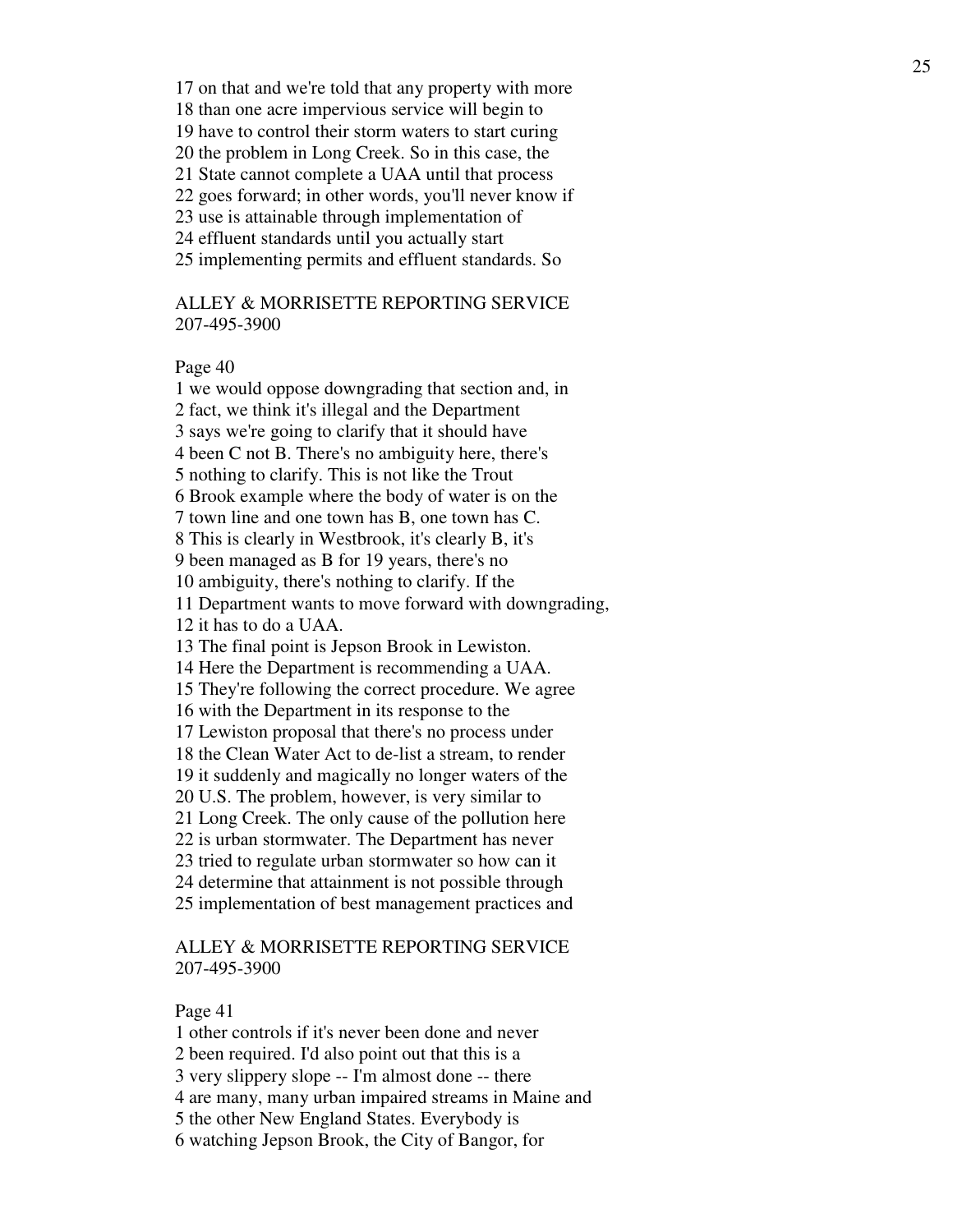17 on that and we're told that any property with more
18 than one acre impervious service will begin to
19 have to control their storm waters to start curing
20 the problem in Long Creek. So in this case, the
21 State cannot complete a UAA until that process
22 goes forward; in other words, you'll never know if
23 use is attainable through implementation of
24 effluent standards until you actually start
25 implementing permits and effluent standards. So

ALLEY & MORRISETTE REPORTING SERVICE
207-495-3900

Page 40

1 we would oppose downgrading that section and, in
2 fact, we think it's illegal and the Department
3 says we're going to clarify that it should have
4 been C not B. There's no ambiguity here, there's
5 nothing to clarify. This is not like the Trout
6 Brook example where the body of water is on the
7 town line and one town has B, one town has C.
8 This is clearly in Westbrook, it's clearly B, it's
9 been managed as B for 19 years, there's no
10 ambiguity, there's nothing to clarify. If the
11 Department wants to move forward with downgrading,
12 it has to do a UAA.
13 The final point is Jepson Brook in Lewiston.
14 Here the Department is recommending a UAA.
15 They're following the correct procedure. We agree
16 with the Department in its response to the
17 Lewiston proposal that there's no process under
18 the Clean Water Act to de-list a stream, to render
19 it suddenly and magically no longer waters of the
20 U.S. The problem, however, is very similar to
21 Long Creek. The only cause of the pollution here
22 is urban stormwater. The Department has never
23 tried to regulate urban stormwater so how can it
24 determine that attainment is not possible through
25 implementation of best management practices and

ALLEY & MORRISETTE REPORTING SERVICE
207-495-3900

Page 41

1 other controls if it's never been done and never
2 been required. I'd also point out that this is a
3 very slippery slope -- I'm almost done -- there
4 are many, many urban impaired streams in Maine and
5 the other New England States. Everybody is
6 watching Jepson Brook, the City of Bangor, for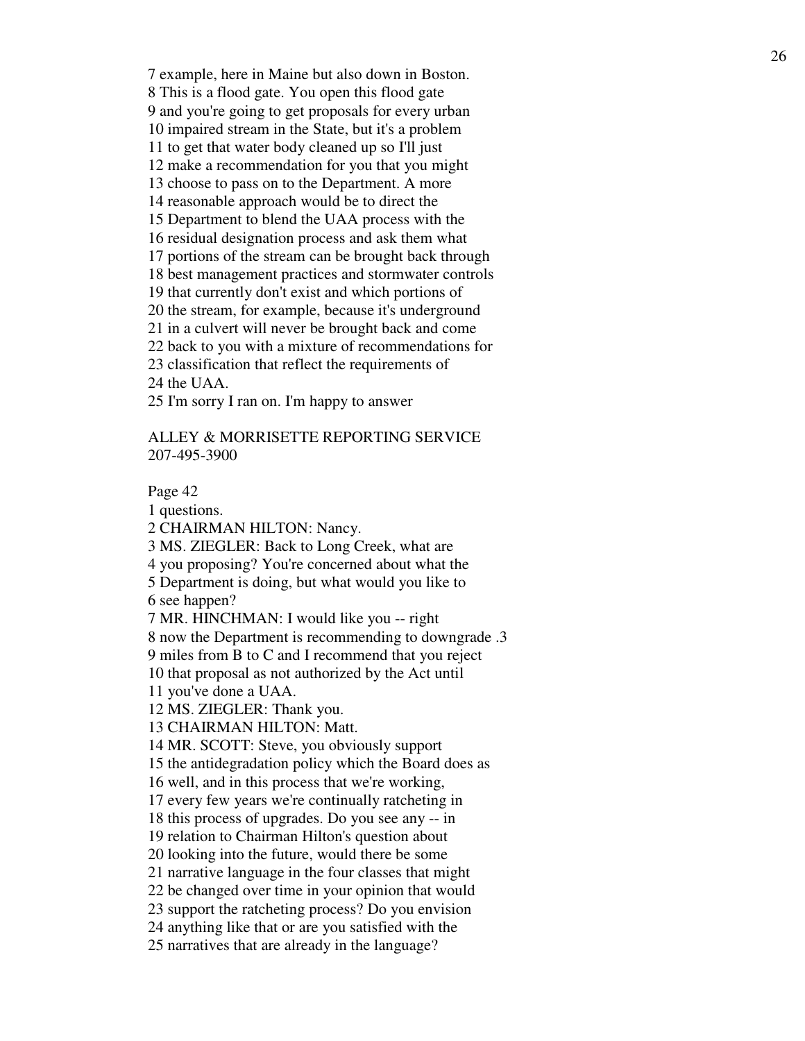7 example, here in Maine but also down in Boston.
8 This is a flood gate. You open this flood gate
9 and you're going to get proposals for every urban
10 impaired stream in the State, but it's a problem
11 to get that water body cleaned up so I'll just
12 make a recommendation for you that you might
13 choose to pass on to the Department. A more
14 reasonable approach would be to direct the
15 Department to blend the UAA process with the
16 residual designation process and ask them what
17 portions of the stream can be brought back through
18 best management practices and stormwater controls
19 that currently don't exist and which portions of
20 the stream, for example, because it's underground
21 in a culvert will never be brought back and come
22 back to you with a mixture of recommendations for
23 classification that reflect the requirements of
24 the UAA.
25 I'm sorry I ran on. I'm happy to answer

ALLEY & MORRISETTE REPORTING SERVICE
207-495-3900

Page 42
1 questions.
2 CHAIRMAN HILTON: Nancy.
3 MS. ZIEGLER: Back to Long Creek, what are
4 you proposing? You're concerned about what the
5 Department is doing, but what would you like to
6 see happen?
7 MR. HINCHMAN: I would like you -- right
8 now the Department is recommending to downgrade .3
9 miles from B to C and I recommend that you reject
10 that proposal as not authorized by the Act until
11 you've done a UAA.
12 MS. ZIEGLER: Thank you.
13 CHAIRMAN HILTON: Matt.
14 MR. SCOTT: Steve, you obviously support
15 the antidegradation policy which the Board does as
16 well, and in this process that we're working,
17 every few years we're continually ratcheting in
18 this process of upgrades. Do you see any -- in
19 relation to Chairman Hilton's question about
20 looking into the future, would there be some
21 narrative language in the four classes that might
22 be changed over time in your opinion that would
23 support the ratcheting process? Do you envision
24 anything like that or are you satisfied with the
25 narratives that are already in the language?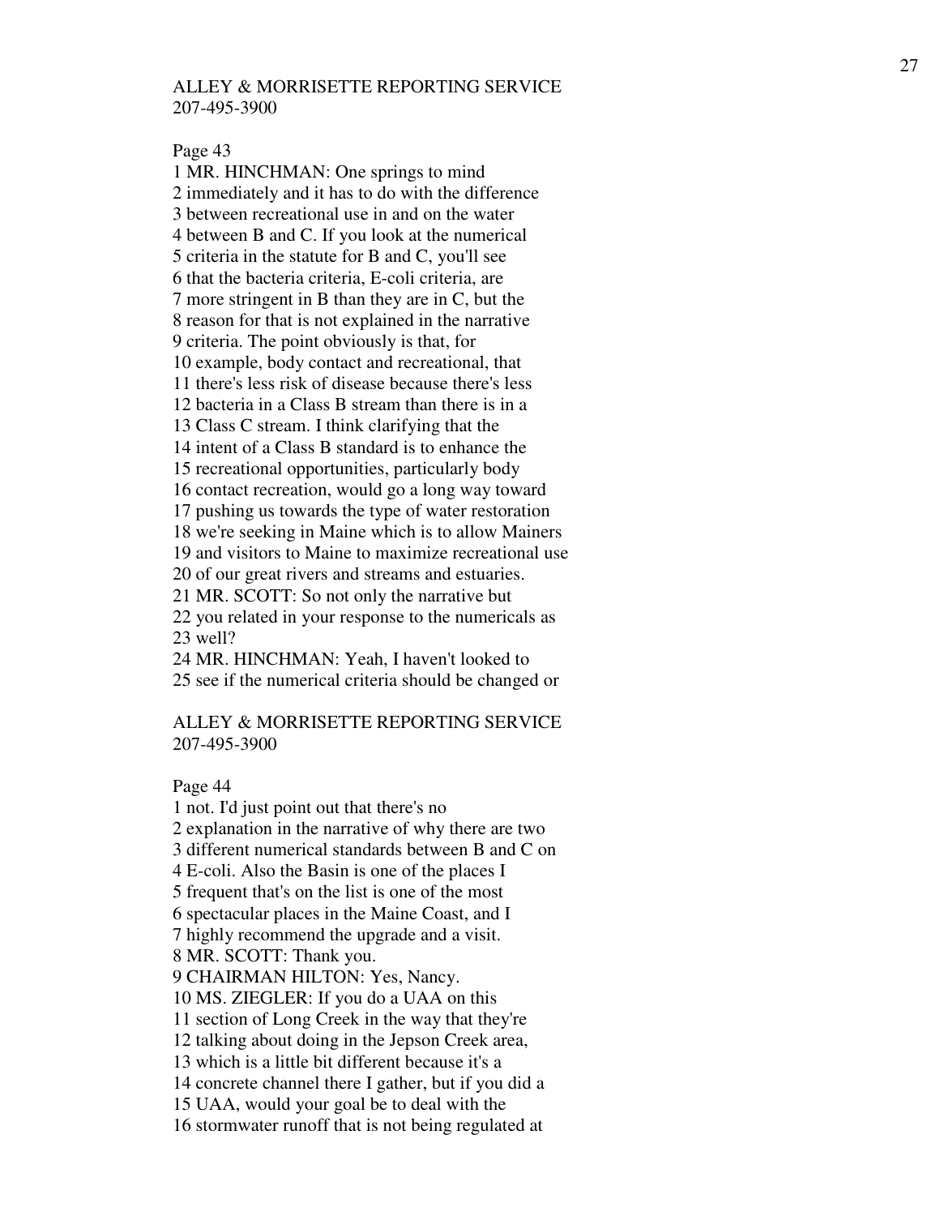ALLEY & MORRISETTE REPORTING SERVICE
207-495-3900

Page 43

1 MR. HINCHMAN: One springs to mind
2 immediately and it has to do with the difference
3 between recreational use in and on the water
4 between B and C. If you look at the numerical
5 criteria in the statute for B and C, you'll see
6 that the bacteria criteria, E-coli criteria, are
7 more stringent in B than they are in C, but the
8 reason for that is not explained in the narrative
9 criteria. The point obviously is that, for
10 example, body contact and recreational, that
11 there's less risk of disease because there's less
12 bacteria in a Class B stream than there is in a
13 Class C stream. I think clarifying that the
14 intent of a Class B standard is to enhance the
15 recreational opportunities, particularly body
16 contact recreation, would go a long way toward
17 pushing us towards the type of water restoration
18 we're seeking in Maine which is to allow Mainers
19 and visitors to Maine to maximize recreational use
20 of our great rivers and streams and estuaries.
21 MR. SCOTT: So not only the narrative but
22 you related in your response to the numericals as
23 well?
24 MR. HINCHMAN: Yeah, I haven't looked to
25 see if the numerical criteria should be changed or

ALLEY & MORRISETTE REPORTING SERVICE
207-495-3900

Page 44

1 not. I'd just point out that there's no
2 explanation in the narrative of why there are two
3 different numerical standards between B and C on
4 E-coli. Also the Basin is one of the places I
5 frequent that's on the list is one of the most
6 spectacular places in the Maine Coast, and I
7 highly recommend the upgrade and a visit.
8 MR. SCOTT: Thank you.
9 CHAIRMAN HILTON: Yes, Nancy.
10 MS. ZIEGLER: If you do a UAA on this
11 section of Long Creek in the way that they're
12 talking about doing in the Jepson Creek area,
13 which is a little bit different because it's a
14 concrete channel there I gather, but if you did a
15 UAA, would your goal be to deal with the
16 stormwater runoff that is not being regulated at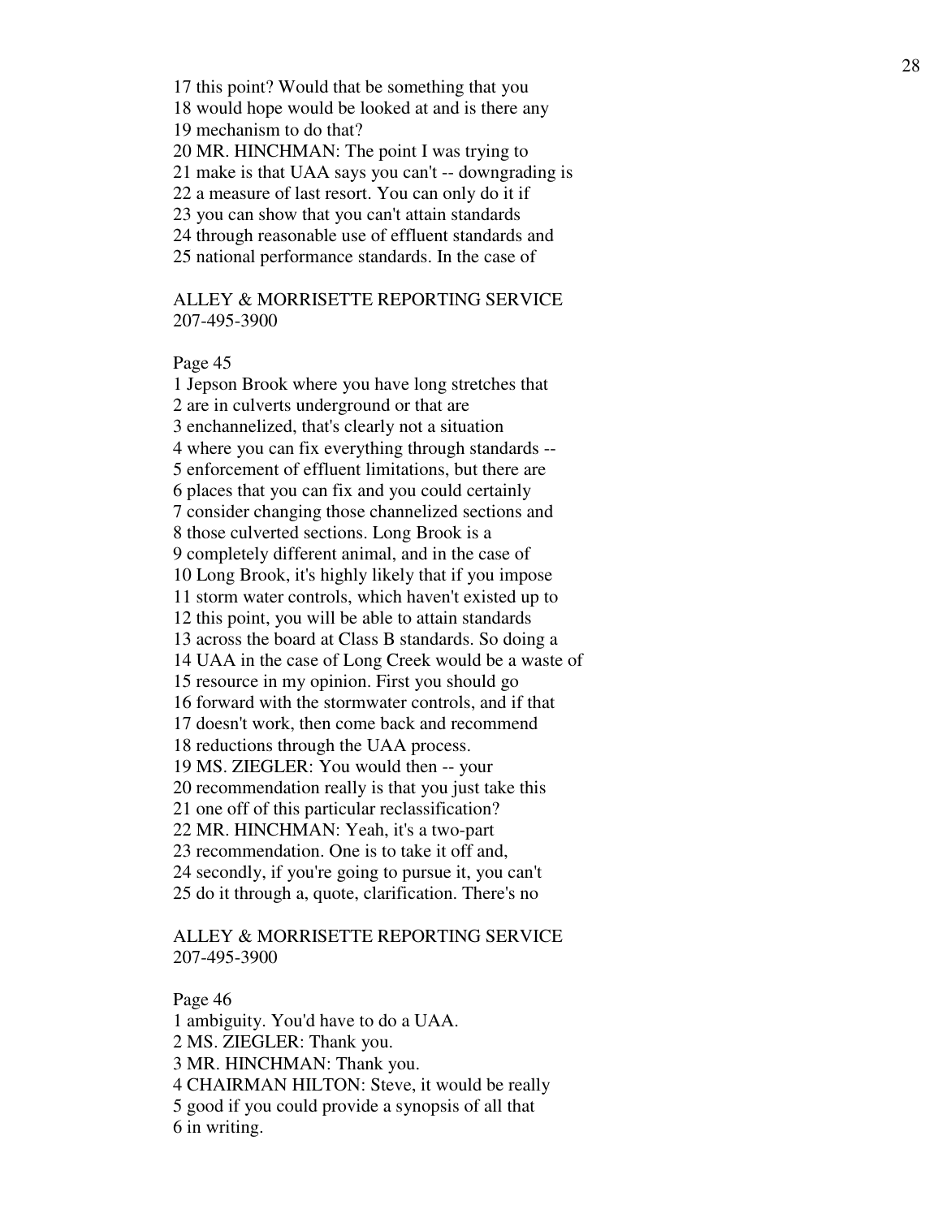17 this point? Would that be something that you
18 would hope would be looked at and is there any
19 mechanism to do that?
20 MR. HINCHMAN: The point I was trying to
21 make is that UAA says you can't -- downgrading is
22 a measure of last resort. You can only do it if
23 you can show that you can't attain standards
24 through reasonable use of effluent standards and
25 national performance standards. In the case of

ALLEY & MORRISETTE REPORTING SERVICE
207-495-3900

Page 45

1 Jepson Brook where you have long stretches that
2 are in culverts underground or that are
3 enchannelized, that's clearly not a situation
4 where you can fix everything through standards --
5 enforcement of effluent limitations, but there are
6 places that you can fix and you could certainly
7 consider changing those channelized sections and
8 those culverted sections. Long Brook is a
9 completely different animal, and in the case of
10 Long Brook, it's highly likely that if you impose
11 storm water controls, which haven't existed up to
12 this point, you will be able to attain standards
13 across the board at Class B standards. So doing a
14 UAA in the case of Long Creek would be a waste of
15 resource in my opinion. First you should go
16 forward with the stormwater controls, and if that
17 doesn't work, then come back and recommend
18 reductions through the UAA process.
19 MS. ZIEGLER: You would then -- your
20 recommendation really is that you just take this
21 one off of this particular reclassification?
22 MR. HINCHMAN: Yeah, it's a two-part
23 recommendation. One is to take it off and,
24 secondly, if you're going to pursue it, you can't
25 do it through a, quote, clarification. There's no

ALLEY & MORRISETTE REPORTING SERVICE
207-495-3900

Page 46

1 ambiguity. You'd have to do a UAA.
2 MS. ZIEGLER: Thank you.
3 MR. HINCHMAN: Thank you.
4 CHAIRMAN HILTON: Steve, it would be really
5 good if you could provide a synopsis of all that
6 in writing.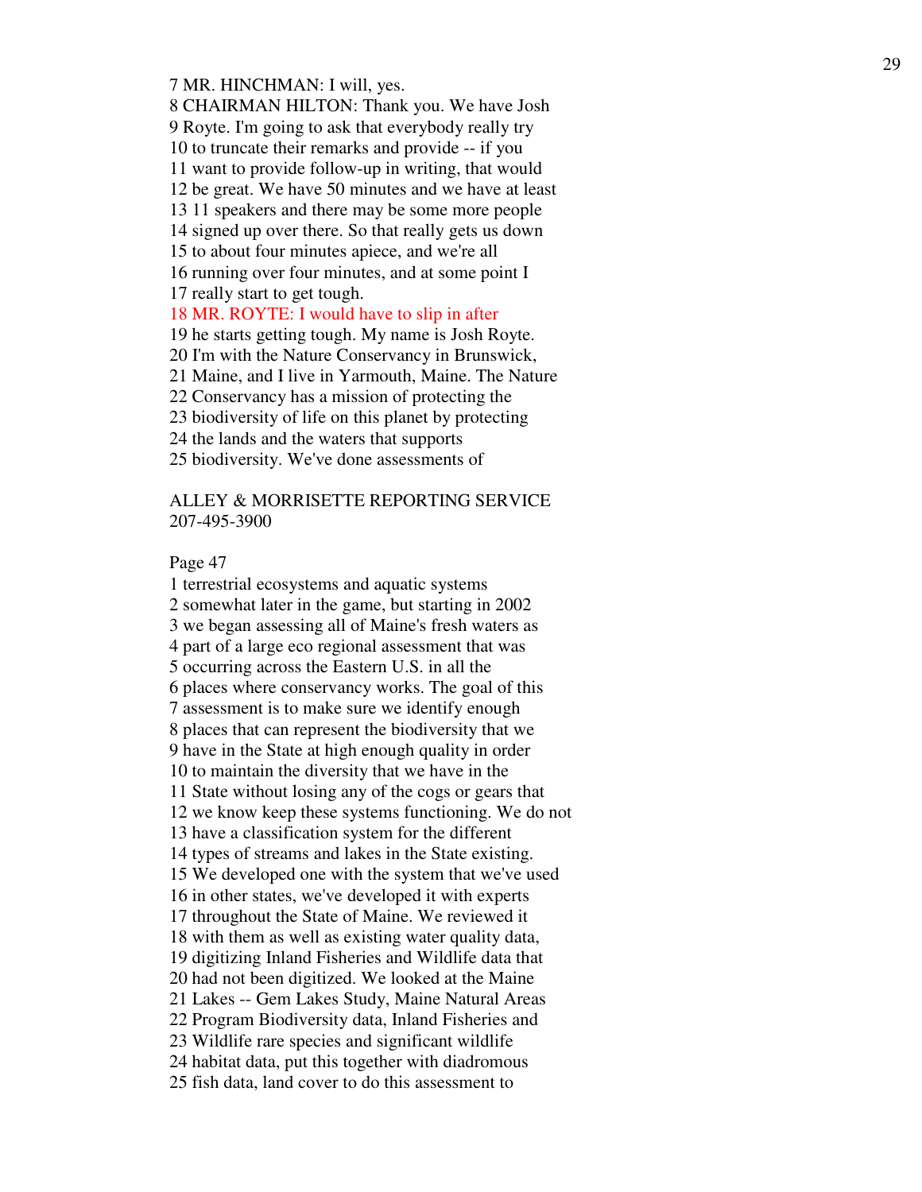7 MR. HINCHMAN: I will, yes.
8 CHAIRMAN HILTON: Thank you. We have Josh
9 Royte. I'm going to ask that everybody really try
10 to truncate their remarks and provide -- if you
11 want to provide follow-up in writing, that would
12 be great. We have 50 minutes and we have at least
13 11 speakers and there may be some more people
14 signed up over there. So that really gets us down
15 to about four minutes apiece, and we're all
16 running over four minutes, and at some point I
17 really start to get tough.
18 MR. ROYTE: I would have to slip in after
19 he starts getting tough. My name is Josh Royte.
20 I'm with the Nature Conservancy in Brunswick,
21 Maine, and I live in Yarmouth, Maine. The Nature
22 Conservancy has a mission of protecting the
23 biodiversity of life on this planet by protecting
24 the lands and the waters that supports
25 biodiversity. We've done assessments of

ALLEY & MORRISETTE REPORTING SERVICE
207-495-3900

Page 47

1 terrestrial ecosystems and aquatic systems
2 somewhat later in the game, but starting in 2002
3 we began assessing all of Maine's fresh waters as
4 part of a large eco regional assessment that was
5 occurring across the Eastern U.S. in all the
6 places where conservancy works. The goal of this
7 assessment is to make sure we identify enough
8 places that can represent the biodiversity that we
9 have in the State at high enough quality in order
10 to maintain the diversity that we have in the
11 State without losing any of the cogs or gears that
12 we know keep these systems functioning. We do not
13 have a classification system for the different
14 types of streams and lakes in the State existing.
15 We developed one with the system that we've used
16 in other states, we've developed it with experts
17 throughout the State of Maine. We reviewed it
18 with them as well as existing water quality data,
19 digitizing Inland Fisheries and Wildlife data that
20 had not been digitized. We looked at the Maine
21 Lakes -- Gem Lakes Study, Maine Natural Areas
22 Program Biodiversity data, Inland Fisheries and
23 Wildlife rare species and significant wildlife
24 habitat data, put this together with diadromous
25 fish data, land cover to do this assessment to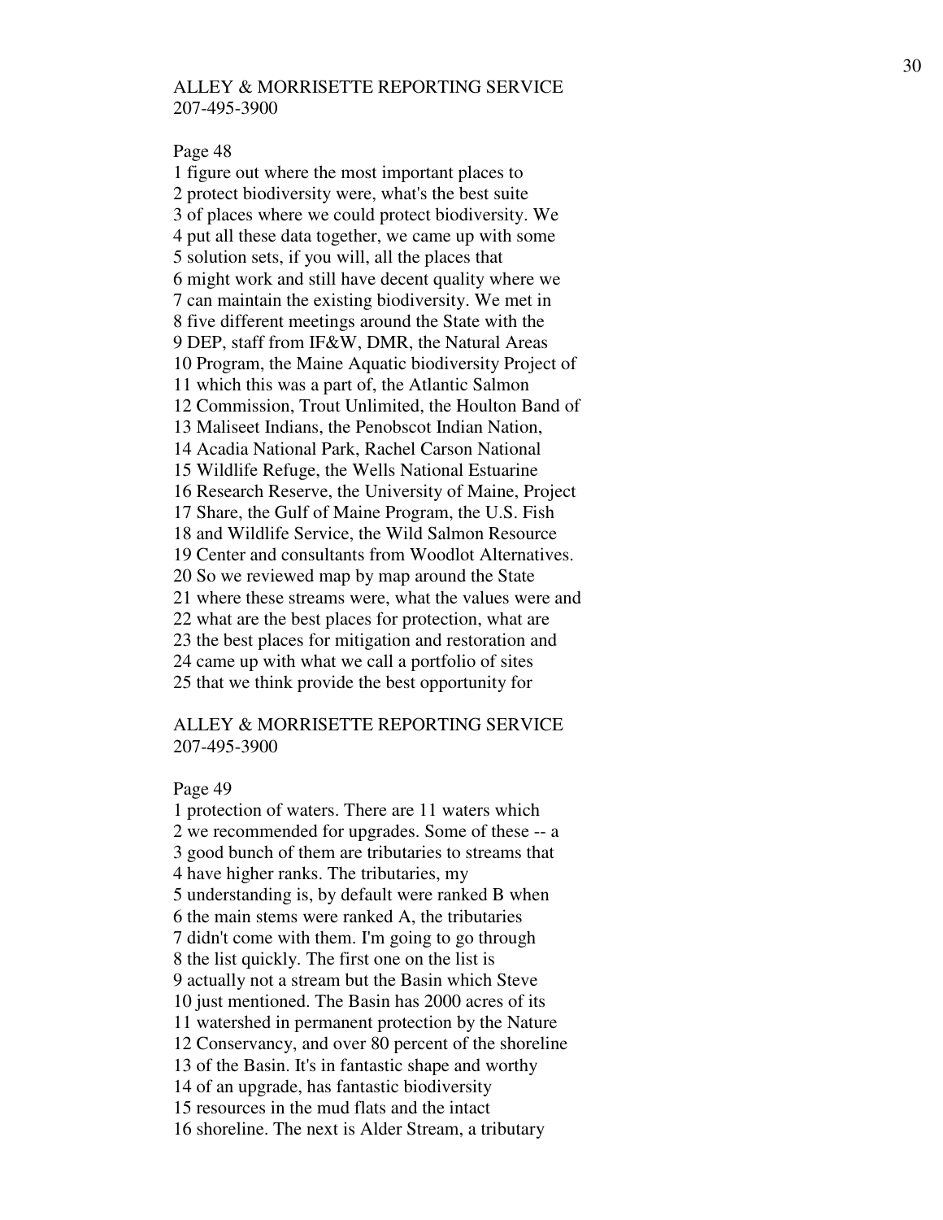ALLEY & MORRISETTE REPORTING SERVICE
207-495-3900

Page 48

1 figure out where the most important places to
2 protect biodiversity were, what's the best suite
3 of places where we could protect biodiversity. We
4 put all these data together, we came up with some
5 solution sets, if you will, all the places that
6 might work and still have decent quality where we
7 can maintain the existing biodiversity. We met in
8 five different meetings around the State with the
9 DEP, staff from IF&W, DMR, the Natural Areas
10 Program, the Maine Aquatic biodiversity Project of
11 which this was a part of, the Atlantic Salmon
12 Commission, Trout Unlimited, the Houlton Band of
13 Maliseet Indians, the Penobscot Indian Nation,
14 Acadia National Park, Rachel Carson National
15 Wildlife Refuge, the Wells National Estuarine
16 Research Reserve, the University of Maine, Project
17 Share, the Gulf of Maine Program, the U.S. Fish
18 and Wildlife Service, the Wild Salmon Resource
19 Center and consultants from Woodlot Alternatives.
20 So we reviewed map by map around the State
21 where these streams were, what the values were and
22 what are the best places for protection, what are
23 the best places for mitigation and restoration and
24 came up with what we call a portfolio of sites
25 that we think provide the best opportunity for

ALLEY & MORRISETTE REPORTING SERVICE
207-495-3900

Page 49

1 protection of waters. There are 11 waters which
2 we recommended for upgrades. Some of these -- a
3 good bunch of them are tributaries to streams that
4 have higher ranks. The tributaries, my
5 understanding is, by default were ranked B when
6 the main stems were ranked A, the tributaries
7 didn't come with them. I'm going to go through
8 the list quickly. The first one on the list is
9 actually not a stream but the Basin which Steve
10 just mentioned. The Basin has 2000 acres of its
11 watershed in permanent protection by the Nature
12 Conservancy, and over 80 percent of the shoreline
13 of the Basin. It's in fantastic shape and worthy
14 of an upgrade, has fantastic biodiversity
15 resources in the mud flats and the intact
16 shoreline. The next is Alder Stream, a tributary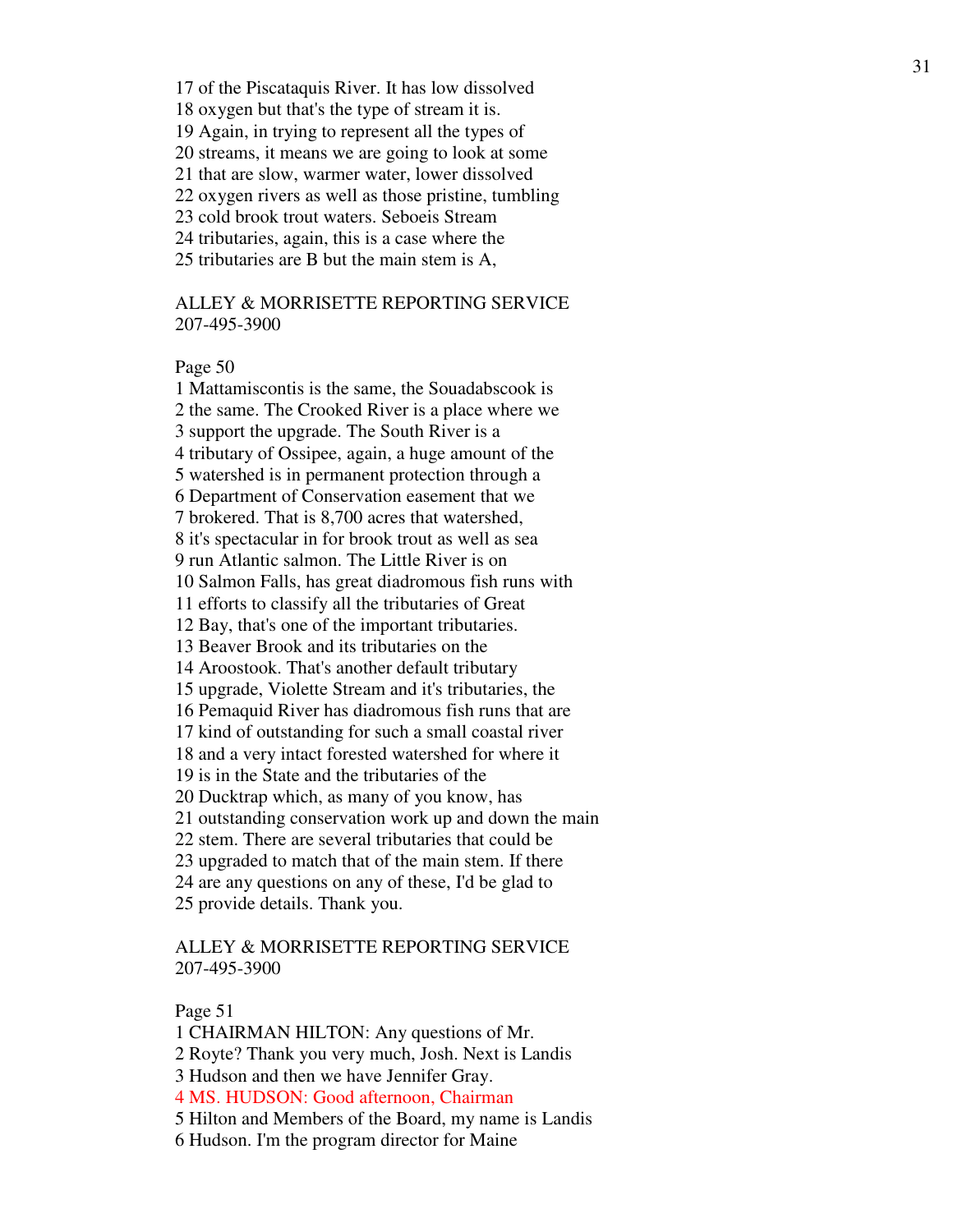17 of the Piscataquis River. It has low dissolved
18 oxygen but that's the type of stream it is.
19 Again, in trying to represent all the types of
20 streams, it means we are going to look at some
21 that are slow, warmer water, lower dissolved
22 oxygen rivers as well as those pristine, tumbling
23 cold brook trout waters. Seboeis Stream
24 tributaries, again, this is a case where the
25 tributaries are B but the main stem is A,

ALLEY & MORRISETTE REPORTING SERVICE
207-495-3900

Page 50
1 Mattamiscontis is the same, the Souadabscook is
2 the same. The Crooked River is a place where we
3 support the upgrade. The South River is a
4 tributary of Ossipee, again, a huge amount of the
5 watershed is in permanent protection through a
6 Department of Conservation easement that we
7 brokered. That is 8,700 acres that watershed,
8 it's spectacular in for brook trout as well as sea
9 run Atlantic salmon. The Little River is on
10 Salmon Falls, has great diadromous fish runs with
11 efforts to classify all the tributaries of Great
12 Bay, that's one of the important tributaries.
13 Beaver Brook and its tributaries on the
14 Aroostook. That's another default tributary
15 upgrade, Violette Stream and it's tributaries, the
16 Pemaquid River has diadromous fish runs that are
17 kind of outstanding for such a small coastal river
18 and a very intact forested watershed for where it
19 is in the State and the tributaries of the
20 Ducktrap which, as many of you know, has
21 outstanding conservation work up and down the main
22 stem. There are several tributaries that could be
23 upgraded to match that of the main stem. If there
24 are any questions on any of these, I'd be glad to
25 provide details. Thank you.

ALLEY & MORRISETTE REPORTING SERVICE
207-495-3900

Page 51
1 CHAIRMAN HILTON: Any questions of Mr.
2 Royte? Thank you very much, Josh. Next is Landis
3 Hudson and then we have Jennifer Gray.
4 MS. HUDSON: Good afternoon, Chairman
5 Hilton and Members of the Board, my name is Landis
6 Hudson. I'm the program director for Maine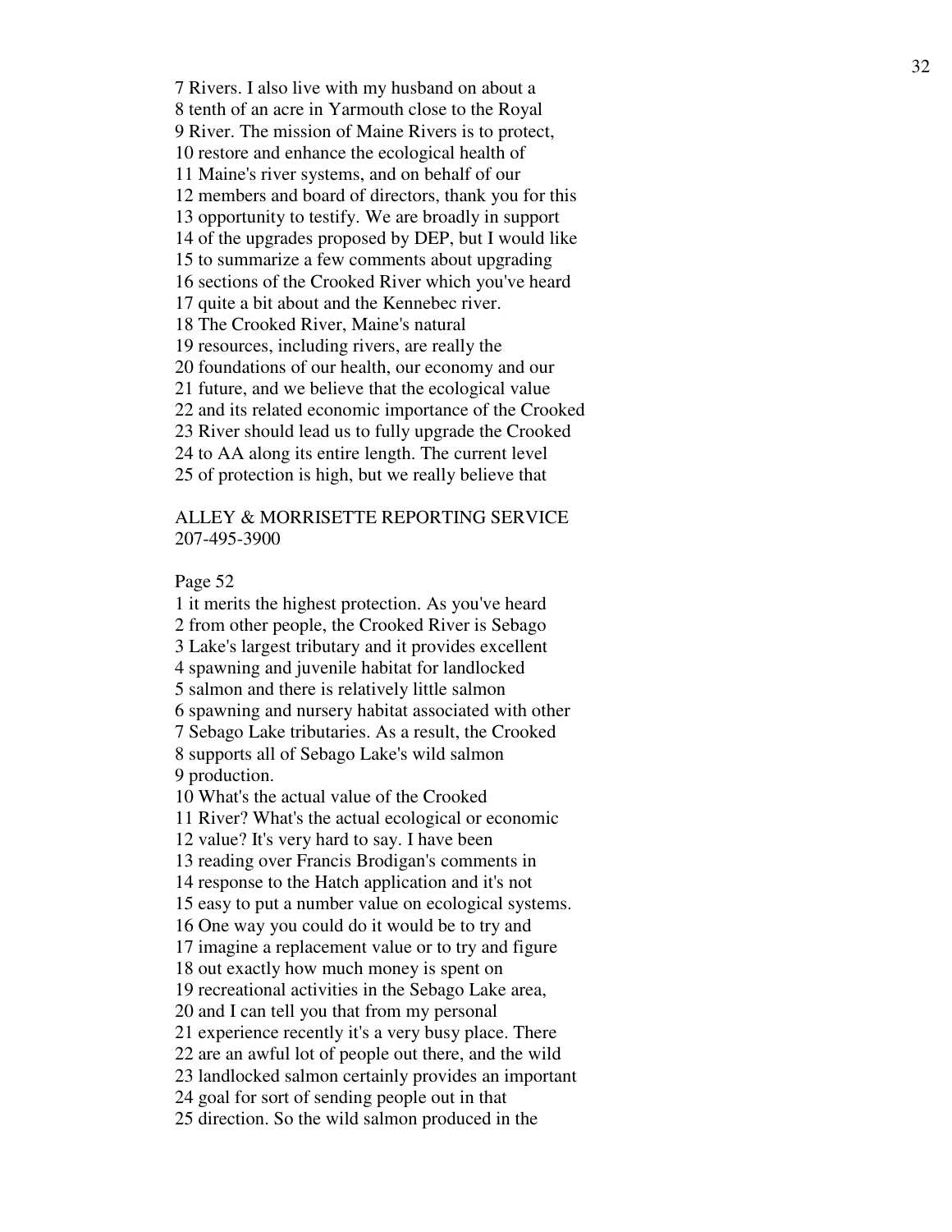7 Rivers. I also live with my husband on about a
8 tenth of an acre in Yarmouth close to the Royal
9 River. The mission of Maine Rivers is to protect,
10 restore and enhance the ecological health of
11 Maine's river systems, and on behalf of our
12 members and board of directors, thank you for this
13 opportunity to testify. We are broadly in support
14 of the upgrades proposed by DEP, but I would like
15 to summarize a few comments about upgrading
16 sections of the Crooked River which you've heard
17 quite a bit about and the Kennebec river.
18 The Crooked River, Maine's natural
19 resources, including rivers, are really the
20 foundations of our health, our economy and our
21 future, and we believe that the ecological value
22 and its related economic importance of the Crooked
23 River should lead us to fully upgrade the Crooked
24 to AA along its entire length. The current level
25 of protection is high, but we really believe that

ALLEY & MORRISETTE REPORTING SERVICE
207-495-3900

Page 52
1 it merits the highest protection. As you've heard
2 from other people, the Crooked River is Sebago
3 Lake's largest tributary and it provides excellent
4 spawning and juvenile habitat for landlocked
5 salmon and there is relatively little salmon
6 spawning and nursery habitat associated with other
7 Sebago Lake tributaries. As a result, the Crooked
8 supports all of Sebago Lake's wild salmon
9 production.
10 What's the actual value of the Crooked
11 River? What's the actual ecological or economic
12 value? It's very hard to say. I have been
13 reading over Francis Brodigan's comments in
14 response to the Hatch application and it's not
15 easy to put a number value on ecological systems.
16 One way you could do it would be to try and
17 imagine a replacement value or to try and figure
18 out exactly how much money is spent on
19 recreational activities in the Sebago Lake area,
20 and I can tell you that from my personal
21 experience recently it's a very busy place. There
22 are an awful lot of people out there, and the wild
23 landlocked salmon certainly provides an important
24 goal for sort of sending people out in that
25 direction. So the wild salmon produced in the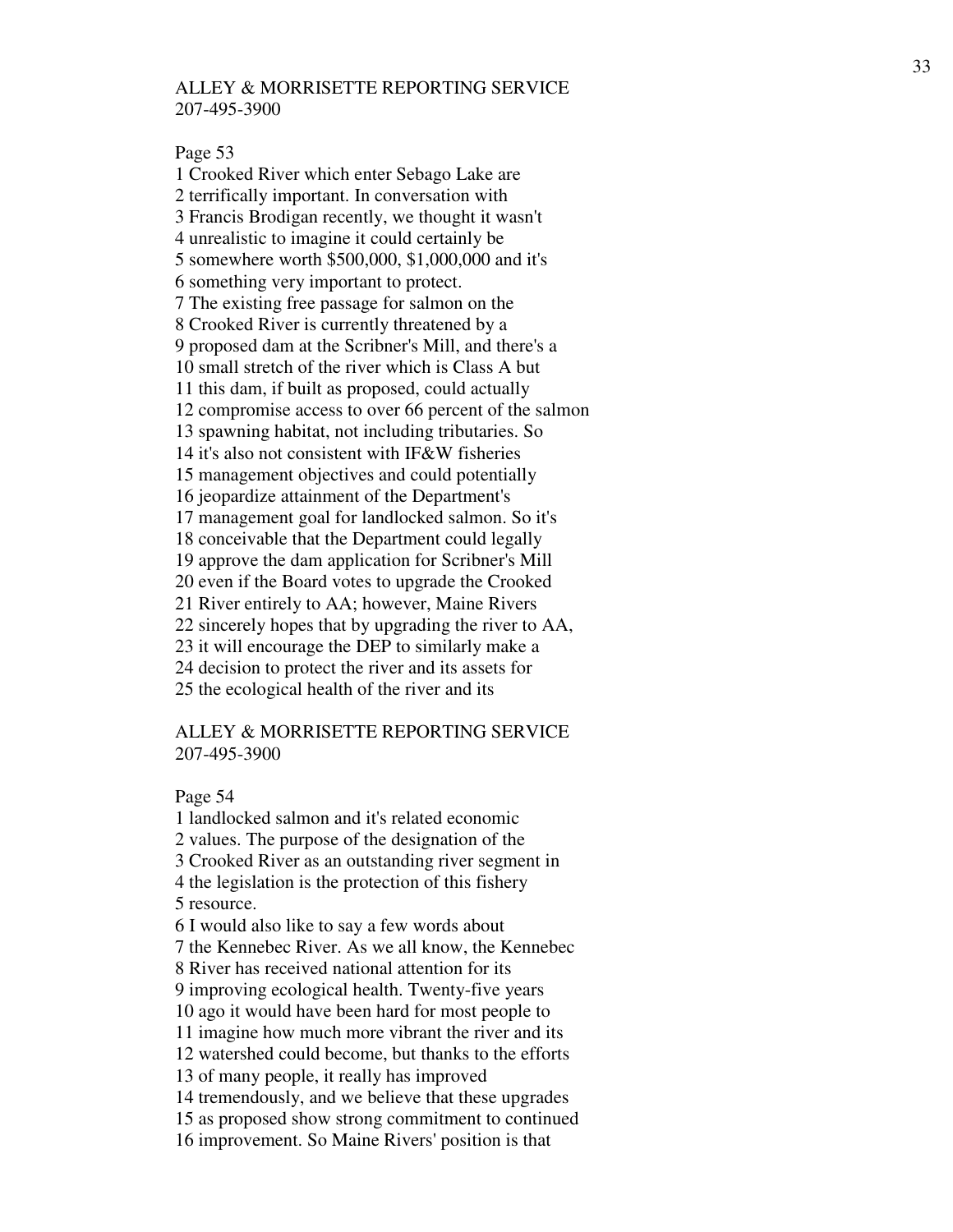ALLEY & MORRISETTE REPORTING SERVICE
207-495-3900

Page 53

1 Crooked River which enter Sebago Lake are
2 terrifically important. In conversation with
3 Francis Brodigan recently, we thought it wasn't
4 unrealistic to imagine it could certainly be
5 somewhere worth \$500,000, \$1,000,000 and it's
6 something very important to protect.
7 The existing free passage for salmon on the
8 Crooked River is currently threatened by a
9 proposed dam at the Scribner's Mill, and there's a
10 small stretch of the river which is Class A but
11 this dam, if built as proposed, could actually
12 compromise access to over 66 percent of the salmon
13 spawning habitat, not including tributaries. So
14 it's also not consistent with IF&W fisheries
15 management objectives and could potentially
16 jeopardize attainment of the Department's
17 management goal for landlocked salmon. So it's
18 conceivable that the Department could legally
19 approve the dam application for Scribner's Mill
20 even if the Board votes to upgrade the Crooked
21 River entirely to AA; however, Maine Rivers
22 sincerely hopes that by upgrading the river to AA,
23 it will encourage the DEP to similarly make a
24 decision to protect the river and its assets for
25 the ecological health of the river and its

ALLEY & MORRISETTE REPORTING SERVICE
207-495-3900

Page 54

1 landlocked salmon and it's related economic
2 values. The purpose of the designation of the
3 Crooked River as an outstanding river segment in
4 the legislation is the protection of this fishery
5 resource.
6 I would also like to say a few words about
7 the Kennebec River. As we all know, the Kennebec
8 River has received national attention for its
9 improving ecological health. Twenty-five years
10 ago it would have been hard for most people to
11 imagine how much more vibrant the river and its
12 watershed could become, but thanks to the efforts
13 of many people, it really has improved
14 tremendously, and we believe that these upgrades
15 as proposed show strong commitment to continued
16 improvement. So Maine Rivers' position is that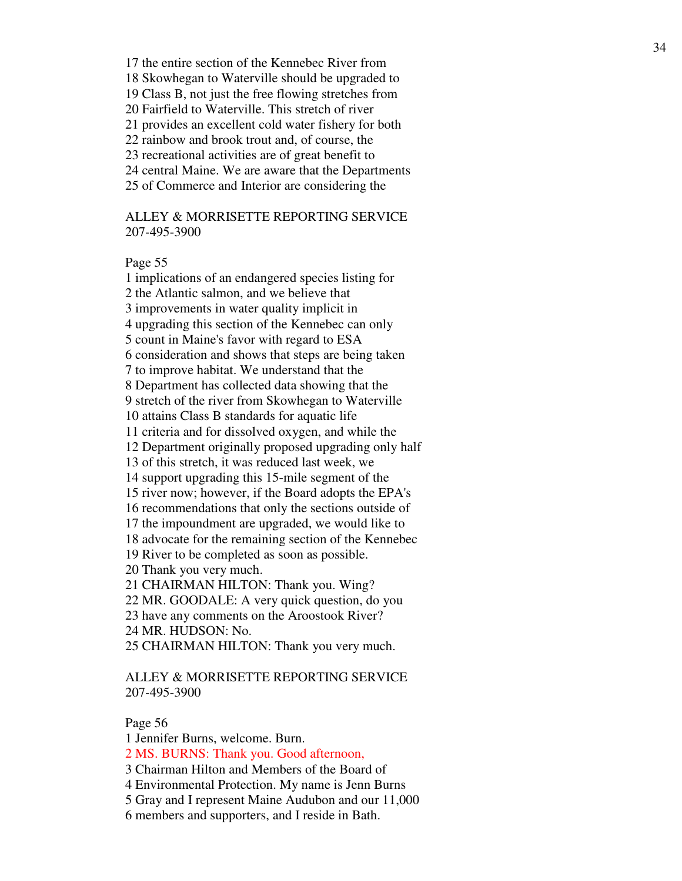17 the entire section of the Kennebec River from
18 Skowhegan to Waterville should be upgraded to
19 Class B, not just the free flowing stretches from
20 Fairfield to Waterville. This stretch of river
21 provides an excellent cold water fishery for both
22 rainbow and brook trout and, of course, the
23 recreational activities are of great benefit to
24 central Maine. We are aware that the Departments
25 of Commerce and Interior are considering the

ALLEY & MORRISETTE REPORTING SERVICE
207-495-3900

Page 55

1 implications of an endangered species listing for
2 the Atlantic salmon, and we believe that
3 improvements in water quality implicit in
4 upgrading this section of the Kennebec can only
5 count in Maine's favor with regard to ESA
6 consideration and shows that steps are being taken
7 to improve habitat. We understand that the
8 Department has collected data showing that the
9 stretch of the river from Skowhegan to Waterville
10 attains Class B standards for aquatic life
11 criteria and for dissolved oxygen, and while the
12 Department originally proposed upgrading only half
13 of this stretch, it was reduced last week, we
14 support upgrading this 15-mile segment of the
15 river now; however, if the Board adopts the EPA's
16 recommendations that only the sections outside of
17 the impoundment are upgraded, we would like to
18 advocate for the remaining section of the Kennebec
19 River to be completed as soon as possible.
20 Thank you very much.
21 CHAIRMAN HILTON: Thank you. Wing?
22 MR. GOODALE: A very quick question, do you
23 have any comments on the Aroostook River?
24 MR. HUDSON: No.
25 CHAIRMAN HILTON: Thank you very much.

ALLEY & MORRISETTE REPORTING SERVICE
207-495-3900

Page 56

1 Jennifer Burns, welcome. Burn.
2 MS. BURNS: Thank you. Good afternoon,
3 Chairman Hilton and Members of the Board of
4 Environmental Protection. My name is Jenn Burns
5 Gray and I represent Maine Audubon and our 11,000
6 members and supporters, and I reside in Bath.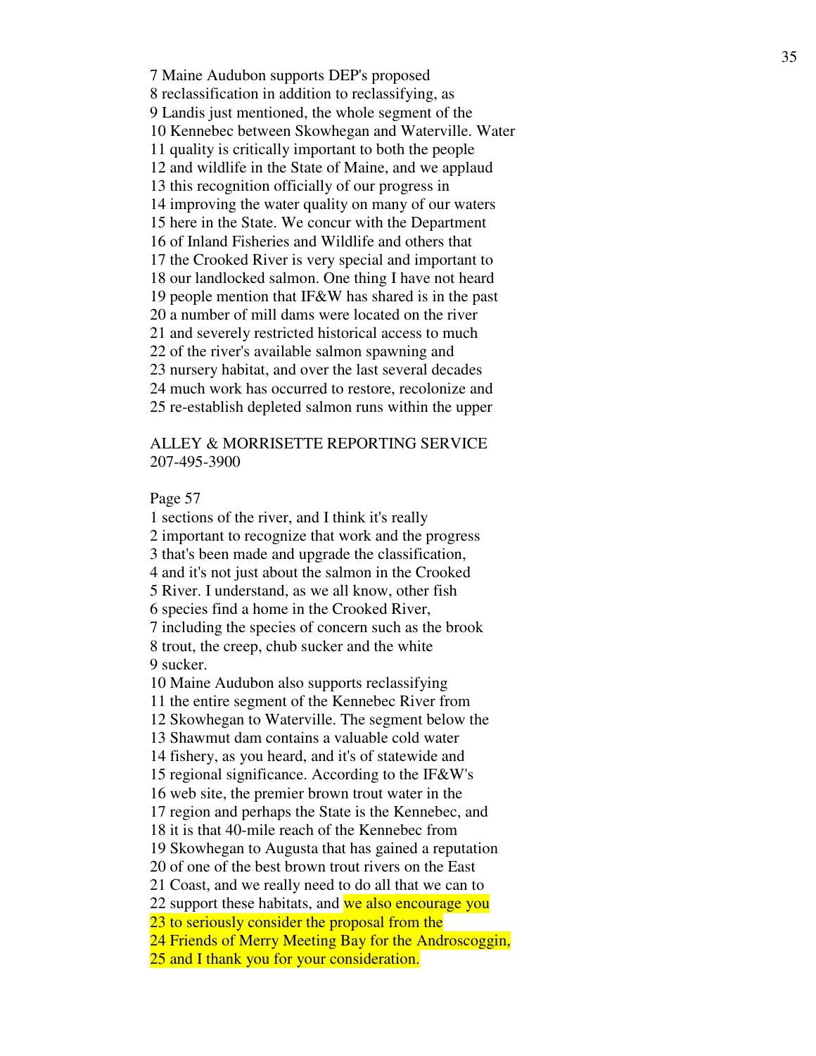7 Maine Audubon supports DEP's proposed
8 reclassification in addition to reclassifying, as
9 Landis just mentioned, the whole segment of the
10 Kennebec between Skowhegan and Waterville. Water
11 quality is critically important to both the people
12 and wildlife in the State of Maine, and we applaud
13 this recognition officially of our progress in
14 improving the water quality on many of our waters
15 here in the State. We concur with the Department
16 of Inland Fisheries and Wildlife and others that
17 the Crooked River is very special and important to
18 our landlocked salmon. One thing I have not heard
19 people mention that IF&W has shared is in the past
20 a number of mill dams were located on the river
21 and severely restricted historical access to much
22 of the river's available salmon spawning and
23 nursery habitat, and over the last several decades
24 much work has occurred to restore, recolonize and
25 re-establish depleted salmon runs within the upper

ALLEY & MORRISETTE REPORTING SERVICE
207-495-3900

Page 57

1 sections of the river, and I think it's really
2 important to recognize that work and the progress
3 that's been made and upgrade the classification,
4 and it's not just about the salmon in the Crooked
5 River. I understand, as we all know, other fish
6 species find a home in the Crooked River,
7 including the species of concern such as the brook
8 trout, the creep, chub sucker and the white
9 sucker.
10 Maine Audubon also supports reclassifying
11 the entire segment of the Kennebec River from
12 Skowhegan to Waterville. The segment below the
13 Shawmut dam contains a valuable cold water
14 fishery, as you heard, and it's of statewide and
15 regional significance. According to the IF&W's
16 web site, the premier brown trout water in the
17 region and perhaps the State is the Kennebec, and
18 it is that 40-mile reach of the Kennebec from
19 Skowhegan to Augusta that has gained a reputation
20 of one of the best brown trout rivers on the East
21 Coast, and we really need to do all that we can to
22 support these habitats, and we also encourage you
23 to seriously consider the proposal from the
24 Friends of Merry Meeting Bay for the Androscoggin,
25 and I thank you for your consideration.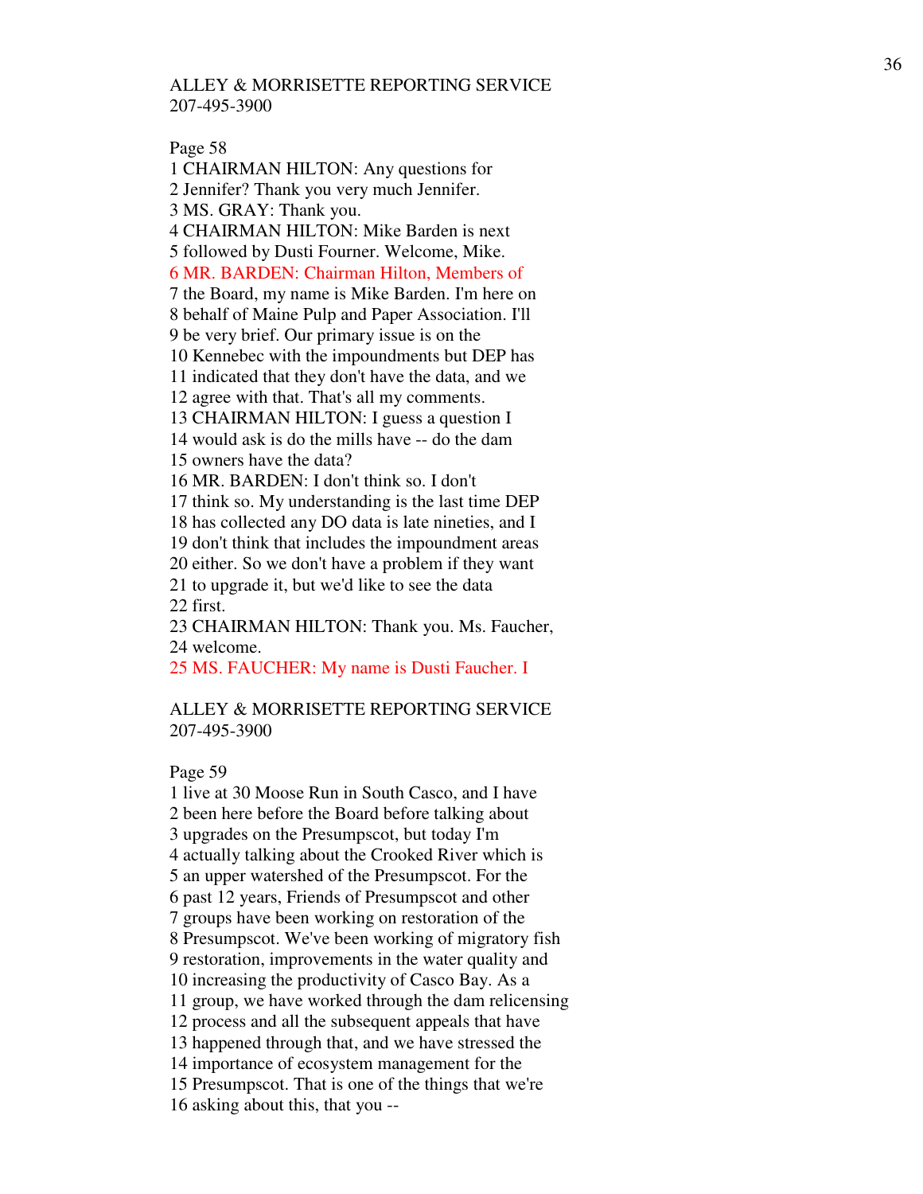ALLEY & MORRISETTE REPORTING SERVICE
207-495-3900

Page 58

1 CHAIRMAN HILTON: Any questions for
2 Jennifer? Thank you very much Jennifer.
3 MS. GRAY: Thank you.
4 CHAIRMAN HILTON: Mike Barden is next
5 followed by Dusti Fourner. Welcome, Mike.
6 MR. BARDEN: Chairman Hilton, Members of
7 the Board, my name is Mike Barden. I'm here on
8 behalf of Maine Pulp and Paper Association. I'll
9 be very brief. Our primary issue is on the
10 Kennebec with the impoundments but DEP has
11 indicated that they don't have the data, and we
12 agree with that. That's all my comments.
13 CHAIRMAN HILTON: I guess a question I
14 would ask is do the mills have -- do the dam
15 owners have the data?
16 MR. BARDEN: I don't think so. I don't
17 think so. My understanding is the last time DEP
18 has collected any DO data is late nineties, and I
19 don't think that includes the impoundment areas
20 either. So we don't have a problem if they want
21 to upgrade it, but we'd like to see the data
22 first.
23 CHAIRMAN HILTON: Thank you. Ms. Faucher,
24 welcome.
25 MS. FAUCHER: My name is Dusti Faucher. I

ALLEY & MORRISETTE REPORTING SERVICE
207-495-3900

Page 59

1 live at 30 Moose Run in South Casco, and I have
2 been here before the Board before talking about
3 upgrades on the Presumpscot, but today I'm
4 actually talking about the Crooked River which is
5 an upper watershed of the Presumpscot. For the
6 past 12 years, Friends of Presumpscot and other
7 groups have been working on restoration of the
8 Presumpscot. We've been working of migratory fish
9 restoration, improvements in the water quality and
10 increasing the productivity of Casco Bay. As a
11 group, we have worked through the dam relicensing
12 process and all the subsequent appeals that have
13 happened through that, and we have stressed the
14 importance of ecosystem management for the
15 Presumpscot. That is one of the things that we're
16 asking about this, that you --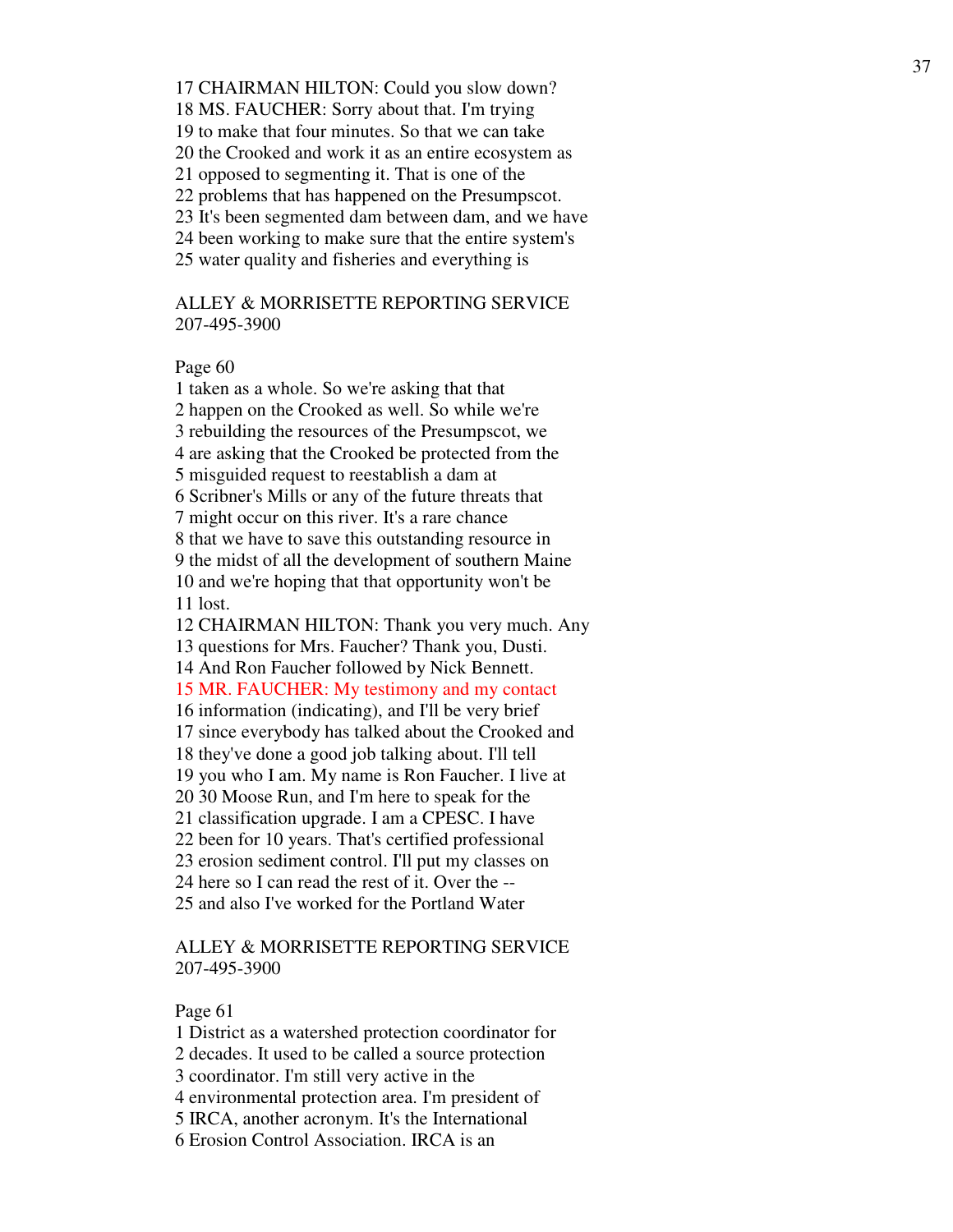17 CHAIRMAN HILTON: Could you slow down?
18 MS. FAUCHER: Sorry about that. I'm trying
19 to make that four minutes. So that we can take
20 the Crooked and work it as an entire ecosystem as
21 opposed to segmenting it. That is one of the
22 problems that has happened on the Presumpscot.
23 It's been segmented dam between dam, and we have
24 been working to make sure that the entire system's
25 water quality and fisheries and everything is

ALLEY & MORRISETTE REPORTING SERVICE
207-495-3900

Page 60

1 taken as a whole. So we're asking that that
2 happen on the Crooked as well. So while we're
3 rebuilding the resources of the Presumpscot, we
4 are asking that the Crooked be protected from the
5 misguided request to reestablish a dam at
6 Scribner's Mills or any of the future threats that
7 might occur on this river. It's a rare chance
8 that we have to save this outstanding resource in
9 the midst of all the development of southern Maine
10 and we're hoping that that opportunity won't be
11 lost.
12 CHAIRMAN HILTON: Thank you very much. Any
13 questions for Mrs. Faucher? Thank you, Dusti.
14 And Ron Faucher followed by Nick Bennett.
15 MR. FAUCHER: My testimony and my contact
16 information (indicating), and I'll be very brief
17 since everybody has talked about the Crooked and
18 they've done a good job talking about. I'll tell
19 you who I am. My name is Ron Faucher. I live at
20 30 Moose Run, and I'm here to speak for the
21 classification upgrade. I am a CPESC. I have
22 been for 10 years. That's certified professional
23 erosion sediment control. I'll put my classes on
24 here so I can read the rest of it. Over the --
25 and also I've worked for the Portland Water

ALLEY & MORRISETTE REPORTING SERVICE
207-495-3900

Page 61

1 District as a watershed protection coordinator for
2 decades. It used to be called a source protection
3 coordinator. I'm still very active in the
4 environmental protection area. I'm president of
5 IRCA, another acronym. It's the International
6 Erosion Control Association. IRCA is an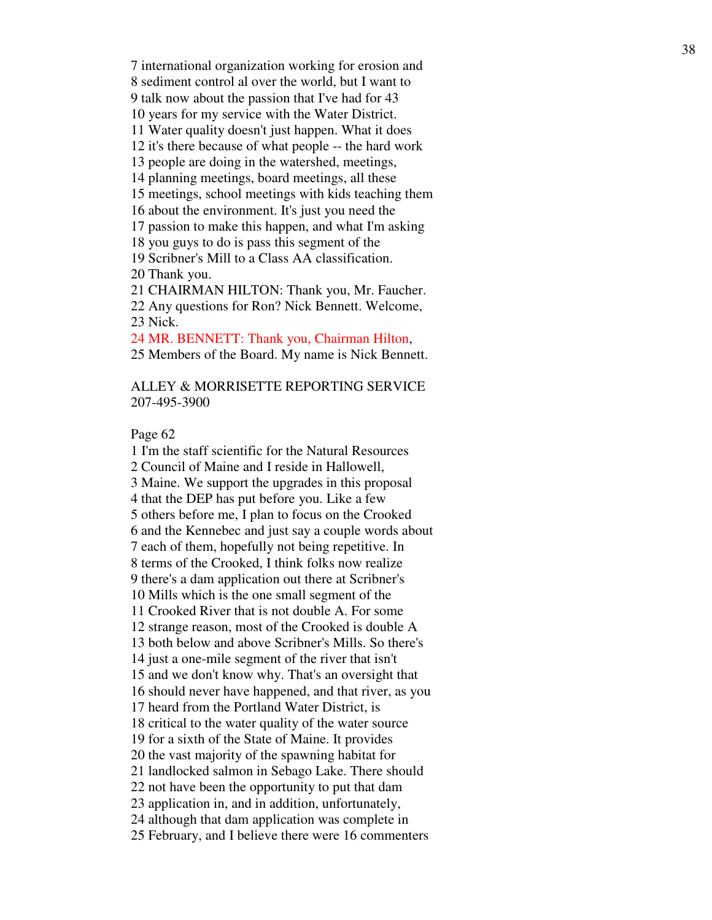7 international organization working for erosion and
8 sediment control al over the world, but I want to
9 talk now about the passion that I've had for 43
10 years for my service with the Water District.
11 Water quality doesn't just happen. What it does
12 it's there because of what people -- the hard work
13 people are doing in the watershed, meetings,
14 planning meetings, board meetings, all these
15 meetings, school meetings with kids teaching them
16 about the environment. It's just you need the
17 passion to make this happen, and what I'm asking
18 you guys to do is pass this segment of the
19 Scribner's Mill to a Class AA classification.
20 Thank you.
21 CHAIRMAN HILTON: Thank you, Mr. Faucher.
22 Any questions for Ron? Nick Bennett. Welcome,
23 Nick.
24 MR. BENNETT: Thank you, Chairman Hilton,
25 Members of the Board. My name is Nick Bennett.

ALLEY & MORRISETTE REPORTING SERVICE
207-495-3900

Page 62
1 I'm the staff scientific for the Natural Resources
2 Council of Maine and I reside in Hallowell,
3 Maine. We support the upgrades in this proposal
4 that the DEP has put before you. Like a few
5 others before me, I plan to focus on the Crooked
6 and the Kennebec and just say a couple words about
7 each of them, hopefully not being repetitive. In
8 terms of the Crooked, I think folks now realize
9 there's a dam application out there at Scribner's
10 Mills which is the one small segment of the
11 Crooked River that is not double A. For some
12 strange reason, most of the Crooked is double A
13 both below and above Scribner's Mills. So there's
14 just a one-mile segment of the river that isn't
15 and we don't know why. That's an oversight that
16 should never have happened, and that river, as you
17 heard from the Portland Water District, is
18 critical to the water quality of the water source
19 for a sixth of the State of Maine. It provides
20 the vast majority of the spawning habitat for
21 landlocked salmon in Sebago Lake. There should
22 not have been the opportunity to put that dam
23 application in, and in addition, unfortunately,
24 although that dam application was complete in
25 February, and I believe there were 16 commenters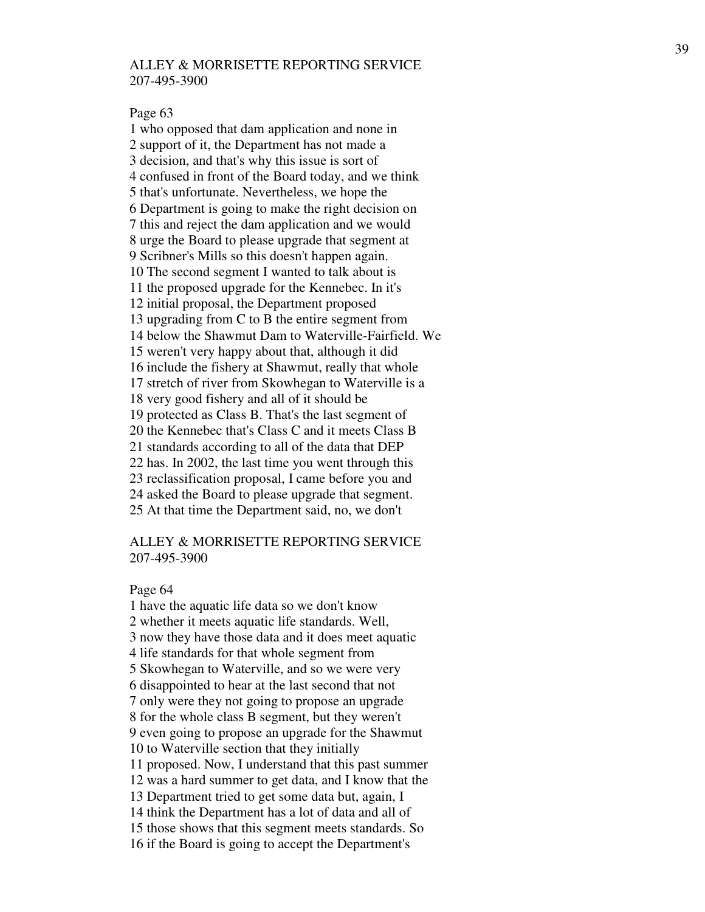ALLEY & MORRISETTE REPORTING SERVICE
207-495-3900

Page 63

1 who opposed that dam application and none in
2 support of it, the Department has not made a
3 decision, and that's why this issue is sort of
4 confused in front of the Board today, and we think
5 that's unfortunate. Nevertheless, we hope the
6 Department is going to make the right decision on
7 this and reject the dam application and we would
8 urge the Board to please upgrade that segment at
9 Scribner's Mills so this doesn't happen again.
10 The second segment I wanted to talk about is
11 the proposed upgrade for the Kennebec. In it's
12 initial proposal, the Department proposed
13 upgrading from C to B the entire segment from
14 below the Shawmut Dam to Waterville-Fairfield. We
15 weren't very happy about that, although it did
16 include the fishery at Shawmut, really that whole
17 stretch of river from Skowhegan to Waterville is a
18 very good fishery and all of it should be
19 protected as Class B. That's the last segment of
20 the Kennebec that's Class C and it meets Class B
21 standards according to all of the data that DEP
22 has. In 2002, the last time you went through this
23 reclassification proposal, I came before you and
24 asked the Board to please upgrade that segment.
25 At that time the Department said, no, we don't

ALLEY & MORRISETTE REPORTING SERVICE
207-495-3900

Page 64

1 have the aquatic life data so we don't know
2 whether it meets aquatic life standards. Well,
3 now they have those data and it does meet aquatic
4 life standards for that whole segment from
5 Skowhegan to Waterville, and so we were very
6 disappointed to hear at the last second that not
7 only were they not going to propose an upgrade
8 for the whole class B segment, but they weren't
9 even going to propose an upgrade for the Shawmut
10 to Waterville section that they initially
11 proposed. Now, I understand that this past summer
12 was a hard summer to get data, and I know that the
13 Department tried to get some data but, again, I
14 think the Department has a lot of data and all of
15 those shows that this segment meets standards. So
16 if the Board is going to accept the Department's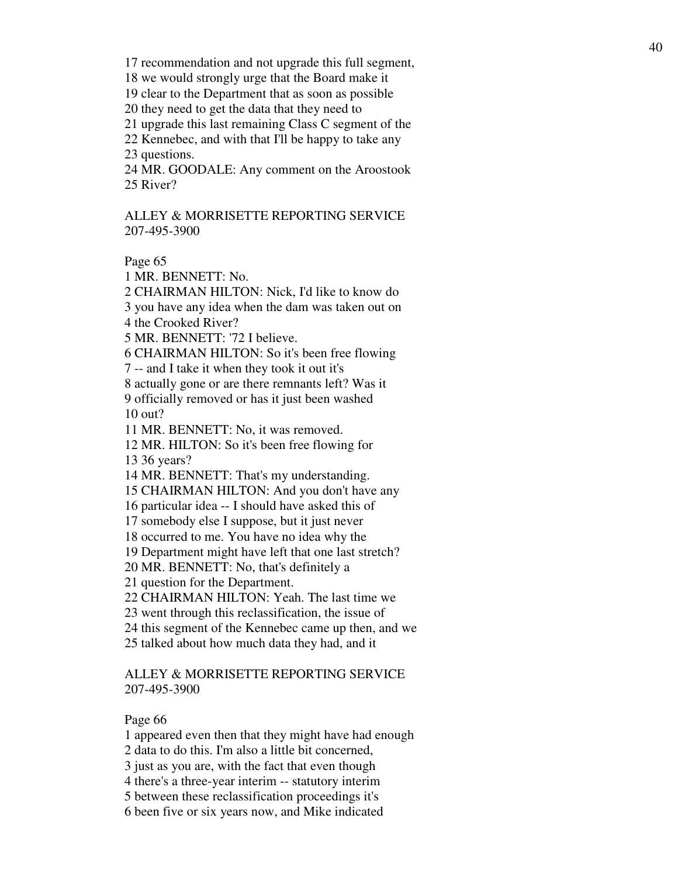17 recommendation and not upgrade this full segment,
18 we would strongly urge that the Board make it
19 clear to the Department that as soon as possible
20 they need to get the data that they need to
21 upgrade this last remaining Class C segment of the
22 Kennebec, and with that I'll be happy to take any
23 questions.
24 MR. GOODALE: Any comment on the Aroostook
25 River?

ALLEY & MORRISETTE REPORTING SERVICE
207-495-3900

Page 65

1 MR. BENNETT: No.
2 CHAIRMAN HILTON: Nick, I'd like to know do
3 you have any idea when the dam was taken out on
4 the Crooked River?
5 MR. BENNETT: '72 I believe.
6 CHAIRMAN HILTON: So it's been free flowing
7 -- and I take it when they took it out it's
8 actually gone or are there remnants left? Was it
9 officially removed or has it just been washed
10 out?
11 MR. BENNETT: No, it was removed.
12 MR. HILTON: So it's been free flowing for
13 36 years?
14 MR. BENNETT: That's my understanding.
15 CHAIRMAN HILTON: And you don't have any
16 particular idea -- I should have asked this of
17 somebody else I suppose, but it just never
18 occurred to me. You have no idea why the
19 Department might have left that one last stretch?
20 MR. BENNETT: No, that's definitely a
21 question for the Department.
22 CHAIRMAN HILTON: Yeah. The last time we
23 went through this reclassification, the issue of
24 this segment of the Kennebec came up then, and we
25 talked about how much data they had, and it

ALLEY & MORRISETTE REPORTING SERVICE
207-495-3900

Page 66

1 appeared even then that they might have had enough
2 data to do this. I'm also a little bit concerned,
3 just as you are, with the fact that even though
4 there's a three-year interim -- statutory interim
5 between these reclassification proceedings it's
6 been five or six years now, and Mike indicated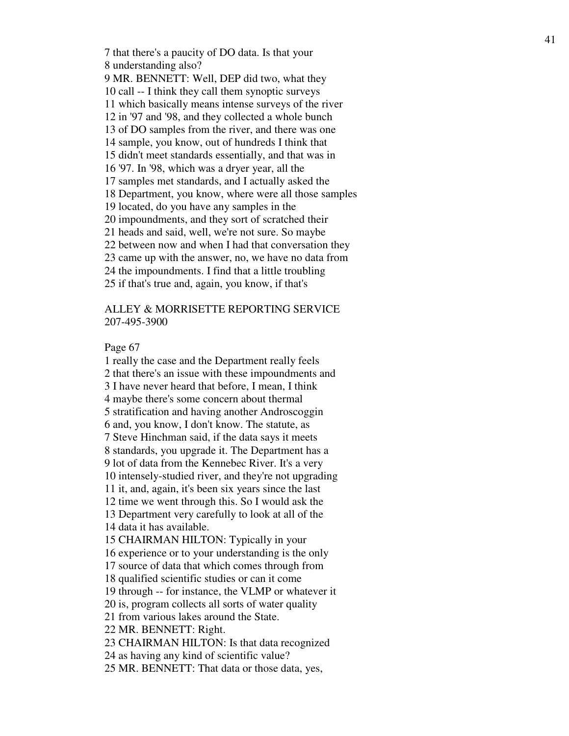7 that there's a paucity of DO data. Is that your
8 understanding also?
9 MR. BENNETT: Well, DEP did two, what they
10 call -- I think they call them synoptic surveys
11 which basically means intense surveys of the river
12 in '97 and '98, and they collected a whole bunch
13 of DO samples from the river, and there was one
14 sample, you know, out of hundreds I think that
15 didn't meet standards essentially, and that was in
16 '97. In '98, which was a dryer year, all the
17 samples met standards, and I actually asked the
18 Department, you know, where were all those samples
19 located, do you have any samples in the
20 impoundments, and they sort of scratched their
21 heads and said, well, we're not sure. So maybe
22 between now and when I had that conversation they
23 came up with the answer, no, we have no data from
24 the impoundments. I find that a little troubling
25 if that's true and, again, you know, if that's

ALLEY & MORRISETTE REPORTING SERVICE
207-495-3900

Page 67

1 really the case and the Department really feels
2 that there's an issue with these impoundments and
3 I have never heard that before, I mean, I think
4 maybe there's some concern about thermal
5 stratification and having another Androscoggin
6 and, you know, I don't know. The statute, as
7 Steve Hinchman said, if the data says it meets
8 standards, you upgrade it. The Department has a
9 lot of data from the Kennebec River. It's a very
10 intensely-studied river, and they're not upgrading
11 it, and, again, it's been six years since the last
12 time we went through this. So I would ask the
13 Department very carefully to look at all of the
14 data it has available.
15 CHAIRMAN HILTON: Typically in your
16 experience or to your understanding is the only
17 source of data that which comes through from
18 qualified scientific studies or can it come
19 through -- for instance, the VLMP or whatever it
20 is, program collects all sorts of water quality
21 from various lakes around the State.
22 MR. BENNETT: Right.
23 CHAIRMAN HILTON: Is that data recognized
24 as having any kind of scientific value?
25 MR. BENNETT: That data or those data, yes,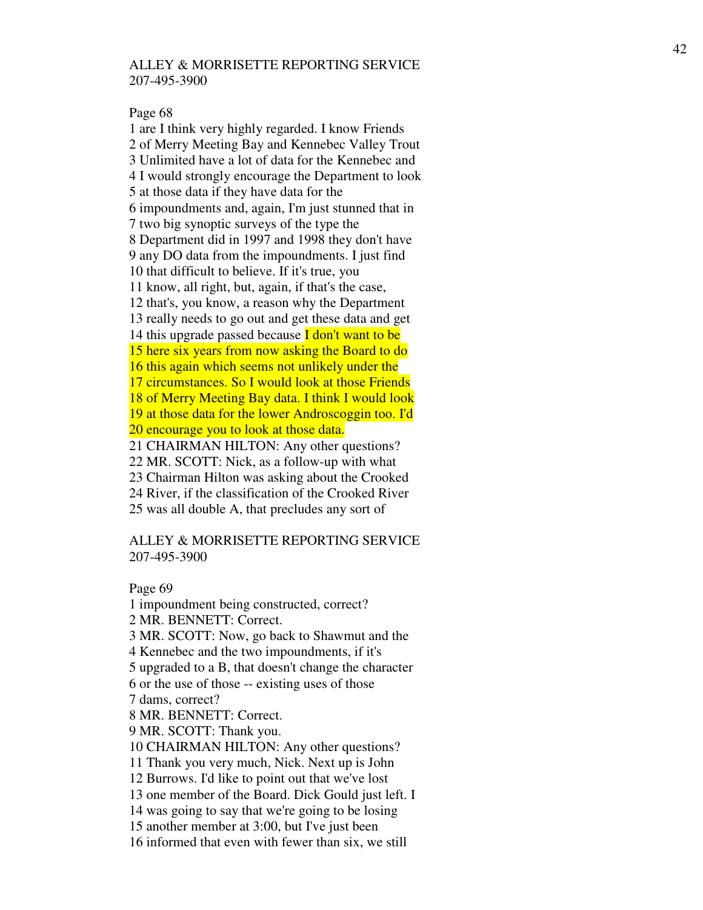ALLEY & MORRISETTE REPORTING SERVICE
207-495-3900

Page 68

1 are I think very highly regarded. I know Friends
2 of Merry Meeting Bay and Kennebec Valley Trout
3 Unlimited have a lot of data for the Kennebec and
4 I would strongly encourage the Department to look
5 at those data if they have data for the
6 impoundments and, again, I'm just stunned that in
7 two big synoptic surveys of the type the
8 Department did in 1997 and 1998 they don't have
9 any DO data from the impoundments. I just find
10 that difficult to believe. If it's true, you
11 know, all right, but, again, if that's the case,
12 that's, you know, a reason why the Department
13 really needs to go out and get these data and get
14 this upgrade passed because I don't want to be
15 here six years from now asking the Board to do
16 this again which seems not unlikely under the
17 circumstances. So I would look at those Friends
18 of Merry Meeting Bay data. I think I would look
19 at those data for the lower Androscoggin too. I'd
20 encourage you to look at those data.
21 CHAIRMAN HILTON: Any other questions?
22 MR. SCOTT: Nick, as a follow-up with what
23 Chairman Hilton was asking about the Crooked
24 River, if the classification of the Crooked River
25 was all double A, that precludes any sort of

ALLEY & MORRISETTE REPORTING SERVICE
207-495-3900

Page 69

1 impoundment being constructed, correct?
2 MR. BENNETT: Correct.
3 MR. SCOTT: Now, go back to Shawmut and the
4 Kennebec and the two impoundments, if it's
5 upgraded to a B, that doesn't change the character
6 or the use of those -- existing uses of those
7 dams, correct?
8 MR. BENNETT: Correct.
9 MR. SCOTT: Thank you.
10 CHAIRMAN HILTON: Any other questions?
11 Thank you very much, Nick. Next up is John
12 Burrows. I'd like to point out that we've lost
13 one member of the Board. Dick Gould just left. I
14 was going to say that we're going to be losing
15 another member at 3:00, but I've just been
16 informed that even with fewer than six, we still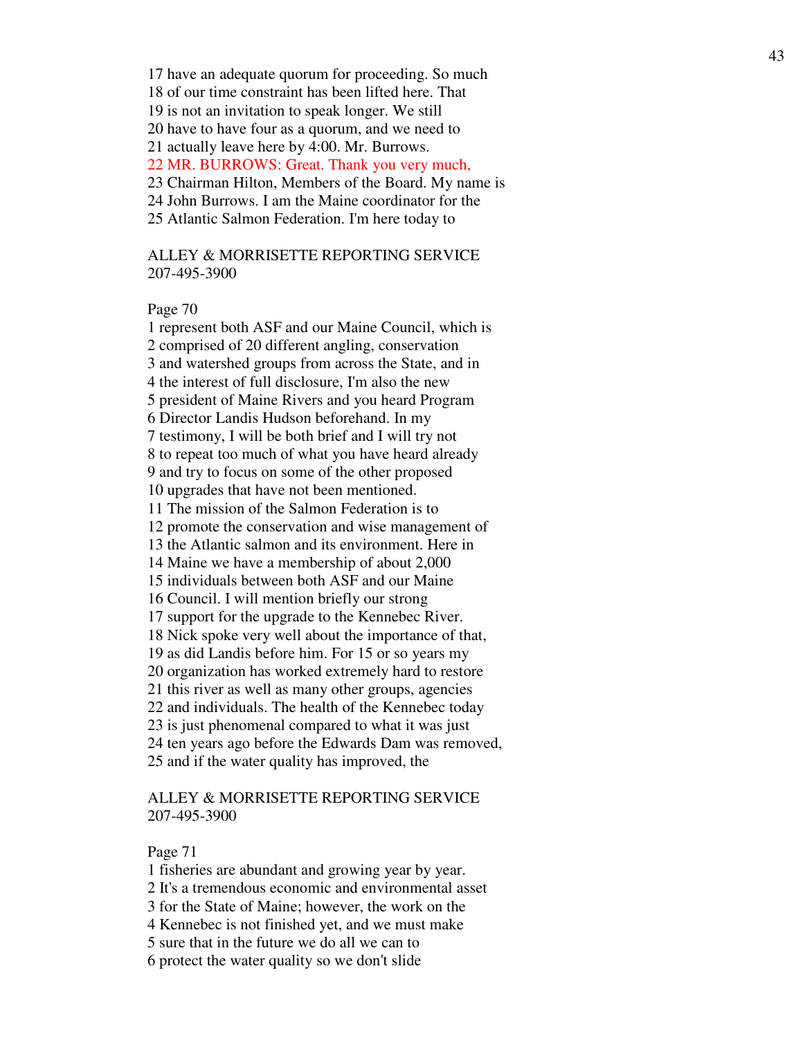17 have an adequate quorum for proceeding. So much
18 of our time constraint has been lifted here. That
19 is not an invitation to speak longer. We still
20 have to have four as a quorum, and we need to
21 actually leave here by 4:00. Mr. Burrows.
22 MR. BURROWS: Great. Thank you very much,
23 Chairman Hilton, Members of the Board. My name is
24 John Burrows. I am the Maine coordinator for the
25 Atlantic Salmon Federation. I'm here today to

ALLEY & MORRISETTE REPORTING SERVICE
207-495-3900

Page 70

1 represent both ASF and our Maine Council, which is
2 comprised of 20 different angling, conservation
3 and watershed groups from across the State, and in
4 the interest of full disclosure, I'm also the new
5 president of Maine Rivers and you heard Program
6 Director Landis Hudson beforehand. In my
7 testimony, I will be both brief and I will try not
8 to repeat too much of what you have heard already
9 and try to focus on some of the other proposed
10 upgrades that have not been mentioned.
11 The mission of the Salmon Federation is to
12 promote the conservation and wise management of
13 the Atlantic salmon and its environment. Here in
14 Maine we have a membership of about 2,000
15 individuals between both ASF and our Maine
16 Council. I will mention briefly our strong
17 support for the upgrade to the Kennebec River.
18 Nick spoke very well about the importance of that,
19 as did Landis before him. For 15 or so years my
20 organization has worked extremely hard to restore
21 this river as well as many other groups, agencies
22 and individuals. The health of the Kennebec today
23 is just phenomenal compared to what it was just
24 ten years ago before the Edwards Dam was removed,
25 and if the water quality has improved, the

ALLEY & MORRISETTE REPORTING SERVICE
207-495-3900

Page 71

1 fisheries are abundant and growing year by year.
2 It's a tremendous economic and environmental asset
3 for the State of Maine; however, the work on the
4 Kennebec is not finished yet, and we must make
5 sure that in the future we do all we can to
6 protect the water quality so we don't slide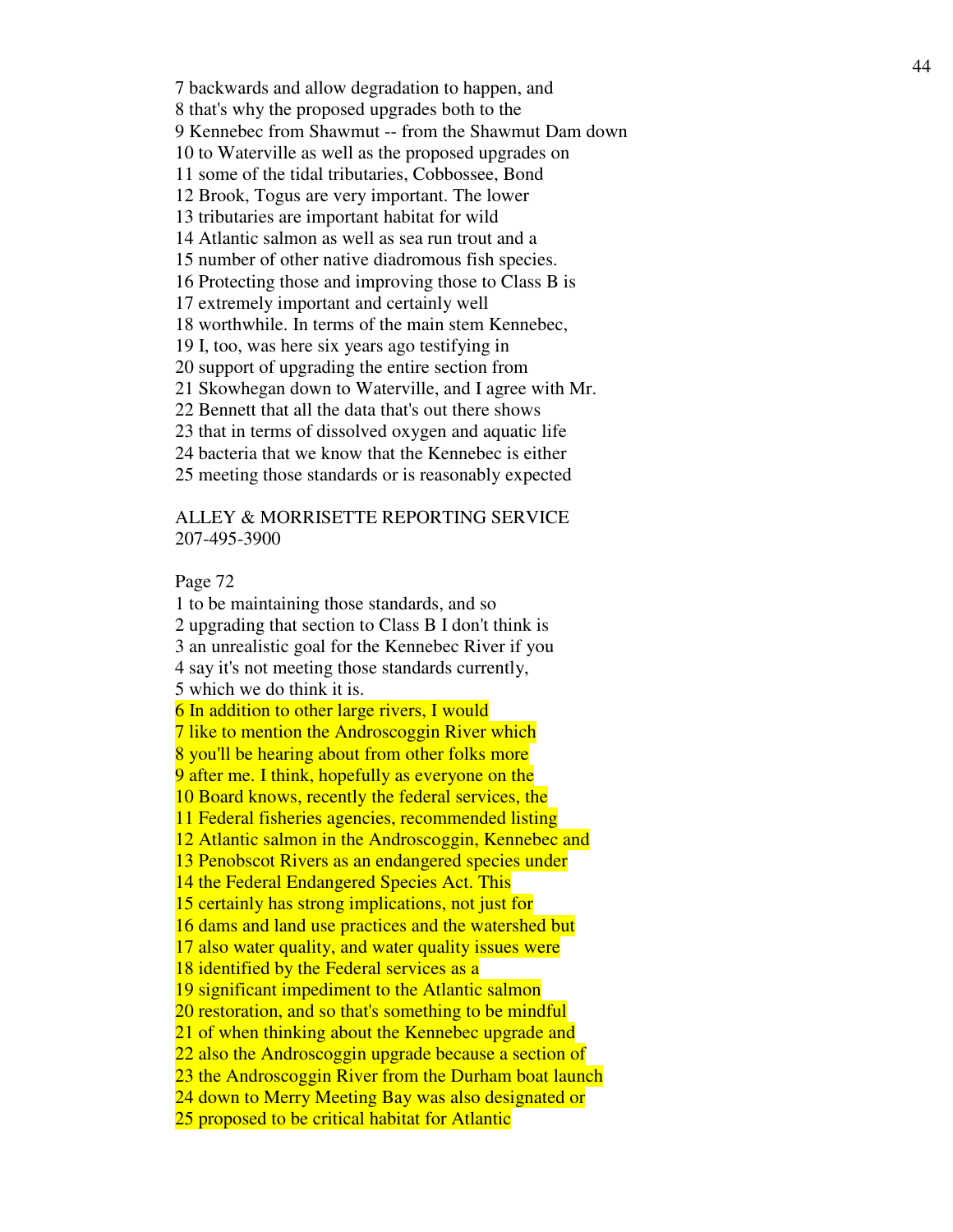7 backwards and allow degradation to happen, and
8 that's why the proposed upgrades both to the
9 Kennebec from Shawmut -- from the Shawmut Dam down
10 to Waterville as well as the proposed upgrades on
11 some of the tidal tributaries, Cobbossee, Bond
12 Brook, Togus are very important. The lower
13 tributaries are important habitat for wild
14 Atlantic salmon as well as sea run trout and a
15 number of other native diadromous fish species.
16 Protecting those and improving those to Class B is
17 extremely important and certainly well
18 worthwhile. In terms of the main stem Kennebec,
19 I, too, was here six years ago testifying in
20 support of upgrading the entire section from
21 Skowhegan down to Waterville, and I agree with Mr.
22 Bennett that all the data that's out there shows
23 that in terms of dissolved oxygen and aquatic life
24 bacteria that we know that the Kennebec is either
25 meeting those standards or is reasonably expected

ALLEY & MORRISETTE REPORTING SERVICE
207-495-3900

Page 72
1 to be maintaining those standards, and so
2 upgrading that section to Class B I don't think is
3 an unrealistic goal for the Kennebec River if you
4 say it's not meeting those standards currently,
5 which we do think it is.
6 In addition to other large rivers, I would
7 like to mention the Androscoggin River which
8 you'll be hearing about from other folks more
9 after me. I think, hopefully as everyone on the
10 Board knows, recently the federal services, the
11 Federal fisheries agencies, recommended listing
12 Atlantic salmon in the Androscoggin, Kennebec and
13 Penobscot Rivers as an endangered species under
14 the Federal Endangered Species Act. This
15 certainly has strong implications, not just for
16 dams and land use practices and the watershed but
17 also water quality, and water quality issues were
18 identified by the Federal services as a
19 significant impediment to the Atlantic salmon
20 restoration, and so that's something to be mindful
21 of when thinking about the Kennebec upgrade and
22 also the Androscoggin upgrade because a section of
23 the Androscoggin River from the Durham boat launch
24 down to Merry Meeting Bay was also designated or
25 proposed to be critical habitat for Atlantic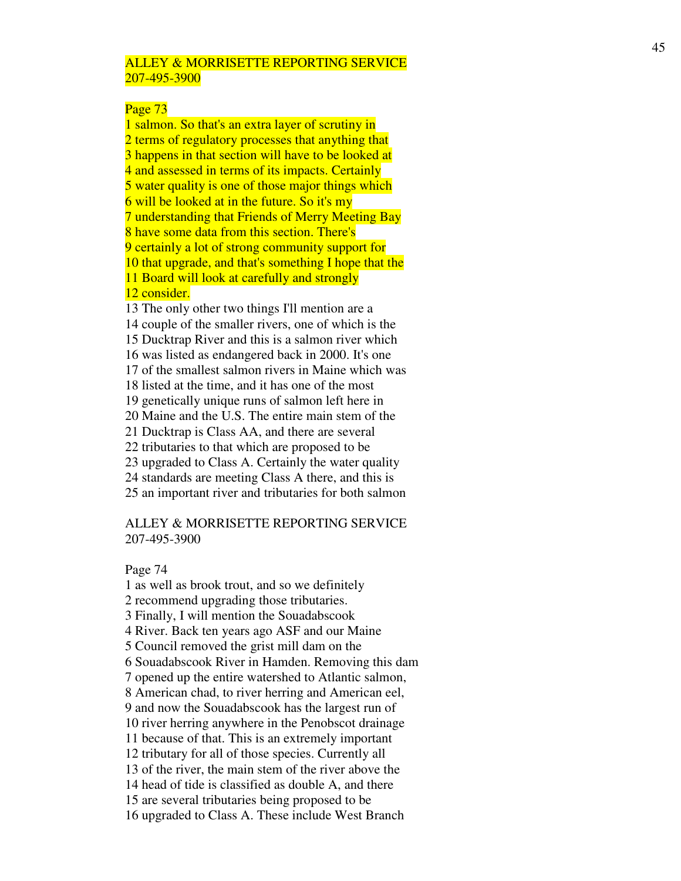ALLEY & MORRISETTE REPORTING SERVICE
207-495-3900

Page 73
1 salmon. So that's an extra layer of scrutiny in
2 terms of regulatory processes that anything that
3 happens in that section will have to be looked at
4 and assessed in terms of its impacts. Certainly
5 water quality is one of those major things which
6 will be looked at in the future. So it's my
7 understanding that Friends of Merry Meeting Bay
8 have some data from this section. There's
9 certainly a lot of strong community support for
10 that upgrade, and that's something I hope that the
11 Board will look at carefully and strongly
12 consider.
13 The only other two things I'll mention are a
14 couple of the smaller rivers, one of which is the
15 Ducktrap River and this is a salmon river which
16 was listed as endangered back in 2000. It's one
17 of the smallest salmon rivers in Maine which was
18 listed at the time, and it has one of the most
19 genetically unique runs of salmon left here in
20 Maine and the U.S. The entire main stem of the
21 Ducktrap is Class AA, and there are several
22 tributaries to that which are proposed to be
23 upgraded to Class A. Certainly the water quality
24 standards are meeting Class A there, and this is
25 an important river and tributaries for both salmon

ALLEY & MORRISETTE REPORTING SERVICE
207-495-3900

Page 74
1 as well as brook trout, and so we definitely
2 recommend upgrading those tributaries.
3 Finally, I will mention the Souadabscook
4 River. Back ten years ago ASF and our Maine
5 Council removed the grist mill dam on the
6 Souadabscook River in Hamden. Removing this dam
7 opened up the entire watershed to Atlantic salmon,
8 American chad, to river herring and American eel,
9 and now the Souadabscook has the largest run of
10 river herring anywhere in the Penobscot drainage
11 because of that. This is an extremely important
12 tributary for all of those species. Currently all
13 of the river, the main stem of the river above the
14 head of tide is classified as double A, and there
15 are several tributaries being proposed to be
16 upgraded to Class A. These include West Branch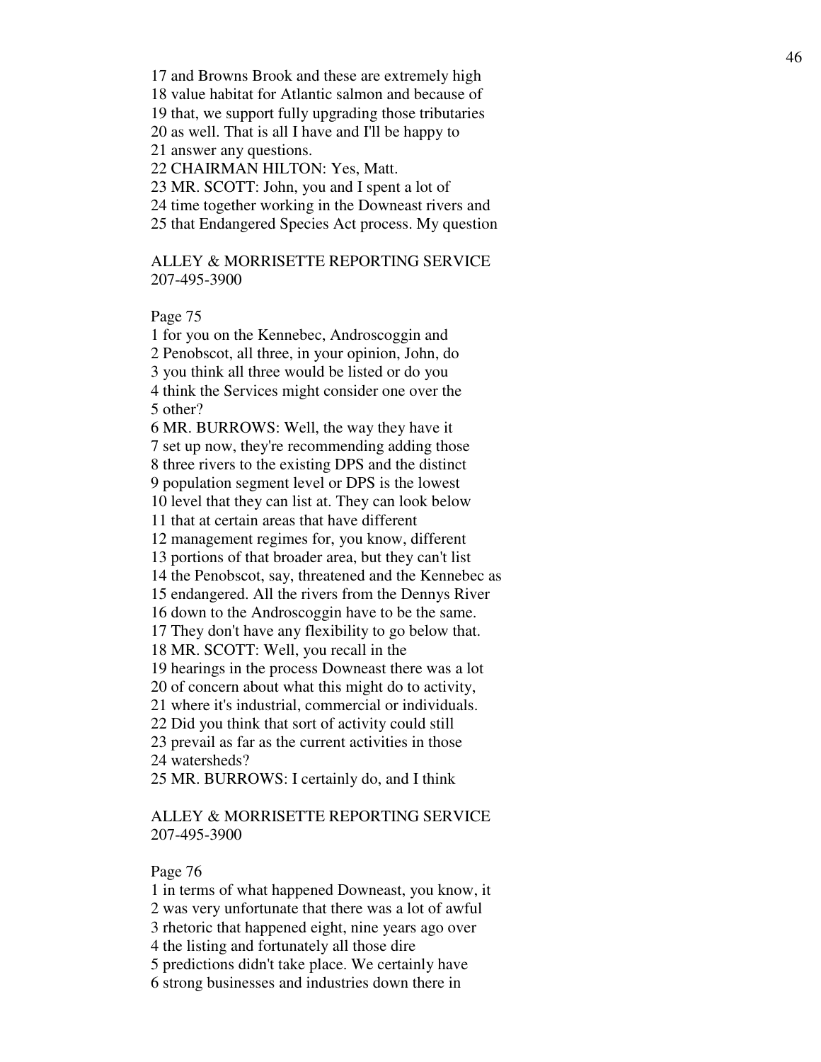17 and Browns Brook and these are extremely high
18 value habitat for Atlantic salmon and because of
19 that, we support fully upgrading those tributaries
20 as well. That is all I have and I'll be happy to
21 answer any questions.
22 CHAIRMAN HILTON: Yes, Matt.
23 MR. SCOTT: John, you and I spent a lot of
24 time together working in the Downeast rivers and
25 that Endangered Species Act process. My question

ALLEY & MORRISETTE REPORTING SERVICE
207-495-3900

Page 75
1 for you on the Kennebec, Androscoggin and
2 Penobscot, all three, in your opinion, John, do
3 you think all three would be listed or do you
4 think the Services might consider one over the
5 other?
6 MR. BURROWS: Well, the way they have it
7 set up now, they're recommending adding those
8 three rivers to the existing DPS and the distinct
9 population segment level or DPS is the lowest
10 level that they can list at. They can look below
11 that at certain areas that have different
12 management regimes for, you know, different
13 portions of that broader area, but they can't list
14 the Penobscot, say, threatened and the Kennebec as
15 endangered. All the rivers from the Dennys River
16 down to the Androscoggin have to be the same.
17 They don't have any flexibility to go below that.
18 MR. SCOTT: Well, you recall in the
19 hearings in the process Downeast there was a lot
20 of concern about what this might do to activity,
21 where it's industrial, commercial or individuals.
22 Did you think that sort of activity could still
23 prevail as far as the current activities in those
24 watersheds?
25 MR. BURROWS: I certainly do, and I think

ALLEY & MORRISETTE REPORTING SERVICE
207-495-3900

Page 76
1 in terms of what happened Downeast, you know, it
2 was very unfortunate that there was a lot of awful
3 rhetoric that happened eight, nine years ago over
4 the listing and fortunately all those dire
5 predictions didn't take place. We certainly have
6 strong businesses and industries down there in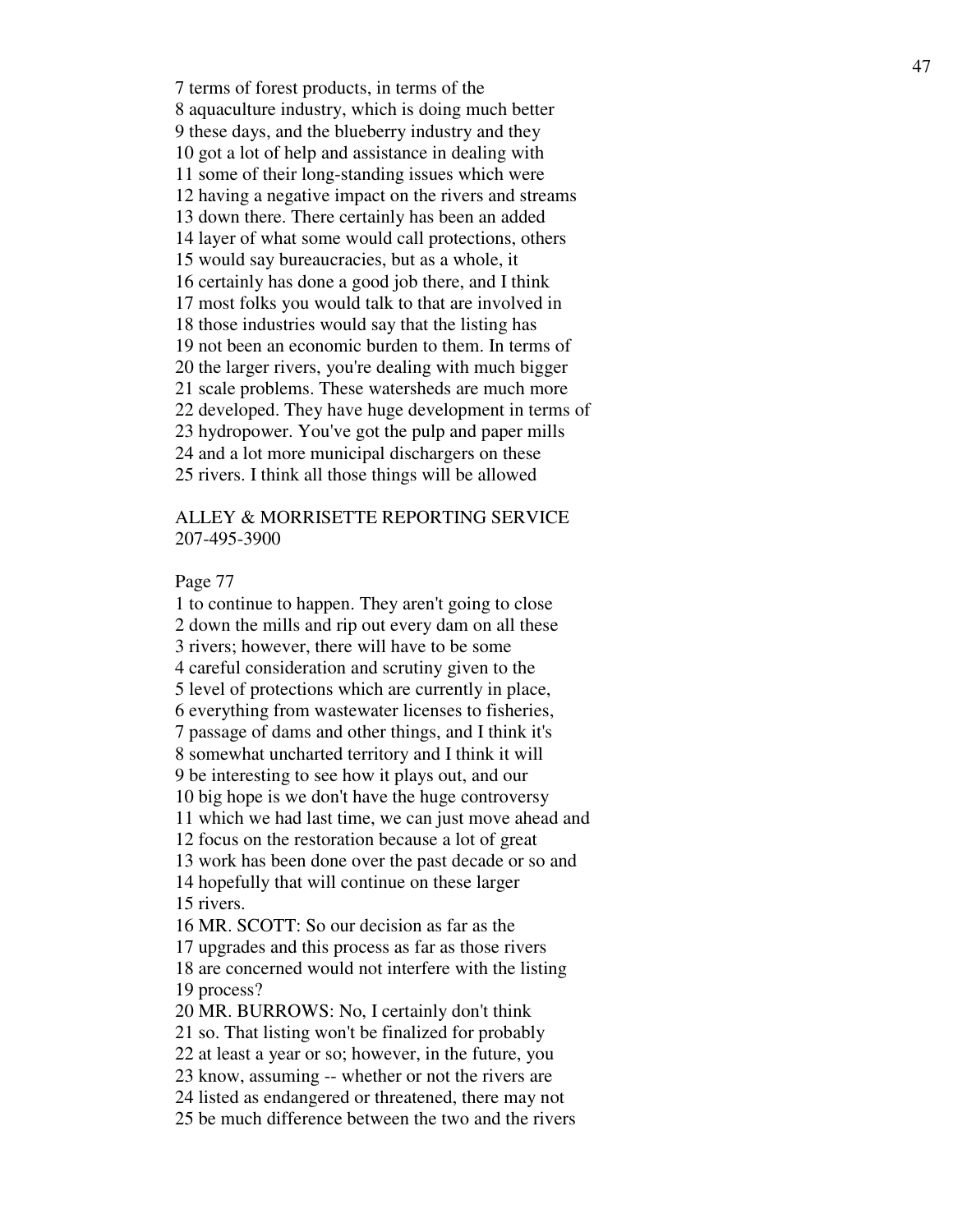7 terms of forest products, in terms of the
8 aquaculture industry, which is doing much better
9 these days, and the blueberry industry and they
10 got a lot of help and assistance in dealing with
11 some of their long-standing issues which were
12 having a negative impact on the rivers and streams
13 down there. There certainly has been an added
14 layer of what some would call protections, others
15 would say bureaucracies, but as a whole, it
16 certainly has done a good job there, and I think
17 most folks you would talk to that are involved in
18 those industries would say that the listing has
19 not been an economic burden to them. In terms of
20 the larger rivers, you're dealing with much bigger
21 scale problems. These watersheds are much more
22 developed. They have huge development in terms of
23 hydropower. You've got the pulp and paper mills
24 and a lot more municipal dischargers on these
25 rivers. I think all those things will be allowed

ALLEY & MORRISETTE REPORTING SERVICE
207-495-3900

Page 77

1 to continue to happen. They aren't going to close
2 down the mills and rip out every dam on all these
3 rivers; however, there will have to be some
4 careful consideration and scrutiny given to the
5 level of protections which are currently in place,
6 everything from wastewater licenses to fisheries,
7 passage of dams and other things, and I think it's
8 somewhat uncharted territory and I think it will
9 be interesting to see how it plays out, and our
10 big hope is we don't have the huge controversy
11 which we had last time, we can just move ahead and
12 focus on the restoration because a lot of great
13 work has been done over the past decade or so and
14 hopefully that will continue on these larger
15 rivers.
16 MR. SCOTT: So our decision as far as the
17 upgrades and this process as far as those rivers
18 are concerned would not interfere with the listing
19 process?
20 MR. BURROWS: No, I certainly don't think
21 so. That listing won't be finalized for probably
22 at least a year or so; however, in the future, you
23 know, assuming -- whether or not the rivers are
24 listed as endangered or threatened, there may not
25 be much difference between the two and the rivers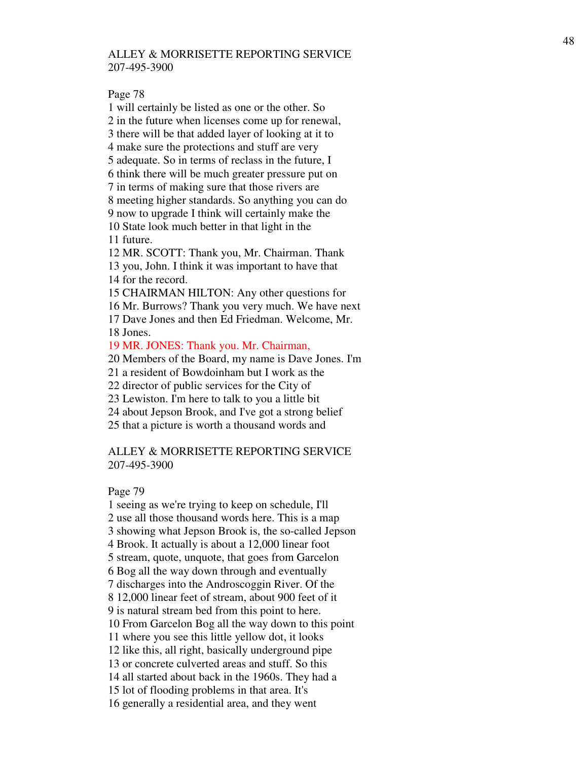ALLEY & MORRISETTE REPORTING SERVICE
207-495-3900

Page 78

1 will certainly be listed as one or the other. So
2 in the future when licenses come up for renewal,
3 there will be that added layer of looking at it to
4 make sure the protections and stuff are very
5 adequate. So in terms of reclass in the future, I
6 think there will be much greater pressure put on
7 in terms of making sure that those rivers are
8 meeting higher standards. So anything you can do
9 now to upgrade I think will certainly make the
10 State look much better in that light in the
11 future.
12 MR. SCOTT: Thank you, Mr. Chairman. Thank
13 you, John. I think it was important to have that
14 for the record.
15 CHAIRMAN HILTON: Any other questions for
16 Mr. Burrows? Thank you very much. We have next
17 Dave Jones and then Ed Friedman. Welcome, Mr.
18 Jones.
19 MR. JONES: Thank you. Mr. Chairman,
20 Members of the Board, my name is Dave Jones. I'm
21 a resident of Bowdoinham but I work as the
22 director of public services for the City of
23 Lewiston. I'm here to talk to you a little bit
24 about Jepson Brook, and I've got a strong belief
25 that a picture is worth a thousand words and

ALLEY & MORRISETTE REPORTING SERVICE
207-495-3900

Page 79

1 seeing as we're trying to keep on schedule, I'll
2 use all those thousand words here. This is a map
3 showing what Jepson Brook is, the so-called Jepson
4 Brook. It actually is about a 12,000 linear foot
5 stream, quote, unquote, that goes from Garcelon
6 Bog all the way down through and eventually
7 discharges into the Androscoggin River. Of the
8 12,000 linear feet of stream, about 900 feet of it
9 is natural stream bed from this point to here.
10 From Garcelon Bog all the way down to this point
11 where you see this little yellow dot, it looks
12 like this, all right, basically underground pipe
13 or concrete culverted areas and stuff. So this
14 all started about back in the 1960s. They had a
15 lot of flooding problems in that area. It's
16 generally a residential area, and they went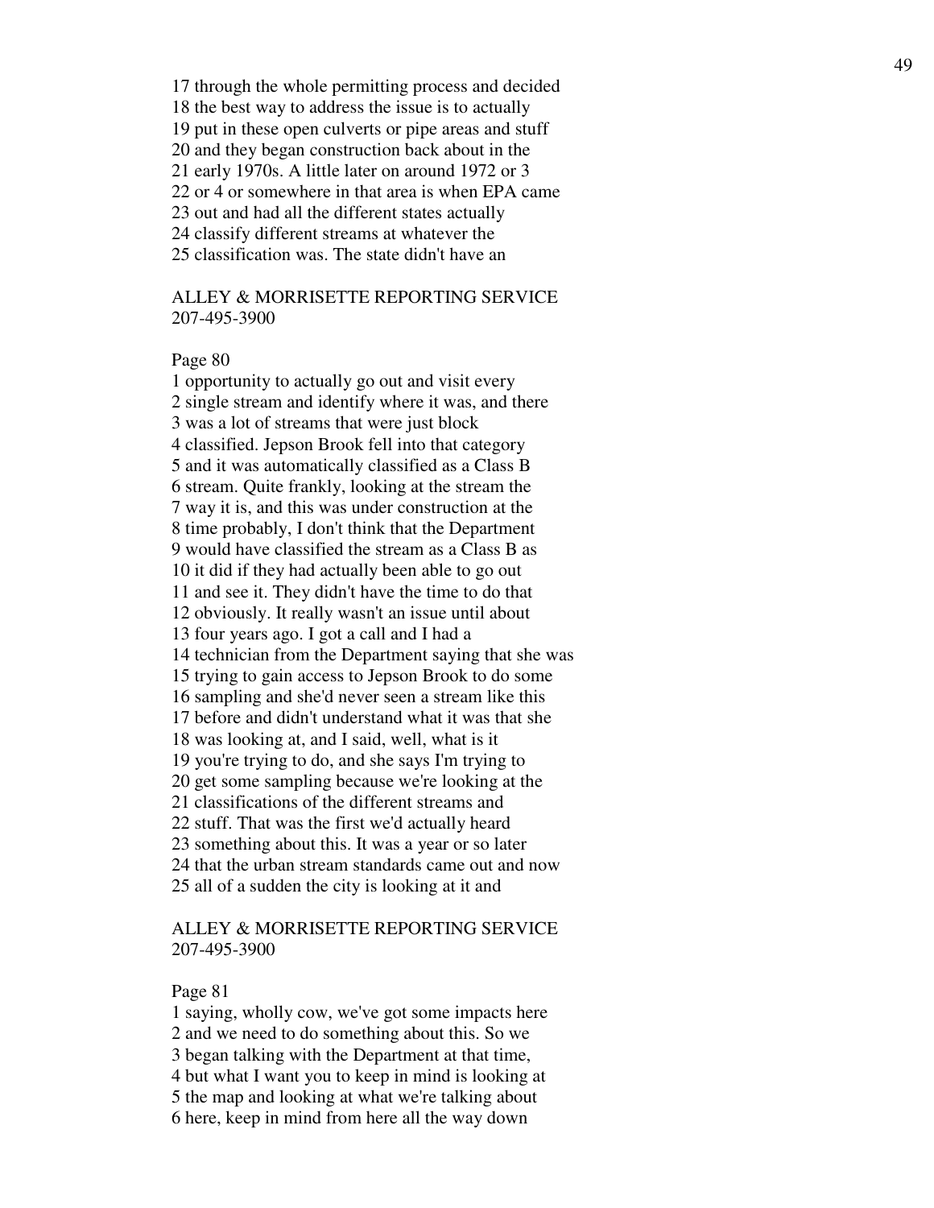17 through the whole permitting process and decided
18 the best way to address the issue is to actually
19 put in these open culverts or pipe areas and stuff
20 and they began construction back about in the
21 early 1970s. A little later on around 1972 or 3
22 or 4 or somewhere in that area is when EPA came
23 out and had all the different states actually
24 classify different streams at whatever the
25 classification was. The state didn't have an

ALLEY & MORRISETTE REPORTING SERVICE
207-495-3900

Page 80

1 opportunity to actually go out and visit every
2 single stream and identify where it was, and there
3 was a lot of streams that were just block
4 classified. Jepson Brook fell into that category
5 and it was automatically classified as a Class B
6 stream. Quite frankly, looking at the stream the
7 way it is, and this was under construction at the
8 time probably, I don't think that the Department
9 would have classified the stream as a Class B as
10 it did if they had actually been able to go out
11 and see it. They didn't have the time to do that
12 obviously. It really wasn't an issue until about
13 four years ago. I got a call and I had a
14 technician from the Department saying that she was
15 trying to gain access to Jepson Brook to do some
16 sampling and she'd never seen a stream like this
17 before and didn't understand what it was that she
18 was looking at, and I said, well, what is it
19 you're trying to do, and she says I'm trying to
20 get some sampling because we're looking at the
21 classifications of the different streams and
22 stuff. That was the first we'd actually heard
23 something about this. It was a year or so later
24 that the urban stream standards came out and now
25 all of a sudden the city is looking at it and

ALLEY & MORRISETTE REPORTING SERVICE
207-495-3900

Page 81

1 saying, wholly cow, we've got some impacts here
2 and we need to do something about this. So we
3 began talking with the Department at that time,
4 but what I want you to keep in mind is looking at
5 the map and looking at what we're talking about
6 here, keep in mind from here all the way down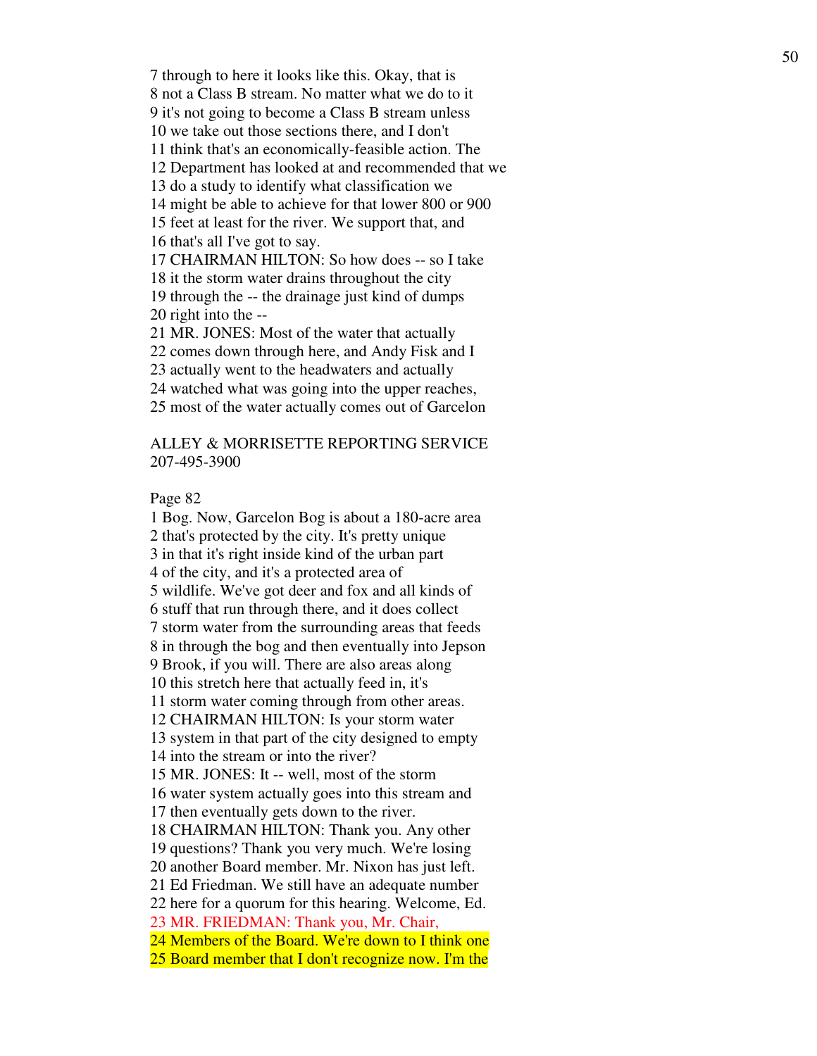7 through to here it looks like this. Okay, that is
8 not a Class B stream. No matter what we do to it
9 it's not going to become a Class B stream unless
10 we take out those sections there, and I don't
11 think that's an economically-feasible action. The
12 Department has looked at and recommended that we
13 do a study to identify what classification we
14 might be able to achieve for that lower 800 or 900
15 feet at least for the river. We support that, and
16 that's all I've got to say.
17 CHAIRMAN HILTON: So how does -- so I take
18 it the storm water drains throughout the city
19 through the -- the drainage just kind of dumps
20 right into the --
21 MR. JONES: Most of the water that actually
22 comes down through here, and Andy Fisk and I
23 actually went to the headwaters and actually
24 watched what was going into the upper reaches,
25 most of the water actually comes out of Garcelon

ALLEY & MORRISETTE REPORTING SERVICE
207-495-3900

Page 82
1 Bog. Now, Garcelon Bog is about a 180-acre area
2 that's protected by the city. It's pretty unique
3 in that it's right inside kind of the urban part
4 of the city, and it's a protected area of
5 wildlife. We've got deer and fox and all kinds of
6 stuff that run through there, and it does collect
7 storm water from the surrounding areas that feeds
8 in through the bog and then eventually into Jepson
9 Brook, if you will. There are also areas along
10 this stretch here that actually feed in, it's
11 storm water coming through from other areas.
12 CHAIRMAN HILTON: Is your storm water
13 system in that part of the city designed to empty
14 into the stream or into the river?
15 MR. JONES: It -- well, most of the storm
16 water system actually goes into this stream and
17 then eventually gets down to the river.
18 CHAIRMAN HILTON: Thank you. Any other
19 questions? Thank you very much. We're losing
20 another Board member. Mr. Nixon has just left.
21 Ed Friedman. We still have an adequate number
22 here for a quorum for this hearing. Welcome, Ed.
23 MR. FRIEDMAN: Thank you, Mr. Chair,
24 Members of the Board. We're down to I think one
25 Board member that I don't recognize now. I'm the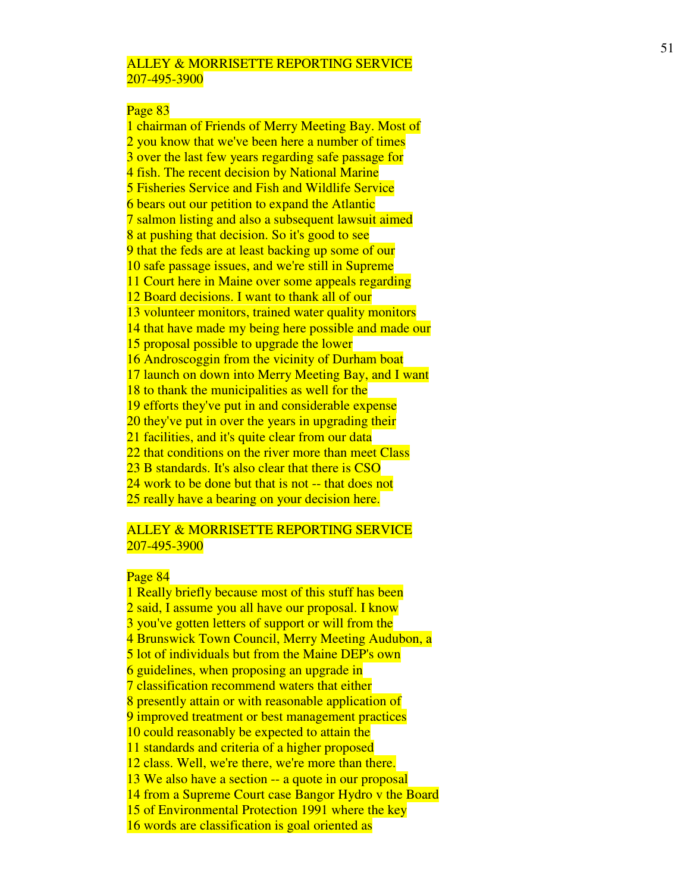ALLEY & MORRISETTE REPORTING SERVICE
207-495-3900

Page 83

1 chairman of Friends of Merry Meeting Bay. Most of
2 you know that we've been here a number of times
3 over the last few years regarding safe passage for
4 fish. The recent decision by National Marine
5 Fisheries Service and Fish and Wildlife Service
6 bears out our petition to expand the Atlantic
7 salmon listing and also a subsequent lawsuit aimed
8 at pushing that decision. So it's good to see
9 that the feds are at least backing up some of our
10 safe passage issues, and we're still in Supreme
11 Court here in Maine over some appeals regarding
12 Board decisions. I want to thank all of our
13 volunteer monitors, trained water quality monitors
14 that have made my being here possible and made our
15 proposal possible to upgrade the lower
16 Androscoggin from the vicinity of Durham boat
17 launch on down into Merry Meeting Bay, and I want
18 to thank the municipalities as well for the
19 efforts they've put in and considerable expense
20 they've put in over the years in upgrading their
21 facilities, and it's quite clear from our data
22 that conditions on the river more than meet Class
23 B standards. It's also clear that there is CSO
24 work to be done but that is not -- that does not
25 really have a bearing on your decision here.

ALLEY & MORRISETTE REPORTING SERVICE
207-495-3900

Page 84

1 Really briefly because most of this stuff has been
2 said, I assume you all have our proposal. I know
3 you've gotten letters of support or will from the
4 Brunswick Town Council, Merry Meeting Audubon, a
5 lot of individuals but from the Maine DEP's own
6 guidelines, when proposing an upgrade in
7 classification recommend waters that either
8 presently attain or with reasonable application of
9 improved treatment or best management practices
10 could reasonably be expected to attain the
11 standards and criteria of a higher proposed
12 class. Well, we're there, we're more than there.
13 We also have a section -- a quote in our proposal
14 from a Supreme Court case Bangor Hydro v the Board
15 of Environmental Protection 1991 where the key
16 words are classification is goal oriented as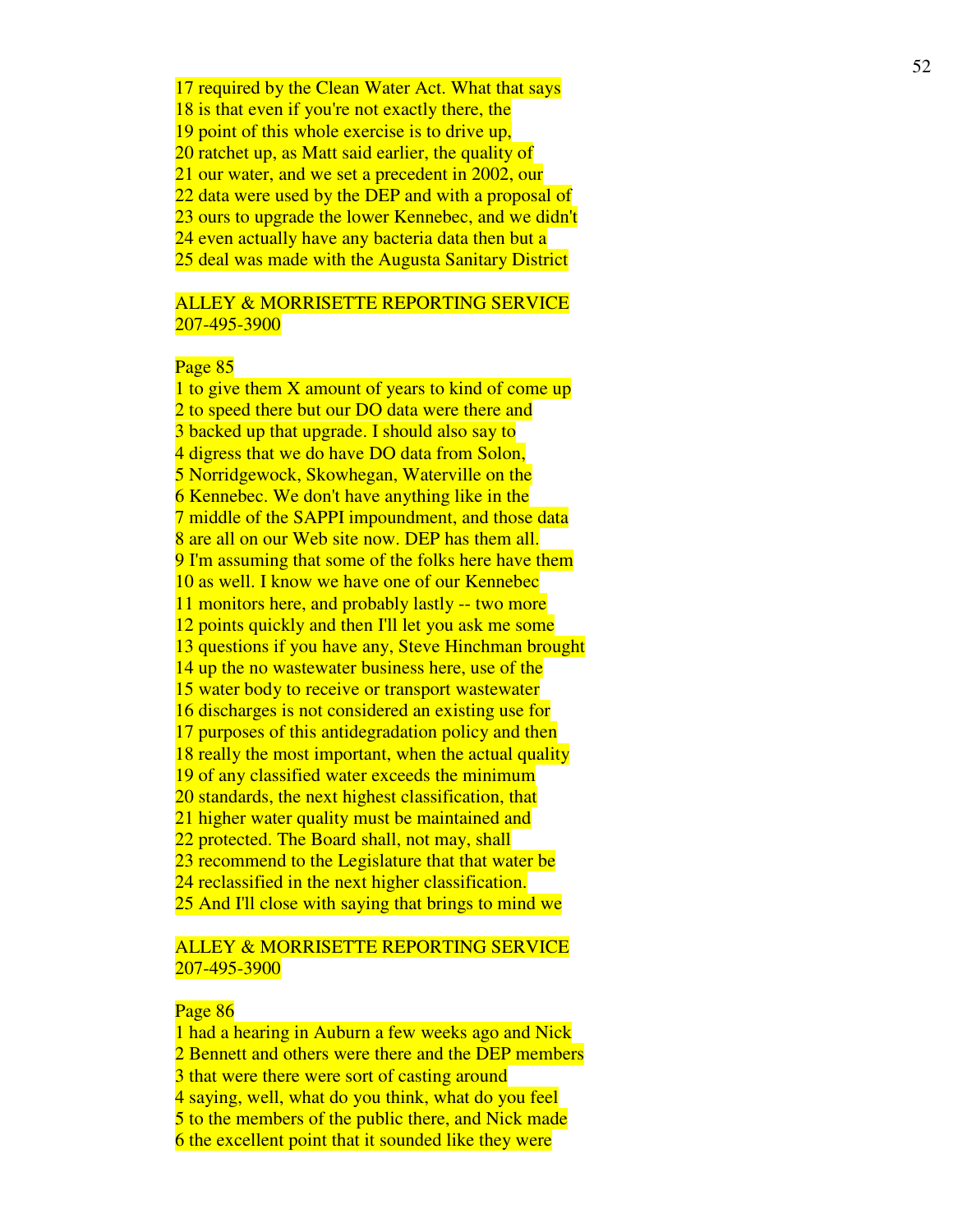17 required by the Clean Water Act. What that says
18 is that even if you're not exactly there, the
19 point of this whole exercise is to drive up,
20 ratchet up, as Matt said earlier, the quality of
21 our water, and we set a precedent in 2002, our
22 data were used by the DEP and with a proposal of
23 ours to upgrade the lower Kennebec, and we didn't
24 even actually have any bacteria data then but a
25 deal was made with the Augusta Sanitary District

ALLEY & MORRISETTE REPORTING SERVICE
207-495-3900

Page 85
1 to give them X amount of years to kind of come up
2 to speed there but our DO data were there and
3 backed up that upgrade. I should also say to
4 digress that we do have DO data from Solon,
5 Norridgewock, Skowhegan, Waterville on the
6 Kennebec. We don't have anything like in the
7 middle of the SAPPI impoundment, and those data
8 are all on our Web site now. DEP has them all.
9 I'm assuming that some of the folks here have them
10 as well. I know we have one of our Kennebec
11 monitors here, and probably lastly -- two more
12 points quickly and then I'll let you ask me some
13 questions if you have any, Steve Hinchman brought
14 up the no wastewater business here, use of the
15 water body to receive or transport wastewater
16 discharges is not considered an existing use for
17 purposes of this antidegradation policy and then
18 really the most important, when the actual quality
19 of any classified water exceeds the minimum
20 standards, the next highest classification, that
21 higher water quality must be maintained and
22 protected. The Board shall, not may, shall
23 recommend to the Legislature that that water be
24 reclassified in the next higher classification.
25 And I'll close with saying that brings to mind we

ALLEY & MORRISETTE REPORTING SERVICE
207-495-3900

Page 86
1 had a hearing in Auburn a few weeks ago and Nick
2 Bennett and others were there and the DEP members
3 that were there were sort of casting around
4 saying, well, what do you think, what do you feel
5 to the members of the public there, and Nick made
6 the excellent point that it sounded like they were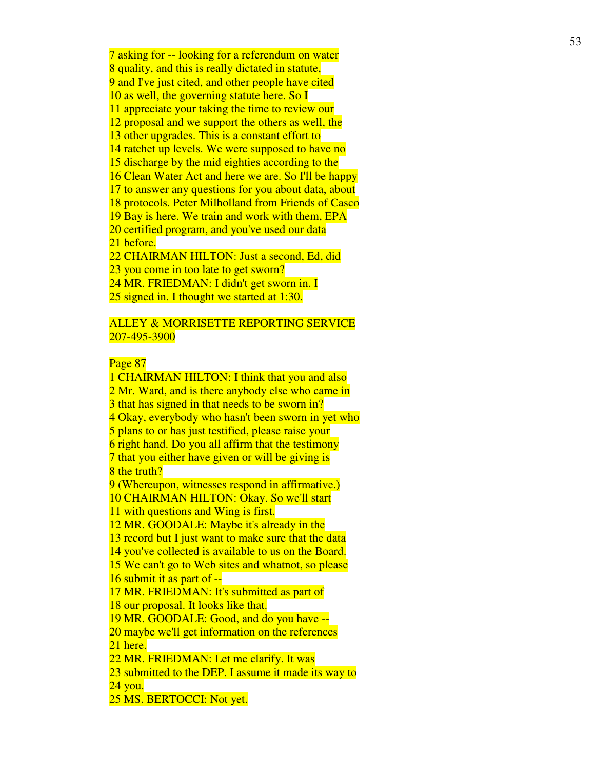7 asking for -- looking for a referendum on water
8 quality, and this is really dictated in statute,
9 and I've just cited, and other people have cited
10 as well, the governing statute here. So I
11 appreciate your taking the time to review our
12 proposal and we support the others as well, the
13 other upgrades. This is a constant effort to
14 ratchet up levels. We were supposed to have no
15 discharge by the mid eighties according to the
16 Clean Water Act and here we are. So I'll be happy
17 to answer any questions for you about data, about
18 protocols. Peter Milholland from Friends of Casco
19 Bay is here. We train and work with them, EPA
20 certified program, and you've used our data
21 before.
22 CHAIRMAN HILTON: Just a second, Ed, did
23 you come in too late to get sworn?
24 MR. FRIEDMAN: I didn't get sworn in. I
25 signed in. I thought we started at 1:30.

ALLEY & MORRISETTE REPORTING SERVICE
207-495-3900

Page 87

1 CHAIRMAN HILTON: I think that you and also
2 Mr. Ward, and is there anybody else who came in
3 that has signed in that needs to be sworn in?
4 Okay, everybody who hasn't been sworn in yet who
5 plans to or has just testified, please raise your
6 right hand. Do you all affirm that the testimony
7 that you either have given or will be giving is
8 the truth?
9 (Whereupon, witnesses respond in affirmative.)
10 CHAIRMAN HILTON: Okay. So we'll start
11 with questions and Wing is first.
12 MR. GOODALE: Maybe it's already in the
13 record but I just want to make sure that the data
14 you've collected is available to us on the Board.
15 We can't go to Web sites and whatnot, so please
16 submit it as part of --
17 MR. FRIEDMAN: It's submitted as part of
18 our proposal. It looks like that.
19 MR. GOODALE: Good, and do you have --
20 maybe we'll get information on the references
21 here.
22 MR. FRIEDMAN: Let me clarify. It was
23 submitted to the DEP. I assume it made its way to
24 you.
25 MS. BERTOCCI: Not yet.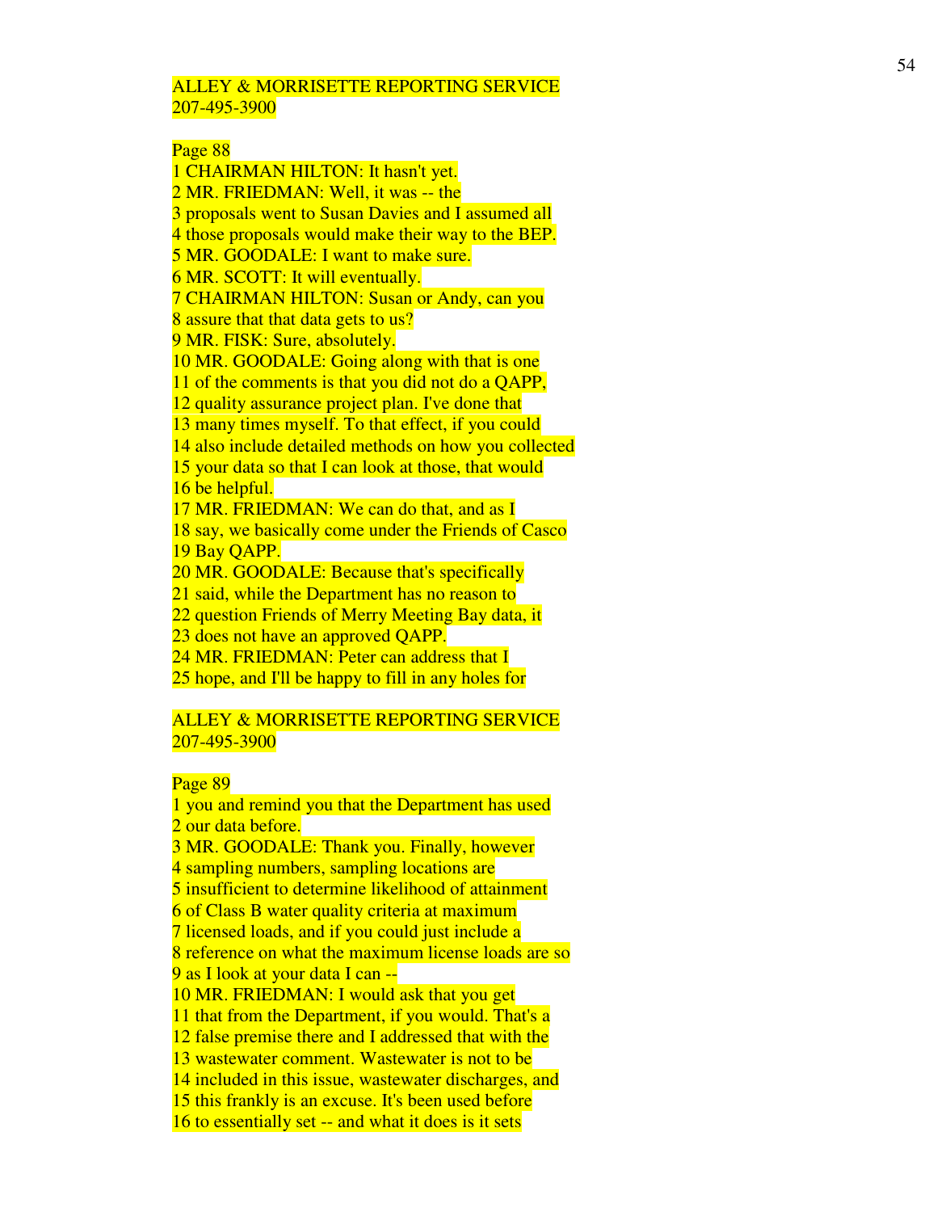ALLEY & MORRISETTE REPORTING SERVICE
207-495-3900

Page 88
1 CHAIRMAN HILTON: It hasn't yet.
2 MR. FRIEDMAN: Well, it was -- the
3 proposals went to Susan Davies and I assumed all
4 those proposals would make their way to the BEP.
5 MR. GOODALE: I want to make sure.
6 MR. SCOTT: It will eventually.
7 CHAIRMAN HILTON: Susan or Andy, can you
8 assure that that data gets to us?
9 MR. FISK: Sure, absolutely.
10 MR. GOODALE: Going along with that is one
11 of the comments is that you did not do a QAPP,
12 quality assurance project plan. I've done that
13 many times myself. To that effect, if you could
14 also include detailed methods on how you collected
15 your data so that I can look at those, that would
16 be helpful.
17 MR. FRIEDMAN: We can do that, and as I
18 say, we basically come under the Friends of Casco
19 Bay QAPP.
20 MR. GOODALE: Because that's specifically
21 said, while the Department has no reason to
22 question Friends of Merry Meeting Bay data, it
23 does not have an approved QAPP.
24 MR. FRIEDMAN: Peter can address that I
25 hope, and I'll be happy to fill in any holes for

ALLEY & MORRISETTE REPORTING SERVICE
207-495-3900

Page 89
1 you and remind you that the Department has used
2 our data before.
3 MR. GOODALE: Thank you. Finally, however
4 sampling numbers, sampling locations are
5 insufficient to determine likelihood of attainment
6 of Class B water quality criteria at maximum
7 licensed loads, and if you could just include a
8 reference on what the maximum license loads are so
9 as I look at your data I can --
10 MR. FRIEDMAN: I would ask that you get
11 that from the Department, if you would. That's a
12 false premise there and I addressed that with the
13 wastewater comment. Wastewater is not to be
14 included in this issue, wastewater discharges, and
15 this frankly is an excuse. It's been used before
16 to essentially set -- and what it does is it sets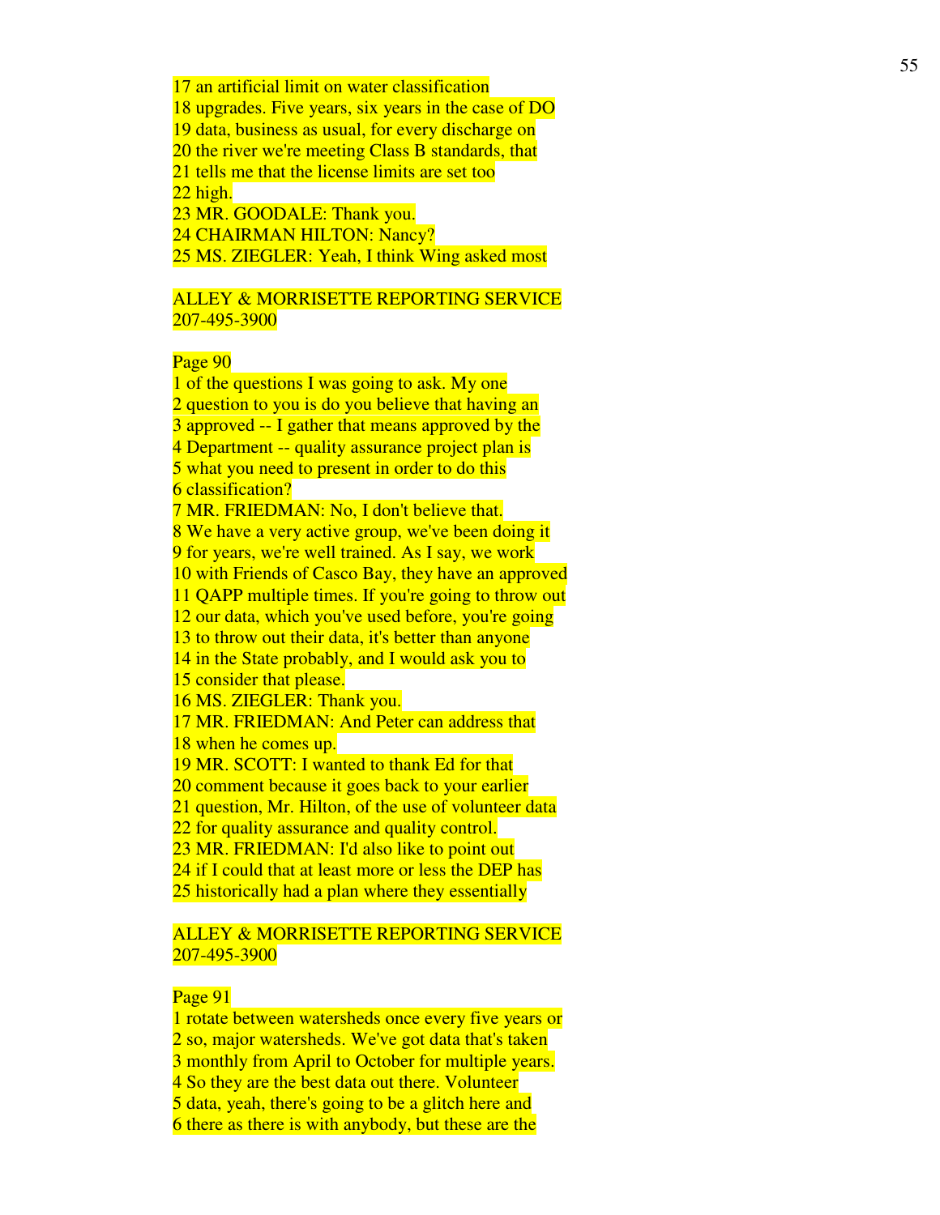17 an artificial limit on water classification
18 upgrades. Five years, six years in the case of DO
19 data, business as usual, for every discharge on
20 the river we're meeting Class B standards, that
21 tells me that the license limits are set too
22 high.
23 MR. GOODALE: Thank you.
24 CHAIRMAN HILTON: Nancy?
25 MS. ZIEGLER: Yeah, I think Wing asked most

ALLEY & MORRISETTE REPORTING SERVICE
207-495-3900

Page 90
1 of the questions I was going to ask. My one
2 question to you is do you believe that having an
3 approved -- I gather that means approved by the
4 Department -- quality assurance project plan is
5 what you need to present in order to do this
6 classification?
7 MR. FRIEDMAN: No, I don't believe that.
8 We have a very active group, we've been doing it
9 for years, we're well trained. As I say, we work
10 with Friends of Casco Bay, they have an approved
11 QAPP multiple times. If you're going to throw out
12 our data, which you've used before, you're going
13 to throw out their data, it's better than anyone
14 in the State probably, and I would ask you to
15 consider that please.
16 MS. ZIEGLER: Thank you.
17 MR. FRIEDMAN: And Peter can address that
18 when he comes up.
19 MR. SCOTT: I wanted to thank Ed for that
20 comment because it goes back to your earlier
21 question, Mr. Hilton, of the use of volunteer data
22 for quality assurance and quality control.
23 MR. FRIEDMAN: I'd also like to point out
24 if I could that at least more or less the DEP has
25 historically had a plan where they essentially

ALLEY & MORRISETTE REPORTING SERVICE
207-495-3900

Page 91
1 rotate between watersheds once every five years or
2 so, major watersheds. We've got data that's taken
3 monthly from April to October for multiple years.
4 So they are the best data out there. Volunteer
5 data, yeah, there's going to be a glitch here and
6 there as there is with anybody, but these are the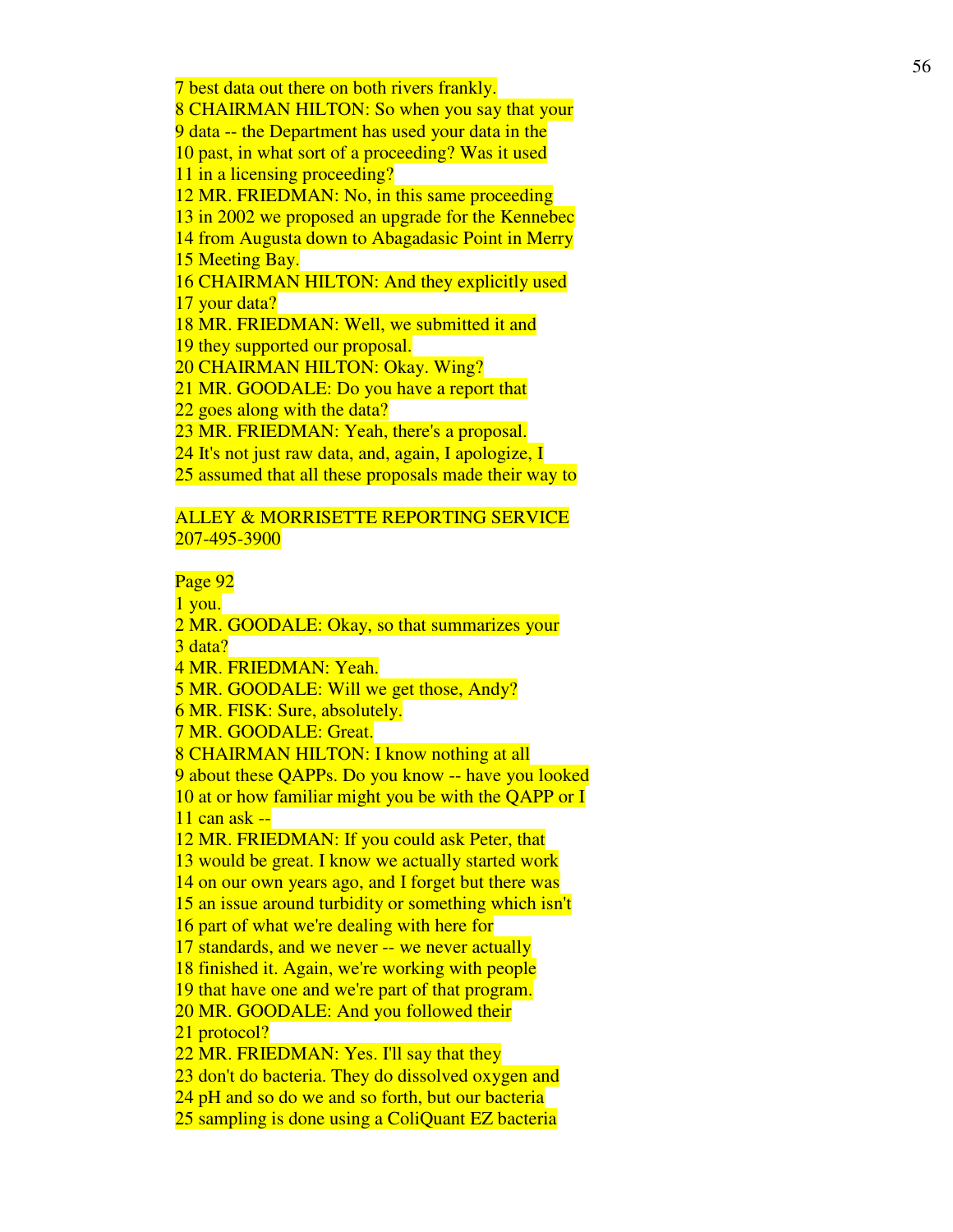7 best data out there on both rivers frankly.
8 CHAIRMAN HILTON: So when you say that your
9 data -- the Department has used your data in the
10 past, in what sort of a proceeding? Was it used
11 in a licensing proceeding?
12 MR. FRIEDMAN: No, in this same proceeding
13 in 2002 we proposed an upgrade for the Kennebec
14 from Augusta down to Abagadasic Point in Merry
15 Meeting Bay.
16 CHAIRMAN HILTON: And they explicitly used
17 your data?
18 MR. FRIEDMAN: Well, we submitted it and
19 they supported our proposal.
20 CHAIRMAN HILTON: Okay. Wing?
21 MR. GOODALE: Do you have a report that
22 goes along with the data?
23 MR. FRIEDMAN: Yeah, there's a proposal.
24 It's not just raw data, and, again, I apologize, I
25 assumed that all these proposals made their way to

ALLEY & MORRISETTE REPORTING SERVICE
207-495-3900

Page 92
1 you.
2 MR. GOODALE: Okay, so that summarizes your
3 data?
4 MR. FRIEDMAN: Yeah.
5 MR. GOODALE: Will we get those, Andy?
6 MR. FISK: Sure, absolutely.
7 MR. GOODALE: Great.
8 CHAIRMAN HILTON: I know nothing at all
9 about these QAPPs. Do you know -- have you looked
10 at or how familiar might you be with the QAPP or I
11 can ask --
12 MR. FRIEDMAN: If you could ask Peter, that
13 would be great. I know we actually started work
14 on our own years ago, and I forget but there was
15 an issue around turbidity or something which isn't
16 part of what we're dealing with here for
17 standards, and we never -- we never actually
18 finished it. Again, we're working with people
19 that have one and we're part of that program.
20 MR. GOODALE: And you followed their
21 protocol?
22 MR. FRIEDMAN: Yes. I'll say that they
23 don't do bacteria. They do dissolved oxygen and
24 pH and so do we and so forth, but our bacteria
25 sampling is done using a ColiQuant EZ bacteria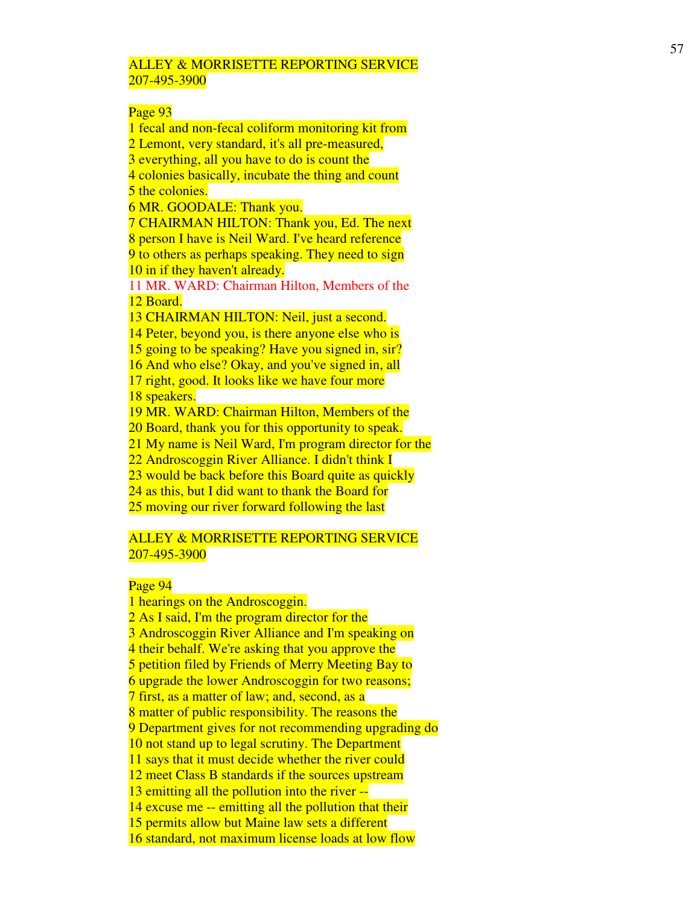ALLEY & MORRISETTE REPORTING SERVICE
207-495-3900

Page 93

1 fecal and non-fecal coliform monitoring kit from
2 Lemont, very standard, it's all pre-measured,
3 everything, all you have to do is count the
4 colonies basically, incubate the thing and count
5 the colonies.
6 MR. GOODALE: Thank you.
7 CHAIRMAN HILTON: Thank you, Ed. The next
8 person I have is Neil Ward. I've heard reference
9 to others as perhaps speaking. They need to sign
10 in if they haven't already.
11 MR. WARD: Chairman Hilton, Members of the
12 Board.
13 CHAIRMAN HILTON: Neil, just a second.
14 Peter, beyond you, is there anyone else who is
15 going to be speaking? Have you signed in, sir?
16 And who else? Okay, and you've signed in, all
17 right, good. It looks like we have four more
18 speakers.
19 MR. WARD: Chairman Hilton, Members of the
20 Board, thank you for this opportunity to speak.
21 My name is Neil Ward, I'm program director for the
22 Androscoggin River Alliance. I didn't think I
23 would be back before this Board quite as quickly
24 as this, but I did want to thank the Board for
25 moving our river forward following the last

ALLEY & MORRISETTE REPORTING SERVICE
207-495-3900

Page 94

1 hearings on the Androscoggin.
2 As I said, I'm the program director for the
3 Androscoggin River Alliance and I'm speaking on
4 their behalf. We're asking that you approve the
5 petition filed by Friends of Merry Meeting Bay to
6 upgrade the lower Androscoggin for two reasons;
7 first, as a matter of law; and, second, as a
8 matter of public responsibility. The reasons the
9 Department gives for not recommending upgrading do
10 not stand up to legal scrutiny. The Department
11 says that it must decide whether the river could
12 meet Class B standards if the sources upstream
13 emitting all the pollution into the river --
14 excuse me -- emitting all the pollution that their
15 permits allow but Maine law sets a different
16 standard, not maximum license loads at low flow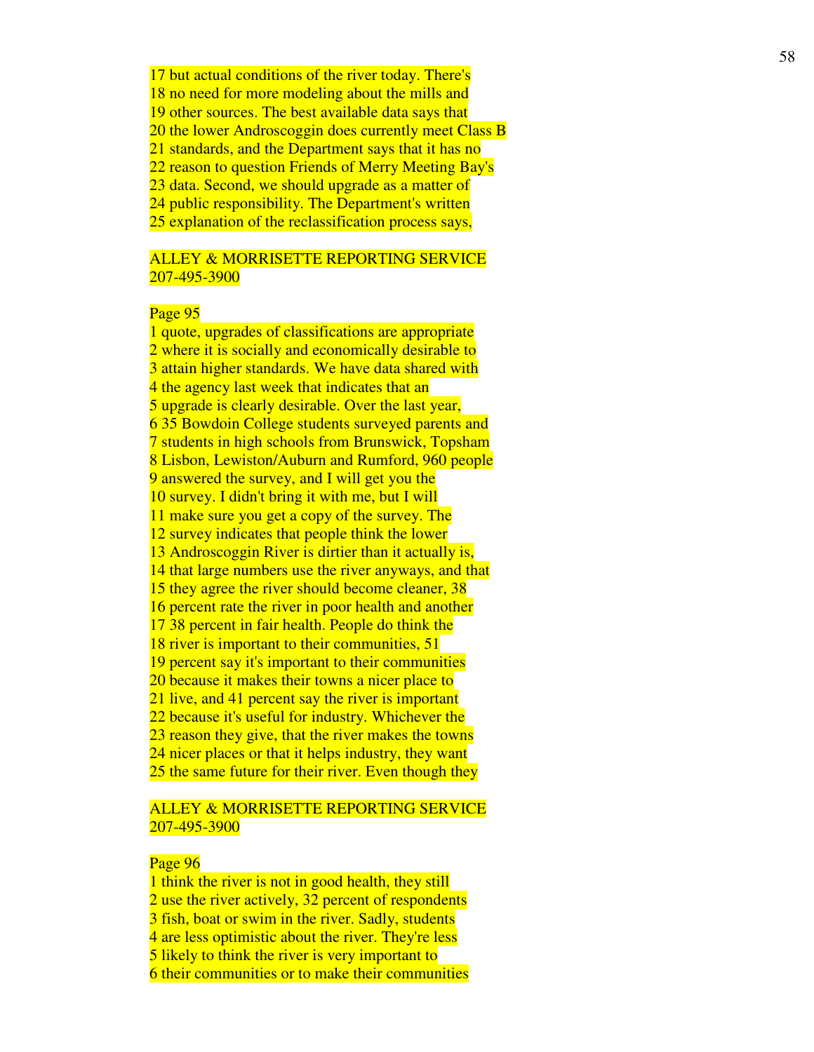17 but actual conditions of the river today. There's
18 no need for more modeling about the mills and
19 other sources. The best available data says that
20 the lower Androscoggin does currently meet Class B
21 standards, and the Department says that it has no
22 reason to question Friends of Merry Meeting Bay's
23 data. Second, we should upgrade as a matter of
24 public responsibility. The Department's written
25 explanation of the reclassification process says,

ALLEY & MORRISETTE REPORTING SERVICE
207-495-3900

Page 95
1 quote, upgrades of classifications are appropriate
2 where it is socially and economically desirable to
3 attain higher standards. We have data shared with
4 the agency last week that indicates that an
5 upgrade is clearly desirable. Over the last year,
6 35 Bowdoin College students surveyed parents and
7 students in high schools from Brunswick, Topsham
8 Lisbon, Lewiston/Auburn and Rumford, 960 people
9 answered the survey, and I will get you the
10 survey. I didn't bring it with me, but I will
11 make sure you get a copy of the survey. The
12 survey indicates that people think the lower
13 Androscoggin River is dirtier than it actually is,
14 that large numbers use the river anyways, and that
15 they agree the river should become cleaner, 38
16 percent rate the river in poor health and another
17 38 percent in fair health. People do think the
18 river is important to their communities, 51
19 percent say it's important to their communities
20 because it makes their towns a nicer place to
21 live, and 41 percent say the river is important
22 because it's useful for industry. Whichever the
23 reason they give, that the river makes the towns
24 nicer places or that it helps industry, they want
25 the same future for their river. Even though they

ALLEY & MORRISETTE REPORTING SERVICE
207-495-3900

Page 96
1 think the river is not in good health, they still
2 use the river actively, 32 percent of respondents
3 fish, boat or swim in the river. Sadly, students
4 are less optimistic about the river. They're less
5 likely to think the river is very important to
6 their communities or to make their communities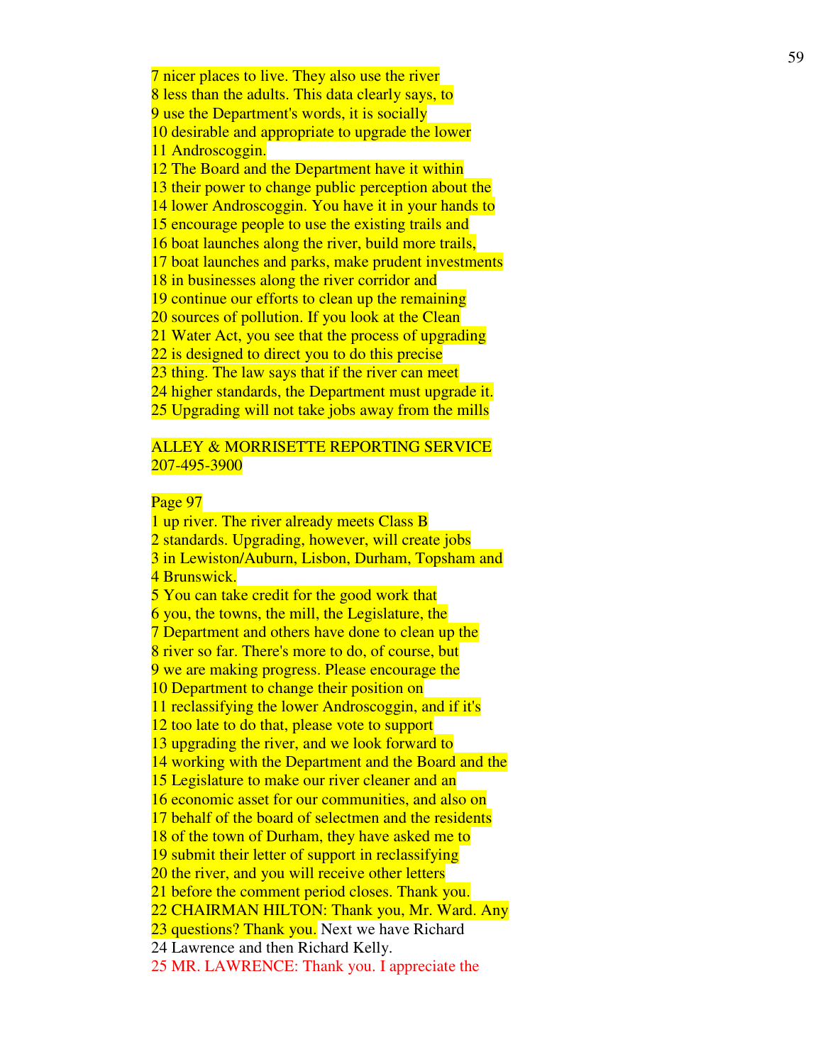7 nicer places to live. They also use the river
8 less than the adults. This data clearly says, to
9 use the Department's words, it is socially
10 desirable and appropriate to upgrade the lower
11 Androscoggin.
12 The Board and the Department have it within
13 their power to change public perception about the
14 lower Androscoggin. You have it in your hands to
15 encourage people to use the existing trails and
16 boat launches along the river, build more trails,
17 boat launches and parks, make prudent investments
18 in businesses along the river corridor and
19 continue our efforts to clean up the remaining
20 sources of pollution. If you look at the Clean
21 Water Act, you see that the process of upgrading
22 is designed to direct you to do this precise
23 thing. The law says that if the river can meet
24 higher standards, the Department must upgrade it.
25 Upgrading will not take jobs away from the mills

ALLEY & MORRISETTE REPORTING SERVICE
207-495-3900

Page 97
1 up river. The river already meets Class B
2 standards. Upgrading, however, will create jobs
3 in Lewiston/Auburn, Lisbon, Durham, Topsham and
4 Brunswick.
5 You can take credit for the good work that
6 you, the towns, the mill, the Legislature, the
7 Department and others have done to clean up the
8 river so far. There's more to do, of course, but
9 we are making progress. Please encourage the
10 Department to change their position on
11 reclassifying the lower Androscoggin, and if it's
12 too late to do that, please vote to support
13 upgrading the river, and we look forward to
14 working with the Department and the Board and the
15 Legislature to make our river cleaner and an
16 economic asset for our communities, and also on
17 behalf of the board of selectmen and the residents
18 of the town of Durham, they have asked me to
19 submit their letter of support in reclassifying
20 the river, and you will receive other letters
21 before the comment period closes. Thank you.
22 CHAIRMAN HILTON: Thank you, Mr. Ward. Any
23 questions? Thank you. Next we have Richard
24 Lawrence and then Richard Kelly.
25 MR. LAWRENCE: Thank you. I appreciate the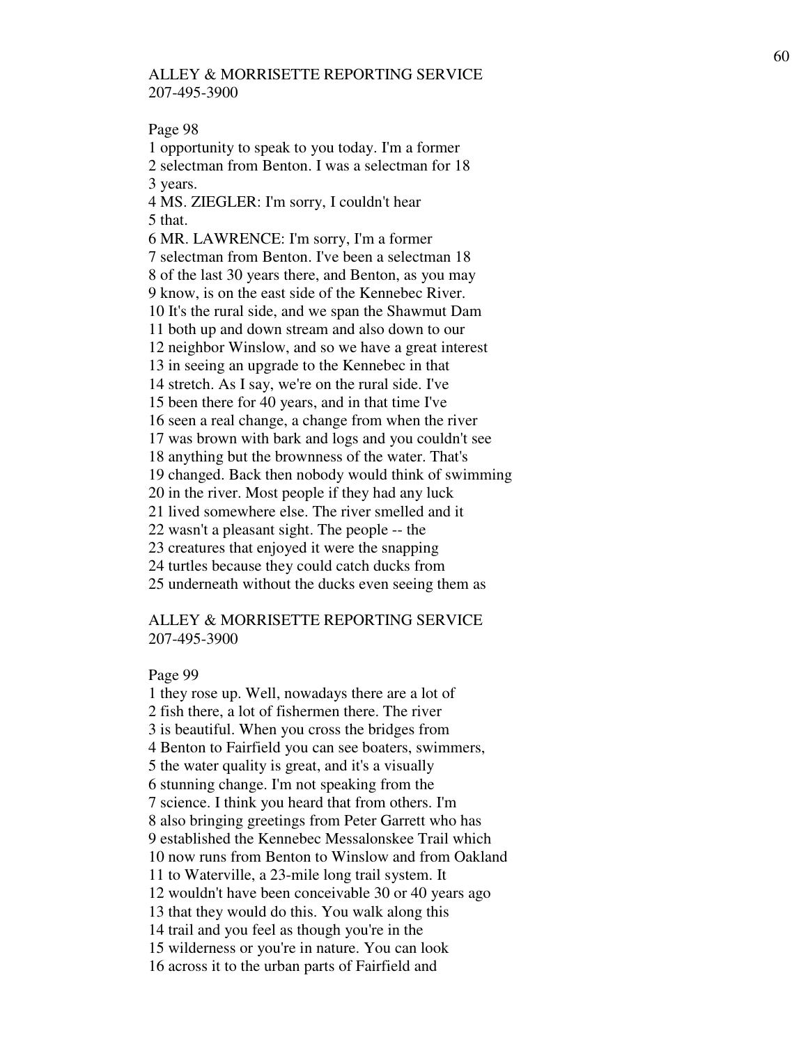ALLEY & MORRISETTE REPORTING SERVICE
207-495-3900

Page 98

1 opportunity to speak to you today. I'm a former
2 selectman from Benton. I was a selectman for 18
3 years.
4 MS. ZIEGLER: I'm sorry, I couldn't hear
5 that.
6 MR. LAWRENCE: I'm sorry, I'm a former
7 selectman from Benton. I've been a selectman 18
8 of the last 30 years there, and Benton, as you may
9 know, is on the east side of the Kennebec River.
10 It's the rural side, and we span the Shawmut Dam
11 both up and down stream and also down to our
12 neighbor Winslow, and so we have a great interest
13 in seeing an upgrade to the Kennebec in that
14 stretch. As I say, we're on the rural side. I've
15 been there for 40 years, and in that time I've
16 seen a real change, a change from when the river
17 was brown with bark and logs and you couldn't see
18 anything but the brownness of the water. That's
19 changed. Back then nobody would think of swimming
20 in the river. Most people if they had any luck
21 lived somewhere else. The river smelled and it
22 wasn't a pleasant sight. The people -- the
23 creatures that enjoyed it were the snapping
24 turtles because they could catch ducks from
25 underneath without the ducks even seeing them as

ALLEY & MORRISETTE REPORTING SERVICE
207-495-3900

Page 99

1 they rose up. Well, nowadays there are a lot of
2 fish there, a lot of fishermen there. The river
3 is beautiful. When you cross the bridges from
4 Benton to Fairfield you can see boaters, swimmers,
5 the water quality is great, and it's a visually
6 stunning change. I'm not speaking from the
7 science. I think you heard that from others. I'm
8 also bringing greetings from Peter Garrett who has
9 established the Kennebec Messalonskee Trail which
10 now runs from Benton to Winslow and from Oakland
11 to Waterville, a 23-mile long trail system. It
12 wouldn't have been conceivable 30 or 40 years ago
13 that they would do this. You walk along this
14 trail and you feel as though you're in the
15 wilderness or you're in nature. You can look
16 across it to the urban parts of Fairfield and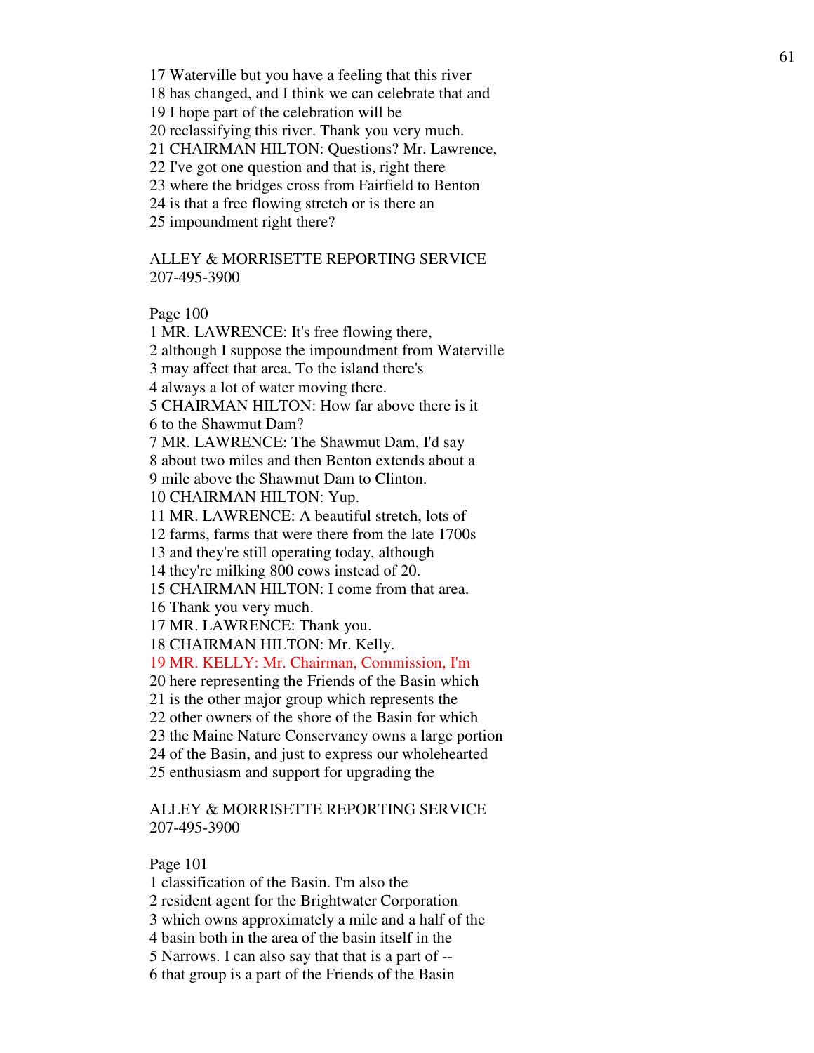17 Waterville but you have a feeling that this river
18 has changed, and I think we can celebrate that and
19 I hope part of the celebration will be
20 reclassifying this river. Thank you very much.
21 CHAIRMAN HILTON: Questions? Mr. Lawrence,
22 I've got one question and that is, right there
23 where the bridges cross from Fairfield to Benton
24 is that a free flowing stretch or is there an
25 impoundment right there?

ALLEY & MORRISETTE REPORTING SERVICE
207-495-3900

Page 100
1 MR. LAWRENCE: It's free flowing there,
2 although I suppose the impoundment from Waterville
3 may affect that area. To the island there's
4 always a lot of water moving there.
5 CHAIRMAN HILTON: How far above there is it
6 to the Shawmut Dam?
7 MR. LAWRENCE: The Shawmut Dam, I'd say
8 about two miles and then Benton extends about a
9 mile above the Shawmut Dam to Clinton.
10 CHAIRMAN HILTON: Yup.
11 MR. LAWRENCE: A beautiful stretch, lots of
12 farms, farms that were there from the late 1700s
13 and they're still operating today, although
14 they're milking 800 cows instead of 20.
15 CHAIRMAN HILTON: I come from that area.
16 Thank you very much.
17 MR. LAWRENCE: Thank you.
18 CHAIRMAN HILTON: Mr. Kelly.
19 MR. KELLY: Mr. Chairman, Commission, I'm
20 here representing the Friends of the Basin which
21 is the other major group which represents the
22 other owners of the shore of the Basin for which
23 the Maine Nature Conservancy owns a large portion
24 of the Basin, and just to express our wholehearted
25 enthusiasm and support for upgrading the

ALLEY & MORRISETTE REPORTING SERVICE
207-495-3900

Page 101
1 classification of the Basin. I'm also the
2 resident agent for the Brightwater Corporation
3 which owns approximately a mile and a half of the
4 basin both in the area of the basin itself in the
5 Narrows. I can also say that that is a part of --
6 that group is a part of the Friends of the Basin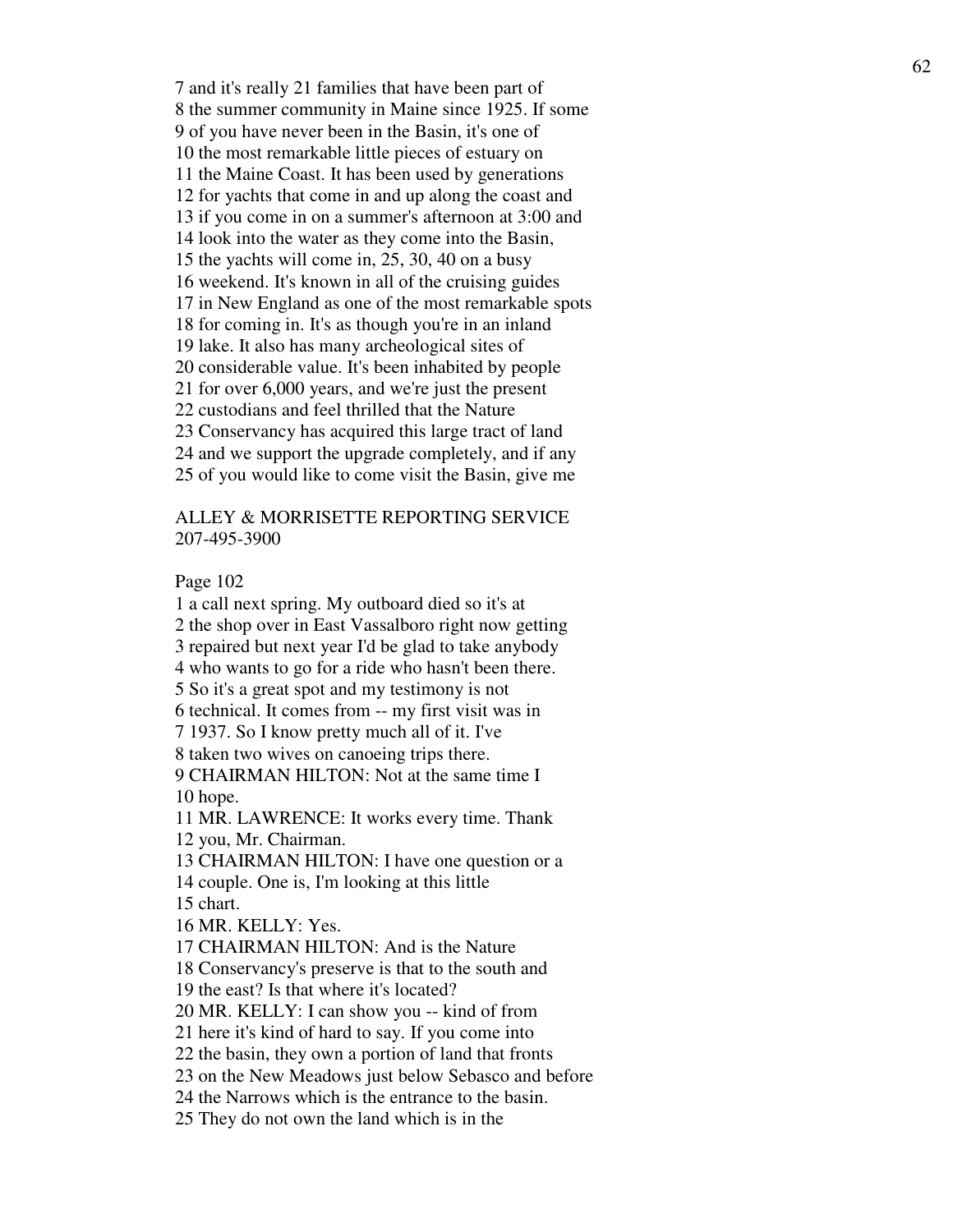7 and it's really 21 families that have been part of
8 the summer community in Maine since 1925. If some
9 of you have never been in the Basin, it's one of
10 the most remarkable little pieces of estuary on
11 the Maine Coast. It has been used by generations
12 for yachts that come in and up along the coast and
13 if you come in on a summer's afternoon at 3:00 and
14 look into the water as they come into the Basin,
15 the yachts will come in, 25, 30, 40 on a busy
16 weekend. It's known in all of the cruising guides
17 in New England as one of the most remarkable spots
18 for coming in. It's as though you're in an inland
19 lake. It also has many archeological sites of
20 considerable value. It's been inhabited by people
21 for over 6,000 years, and we're just the present
22 custodians and feel thrilled that the Nature
23 Conservancy has acquired this large tract of land
24 and we support the upgrade completely, and if any
25 of you would like to come visit the Basin, give me

ALLEY & MORRISETTE REPORTING SERVICE
207-495-3900

Page 102

1 a call next spring. My outboard died so it's at
2 the shop over in East Vassalboro right now getting
3 repaired but next year I'd be glad to take anybody
4 who wants to go for a ride who hasn't been there.
5 So it's a great spot and my testimony is not
6 technical. It comes from -- my first visit was in
7 1937. So I know pretty much all of it. I've
8 taken two wives on canoeing trips there.
9 CHAIRMAN HILTON: Not at the same time I
10 hope.
11 MR. LAWRENCE: It works every time. Thank
12 you, Mr. Chairman.
13 CHAIRMAN HILTON: I have one question or a
14 couple. One is, I'm looking at this little
15 chart.
16 MR. KELLY: Yes.
17 CHAIRMAN HILTON: And is the Nature
18 Conservancy's preserve is that to the south and
19 the east? Is that where it's located?
20 MR. KELLY: I can show you -- kind of from
21 here it's kind of hard to say. If you come into
22 the basin, they own a portion of land that fronts
23 on the New Meadows just below Sebasco and before
24 the Narrows which is the entrance to the basin.
25 They do not own the land which is in the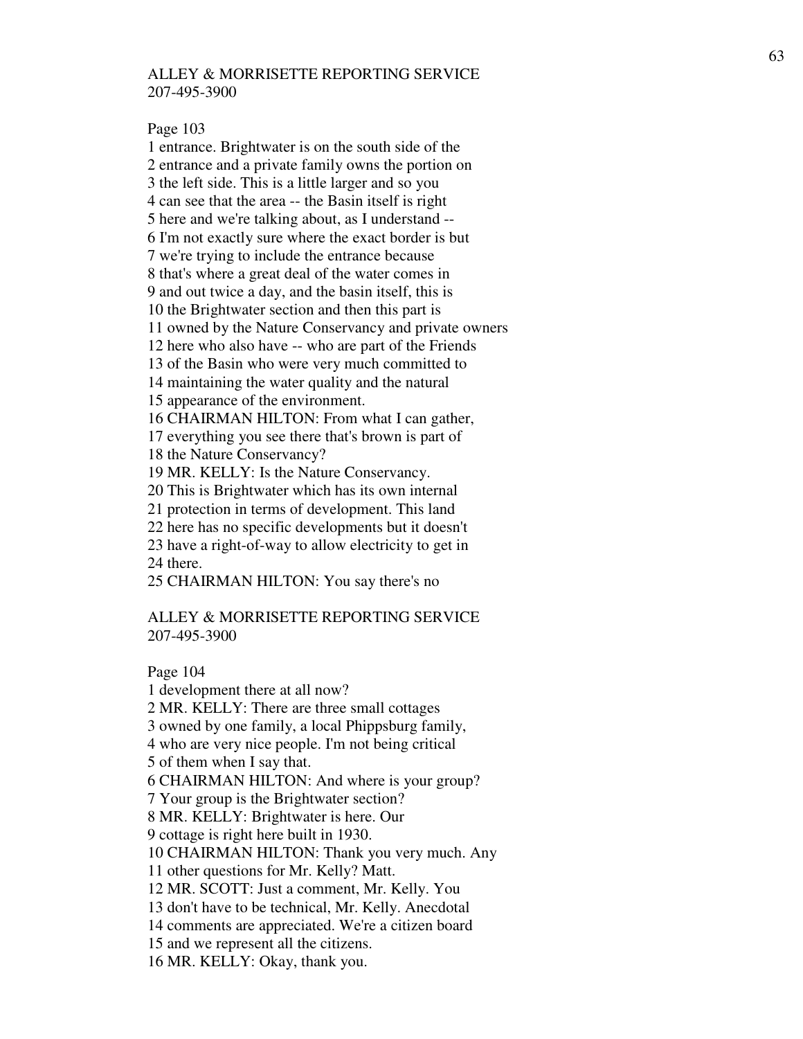ALLEY & MORRISETTE REPORTING SERVICE
207-495-3900

Page 103

1 entrance. Brightwater is on the south side of the
2 entrance and a private family owns the portion on
3 the left side. This is a little larger and so you
4 can see that the area -- the Basin itself is right
5 here and we're talking about, as I understand --
6 I'm not exactly sure where the exact border is but
7 we're trying to include the entrance because
8 that's where a great deal of the water comes in
9 and out twice a day, and the basin itself, this is
10 the Brightwater section and then this part is
11 owned by the Nature Conservancy and private owners
12 here who also have -- who are part of the Friends
13 of the Basin who were very much committed to
14 maintaining the water quality and the natural
15 appearance of the environment.
16 CHAIRMAN HILTON: From what I can gather,
17 everything you see there that's brown is part of
18 the Nature Conservancy?
19 MR. KELLY: Is the Nature Conservancy.
20 This is Brightwater which has its own internal
21 protection in terms of development. This land
22 here has no specific developments but it doesn't
23 have a right-of-way to allow electricity to get in
24 there.
25 CHAIRMAN HILTON: You say there's no

ALLEY & MORRISETTE REPORTING SERVICE
207-495-3900

Page 104

1 development there at all now?
2 MR. KELLY: There are three small cottages
3 owned by one family, a local Phippsburg family,
4 who are very nice people. I'm not being critical
5 of them when I say that.
6 CHAIRMAN HILTON: And where is your group?
7 Your group is the Brightwater section?
8 MR. KELLY: Brightwater is here. Our
9 cottage is right here built in 1930.
10 CHAIRMAN HILTON: Thank you very much. Any
11 other questions for Mr. Kelly? Matt.
12 MR. SCOTT: Just a comment, Mr. Kelly. You
13 don't have to be technical, Mr. Kelly. Anecdotal
14 comments are appreciated. We're a citizen board
15 and we represent all the citizens.
16 MR. KELLY: Okay, thank you.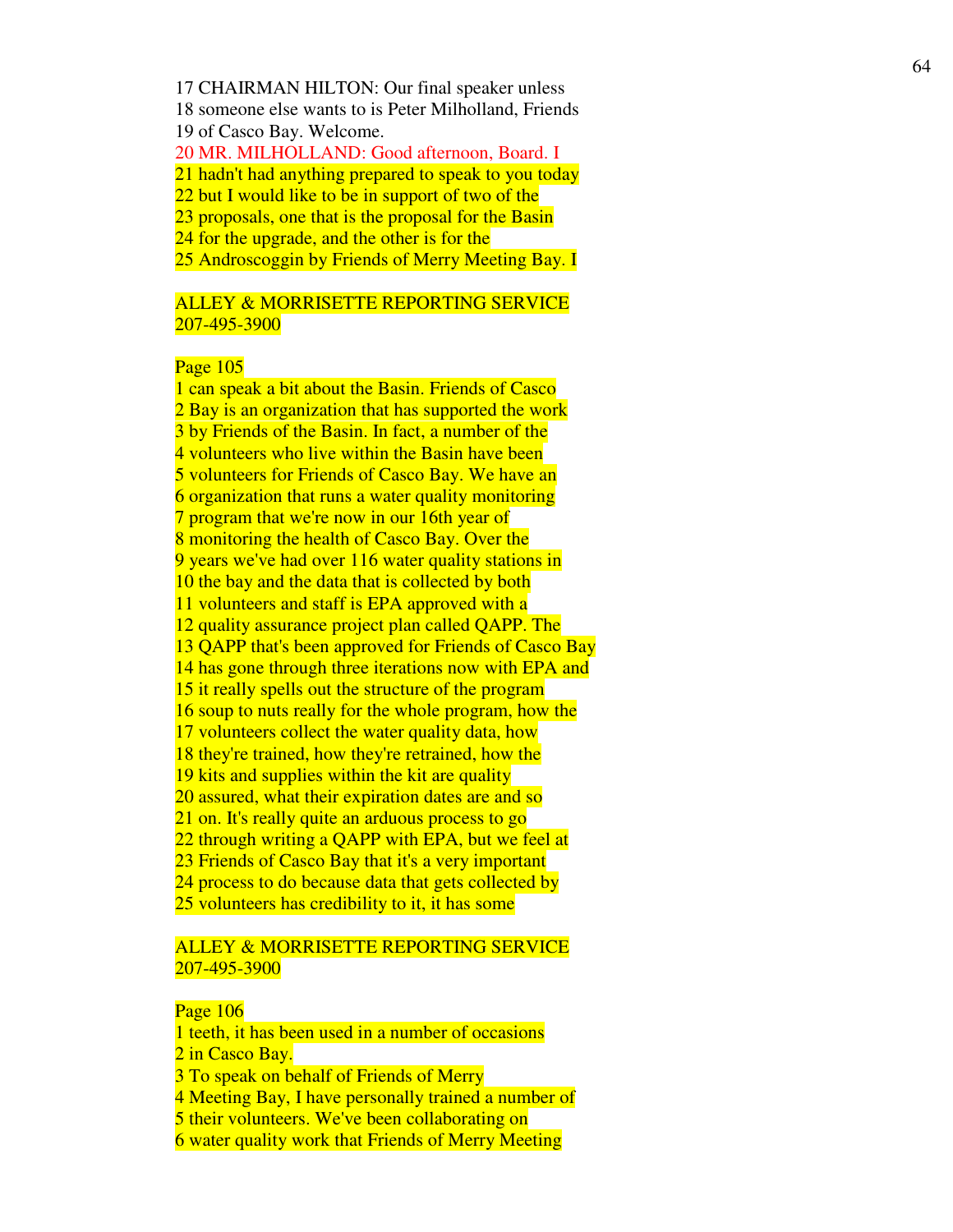17 CHAIRMAN HILTON: Our final speaker unless
18 someone else wants to is Peter Milholland, Friends
19 of Casco Bay. Welcome.
20 MR. MILHOLLAND: Good afternoon, Board. I
21 hadn't had anything prepared to speak to you today
22 but I would like to be in support of two of the
23 proposals, one that is the proposal for the Basin
24 for the upgrade, and the other is for the
25 Androscoggin by Friends of Merry Meeting Bay. I

ALLEY & MORRISETTE REPORTING SERVICE
207-495-3900

Page 105
1 can speak a bit about the Basin. Friends of Casco
2 Bay is an organization that has supported the work
3 by Friends of the Basin. In fact, a number of the
4 volunteers who live within the Basin have been
5 volunteers for Friends of Casco Bay. We have an
6 organization that runs a water quality monitoring
7 program that we're now in our 16th year of
8 monitoring the health of Casco Bay. Over the
9 years we've had over 116 water quality stations in
10 the bay and the data that is collected by both
11 volunteers and staff is EPA approved with a
12 quality assurance project plan called QAPP. The
13 QAPP that's been approved for Friends of Casco Bay
14 has gone through three iterations now with EPA and
15 it really spells out the structure of the program
16 soup to nuts really for the whole program, how the
17 volunteers collect the water quality data, how
18 they're trained, how they're retrained, how the
19 kits and supplies within the kit are quality
20 assured, what their expiration dates are and so
21 on. It's really quite an arduous process to go
22 through writing a QAPP with EPA, but we feel at
23 Friends of Casco Bay that it's a very important
24 process to do because data that gets collected by
25 volunteers has credibility to it, it has some

ALLEY & MORRISETTE REPORTING SERVICE
207-495-3900

Page 106
1 teeth, it has been used in a number of occasions
2 in Casco Bay.
3 To speak on behalf of Friends of Merry
4 Meeting Bay, I have personally trained a number of
5 their volunteers. We've been collaborating on
6 water quality work that Friends of Merry Meeting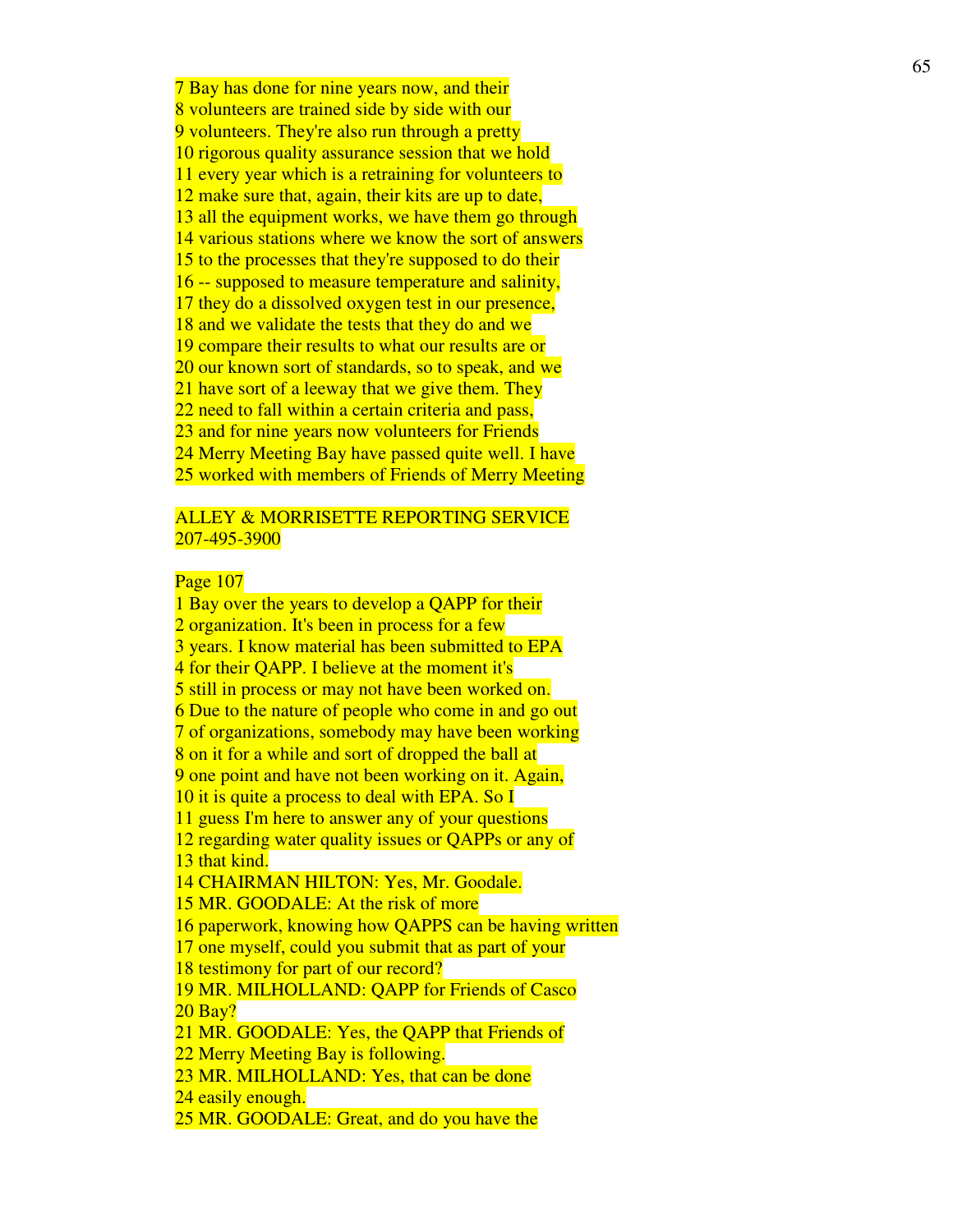7 Bay has done for nine years now, and their
8 volunteers are trained side by side with our
9 volunteers. They're also run through a pretty
10 rigorous quality assurance session that we hold
11 every year which is a retraining for volunteers to
12 make sure that, again, their kits are up to date,
13 all the equipment works, we have them go through
14 various stations where we know the sort of answers
15 to the processes that they're supposed to do their
16 -- supposed to measure temperature and salinity,
17 they do a dissolved oxygen test in our presence,
18 and we validate the tests that they do and we
19 compare their results to what our results are or
20 our known sort of standards, so to speak, and we
21 have sort of a leeway that we give them. They
22 need to fall within a certain criteria and pass,
23 and for nine years now volunteers for Friends
24 Merry Meeting Bay have passed quite well. I have
25 worked with members of Friends of Merry Meeting

ALLEY & MORRISETTE REPORTING SERVICE
207-495-3900

Page 107

1 Bay over the years to develop a QAPP for their
2 organization. It's been in process for a few
3 years. I know material has been submitted to EPA
4 for their QAPP. I believe at the moment it's
5 still in process or may not have been worked on.
6 Due to the nature of people who come in and go out
7 of organizations, somebody may have been working
8 on it for a while and sort of dropped the ball at
9 one point and have not been working on it. Again,
10 it is quite a process to deal with EPA. So I
11 guess I'm here to answer any of your questions
12 regarding water quality issues or QAPPs or any of
13 that kind.
14 CHAIRMAN HILTON: Yes, Mr. Goodale.
15 MR. GOODALE: At the risk of more
16 paperwork, knowing how QAPPS can be having written
17 one myself, could you submit that as part of your
18 testimony for part of our record?
19 MR. MILHOLLAND: QAPP for Friends of Casco
20 Bay?
21 MR. GOODALE: Yes, the QAPP that Friends of
22 Merry Meeting Bay is following.
23 MR. MILHOLLAND: Yes, that can be done
24 easily enough.
25 MR. GOODALE: Great, and do you have the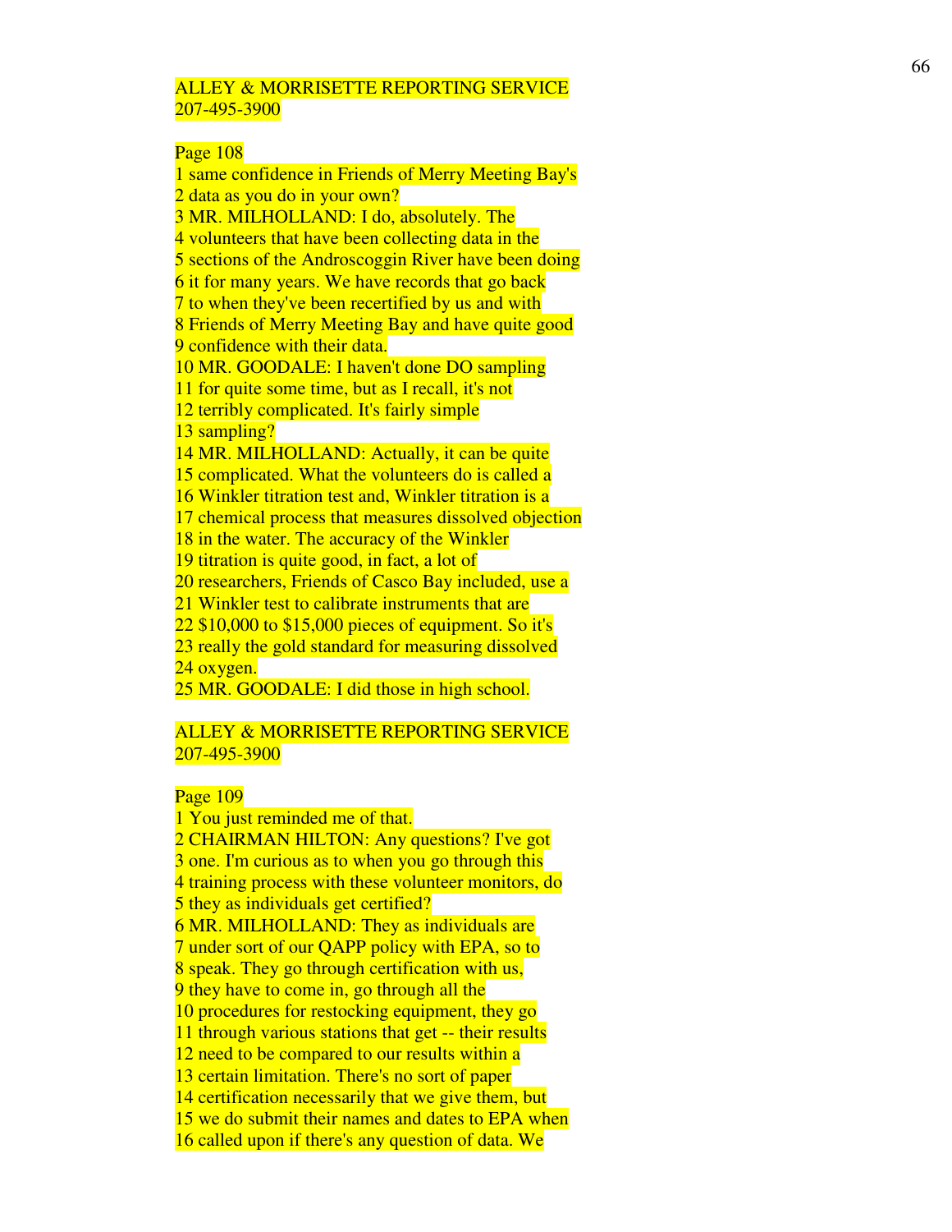ALLEY & MORRISETTE REPORTING SERVICE
207-495-3900

Page 108

1 same confidence in Friends of Merry Meeting Bay's
2 data as you do in your own?
3 MR. MILHOLLAND: I do, absolutely. The
4 volunteers that have been collecting data in the
5 sections of the Androscoggin River have been doing
6 it for many years. We have records that go back
7 to when they've been recertified by us and with
8 Friends of Merry Meeting Bay and have quite good
9 confidence with their data.
10 MR. GOODALE: I haven't done DO sampling
11 for quite some time, but as I recall, it's not
12 terribly complicated. It's fairly simple
13 sampling?
14 MR. MILHOLLAND: Actually, it can be quite
15 complicated. What the volunteers do is called a
16 Winkler titration test and, Winkler titration is a
17 chemical process that measures dissolved objection
18 in the water. The accuracy of the Winkler
19 titration is quite good, in fact, a lot of
20 researchers, Friends of Casco Bay included, use a
21 Winkler test to calibrate instruments that are
22 $10,000 to $15,000 pieces of equipment. So it's
23 really the gold standard for measuring dissolved
24 oxygen.
25 MR. GOODALE: I did those in high school.

ALLEY & MORRISETTE REPORTING SERVICE
207-495-3900

Page 109

1 You just reminded me of that.
2 CHAIRMAN HILTON: Any questions? I've got
3 one. I'm curious as to when you go through this
4 training process with these volunteer monitors, do
5 they as individuals get certified?
6 MR. MILHOLLAND: They as individuals are
7 under sort of our QAPP policy with EPA, so to
8 speak. They go through certification with us,
9 they have to come in, go through all the
10 procedures for restocking equipment, they go
11 through various stations that get -- their results
12 need to be compared to our results within a
13 certain limitation. There's no sort of paper
14 certification necessarily that we give them, but
15 we do submit their names and dates to EPA when
16 called upon if there's any question of data. We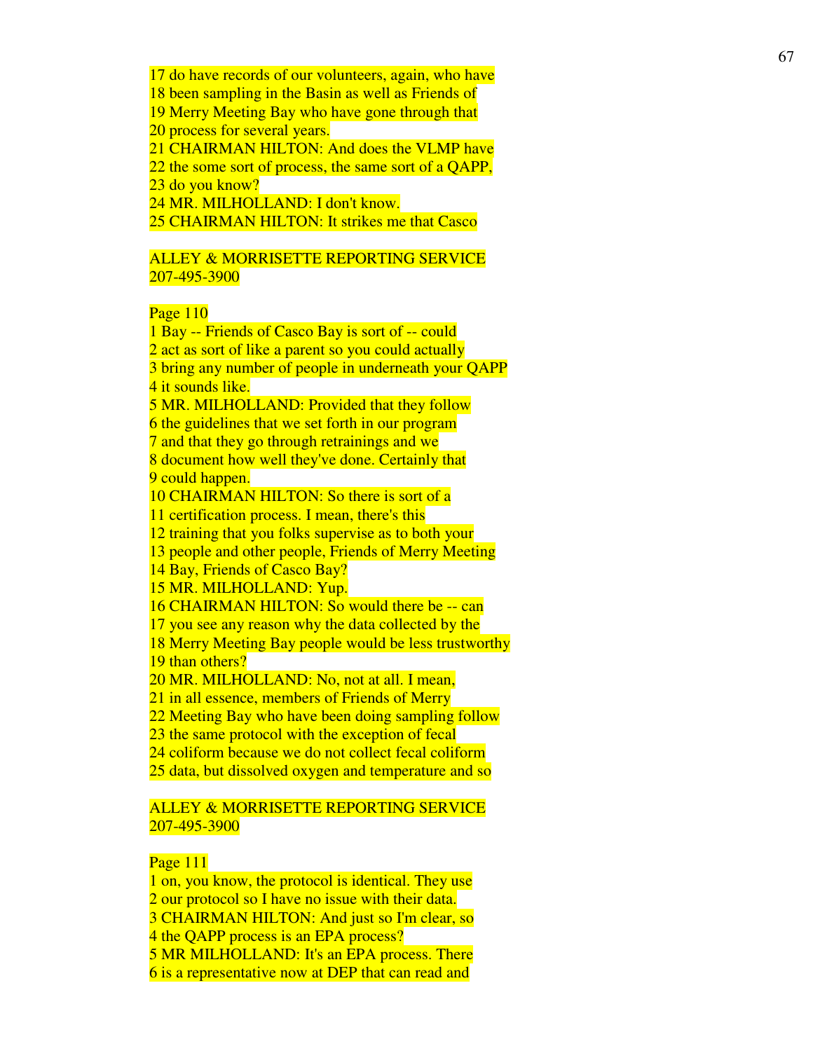17 do have records of our volunteers, again, who have
18 been sampling in the Basin as well as Friends of
19 Merry Meeting Bay who have gone through that
20 process for several years.
21 CHAIRMAN HILTON: And does the VLMP have
22 the some sort of process, the same sort of a QAPP,
23 do you know?
24 MR. MILHOLLAND: I don't know.
25 CHAIRMAN HILTON: It strikes me that Casco

ALLEY & MORRISETTE REPORTING SERVICE
207-495-3900

Page 110
1 Bay -- Friends of Casco Bay is sort of -- could
2 act as sort of like a parent so you could actually
3 bring any number of people in underneath your QAPP
4 it sounds like.
5 MR. MILHOLLAND: Provided that they follow
6 the guidelines that we set forth in our program
7 and that they go through retrainings and we
8 document how well they've done. Certainly that
9 could happen.
10 CHAIRMAN HILTON: So there is sort of a
11 certification process. I mean, there's this
12 training that you folks supervise as to both your
13 people and other people, Friends of Merry Meeting
14 Bay, Friends of Casco Bay?
15 MR. MILHOLLAND: Yup.
16 CHAIRMAN HILTON: So would there be -- can
17 you see any reason why the data collected by the
18 Merry Meeting Bay people would be less trustworthy
19 than others?
20 MR. MILHOLLAND: No, not at all. I mean,
21 in all essence, members of Friends of Merry
22 Meeting Bay who have been doing sampling follow
23 the same protocol with the exception of fecal
24 coliform because we do not collect fecal coliform
25 data, but dissolved oxygen and temperature and so

ALLEY & MORRISETTE REPORTING SERVICE
207-495-3900

Page 111
1 on, you know, the protocol is identical. They use
2 our protocol so I have no issue with their data.
3 CHAIRMAN HILTON: And just so I'm clear, so
4 the QAPP process is an EPA process?
5 MR MILHOLLAND: It's an EPA process. There
6 is a representative now at DEP that can read and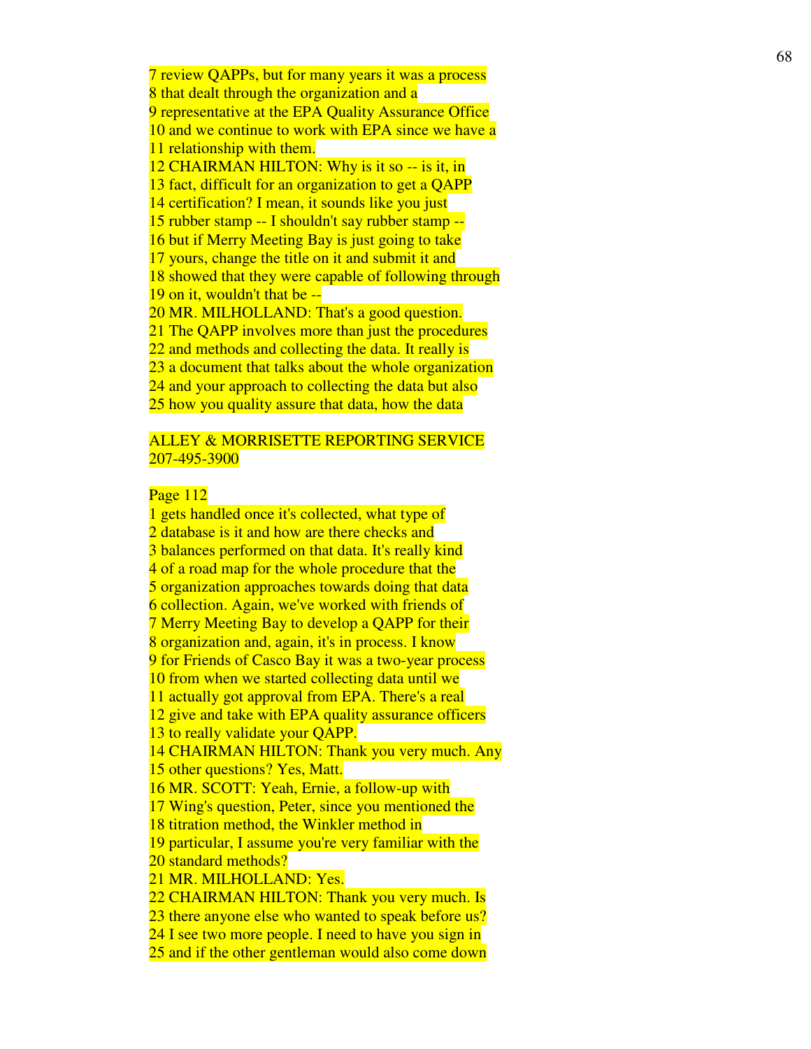7 review QAPPs, but for many years it was a process
8 that dealt through the organization and a
9 representative at the EPA Quality Assurance Office
10 and we continue to work with EPA since we have a
11 relationship with them.
12 CHAIRMAN HILTON: Why is it so -- is it, in
13 fact, difficult for an organization to get a QAPP
14 certification? I mean, it sounds like you just
15 rubber stamp -- I shouldn't say rubber stamp --
16 but if Merry Meeting Bay is just going to take
17 yours, change the title on it and submit it and
18 showed that they were capable of following through
19 on it, wouldn't that be --
20 MR. MILHOLLAND: That's a good question.
21 The QAPP involves more than just the procedures
22 and methods and collecting the data. It really is
23 a document that talks about the whole organization
24 and your approach to collecting the data but also
25 how you quality assure that data, how the data

ALLEY & MORRISETTE REPORTING SERVICE
207-495-3900

Page 112
1 gets handled once it's collected, what type of
2 database is it and how are there checks and
3 balances performed on that data. It's really kind
4 of a road map for the whole procedure that the
5 organization approaches towards doing that data
6 collection. Again, we've worked with friends of
7 Merry Meeting Bay to develop a QAPP for their
8 organization and, again, it's in process. I know
9 for Friends of Casco Bay it was a two-year process
10 from when we started collecting data until we
11 actually got approval from EPA. There's a real
12 give and take with EPA quality assurance officers
13 to really validate your QAPP.
14 CHAIRMAN HILTON: Thank you very much. Any
15 other questions? Yes, Matt.
16 MR. SCOTT: Yeah, Ernie, a follow-up with
17 Wing's question, Peter, since you mentioned the
18 titration method, the Winkler method in
19 particular, I assume you're very familiar with the
20 standard methods?
21 MR. MILHOLLAND: Yes.
22 CHAIRMAN HILTON: Thank you very much. Is
23 there anyone else who wanted to speak before us?
24 I see two more people. I need to have you sign in
25 and if the other gentleman would also come down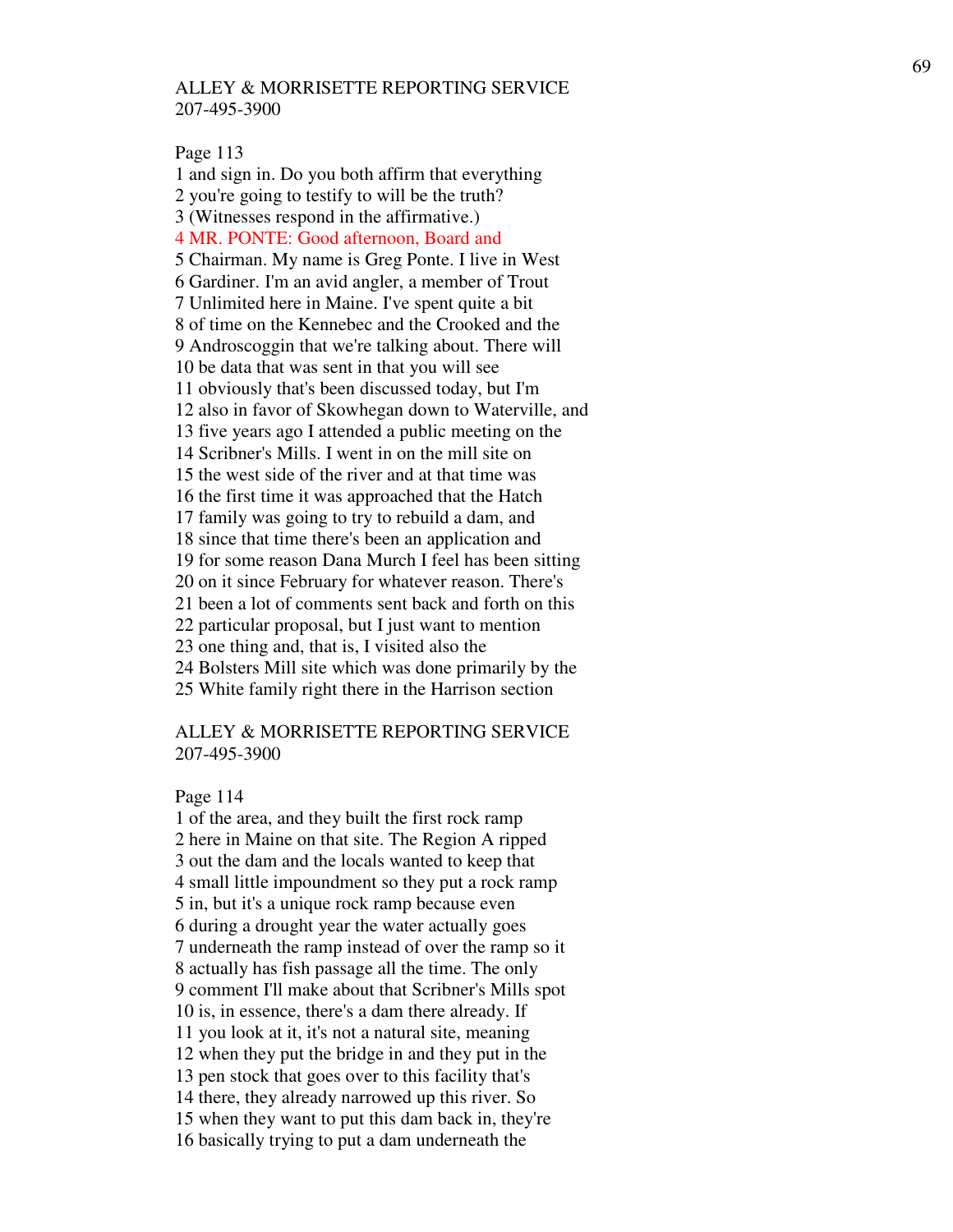ALLEY & MORRISETTE REPORTING SERVICE
207-495-3900

Page 113

1 and sign in. Do you both affirm that everything
2 you're going to testify to will be the truth?
3 (Witnesses respond in the affirmative.)
4 MR. PONTE: Good afternoon, Board and
5 Chairman. My name is Greg Ponte. I live in West
6 Gardiner. I'm an avid angler, a member of Trout
7 Unlimited here in Maine. I've spent quite a bit
8 of time on the Kennebec and the Crooked and the
9 Androscoggin that we're talking about. There will
10 be data that was sent in that you will see
11 obviously that's been discussed today, but I'm
12 also in favor of Skowhegan down to Waterville, and
13 five years ago I attended a public meeting on the
14 Scribner's Mills. I went in on the mill site on
15 the west side of the river and at that time was
16 the first time it was approached that the Hatch
17 family was going to try to rebuild a dam, and
18 since that time there's been an application and
19 for some reason Dana Murch I feel has been sitting
20 on it since February for whatever reason. There's
21 been a lot of comments sent back and forth on this
22 particular proposal, but I just want to mention
23 one thing and, that is, I visited also the
24 Bolsters Mill site which was done primarily by the
25 White family right there in the Harrison section

ALLEY & MORRISETTE REPORTING SERVICE
207-495-3900

Page 114

1 of the area, and they built the first rock ramp
2 here in Maine on that site. The Region A ripped
3 out the dam and the locals wanted to keep that
4 small little impoundment so they put a rock ramp
5 in, but it's a unique rock ramp because even
6 during a drought year the water actually goes
7 underneath the ramp instead of over the ramp so it
8 actually has fish passage all the time. The only
9 comment I'll make about that Scribner's Mills spot
10 is, in essence, there's a dam there already. If
11 you look at it, it's not a natural site, meaning
12 when they put the bridge in and they put in the
13 pen stock that goes over to this facility that's
14 there, they already narrowed up this river. So
15 when they want to put this dam back in, they're
16 basically trying to put a dam underneath the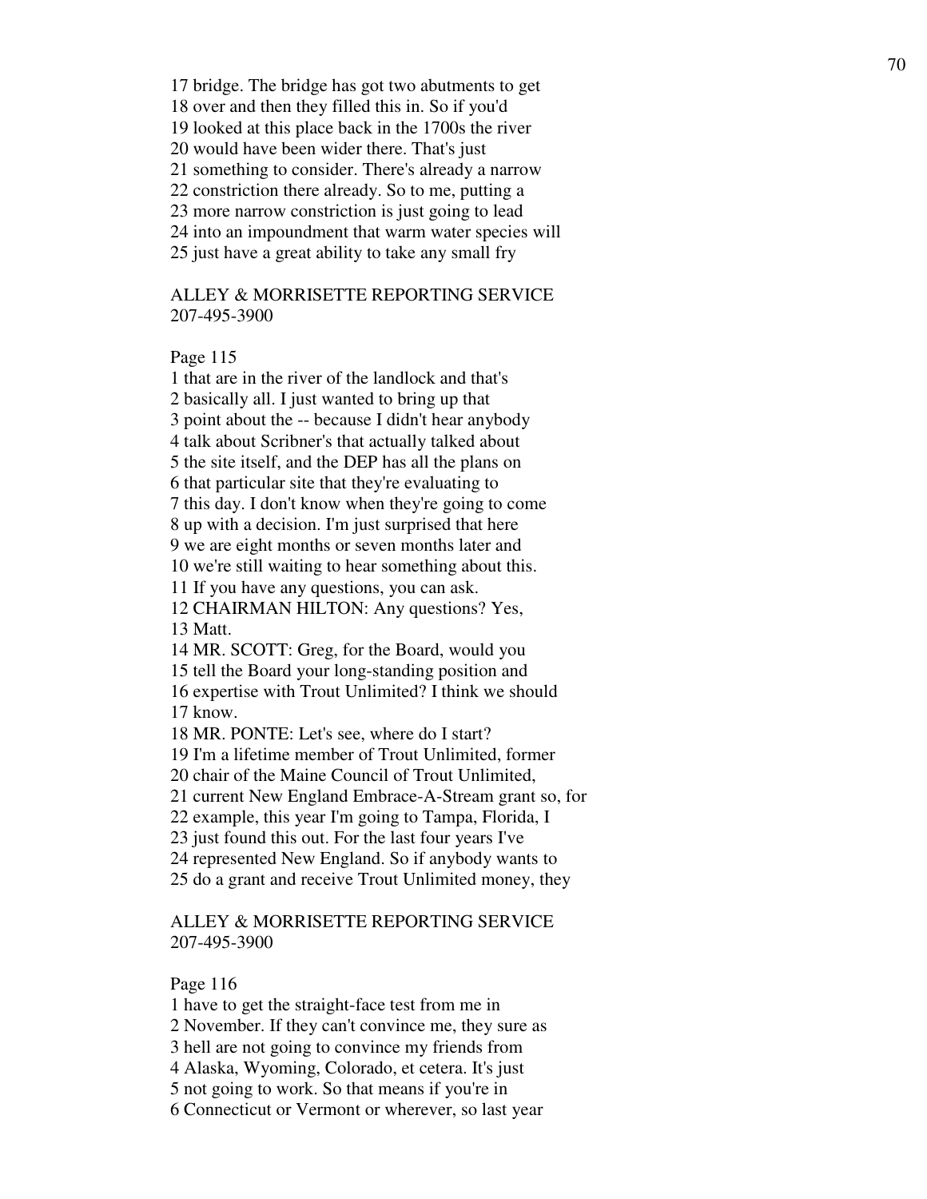17 bridge. The bridge has got two abutments to get
18 over and then they filled this in. So if you'd
19 looked at this place back in the 1700s the river
20 would have been wider there. That's just
21 something to consider. There's already a narrow
22 constriction there already. So to me, putting a
23 more narrow constriction is just going to lead
24 into an impoundment that warm water species will
25 just have a great ability to take any small fry

ALLEY & MORRISETTE REPORTING SERVICE
207-495-3900

Page 115

1 that are in the river of the landlock and that's
2 basically all. I just wanted to bring up that
3 point about the -- because I didn't hear anybody
4 talk about Scribner's that actually talked about
5 the site itself, and the DEP has all the plans on
6 that particular site that they're evaluating to
7 this day. I don't know when they're going to come
8 up with a decision. I'm just surprised that here
9 we are eight months or seven months later and
10 we're still waiting to hear something about this.
11 If you have any questions, you can ask.
12 CHAIRMAN HILTON: Any questions? Yes,
13 Matt.
14 MR. SCOTT: Greg, for the Board, would you
15 tell the Board your long-standing position and
16 expertise with Trout Unlimited? I think we should
17 know.
18 MR. PONTE: Let's see, where do I start?
19 I'm a lifetime member of Trout Unlimited, former
20 chair of the Maine Council of Trout Unlimited,
21 current New England Embrace-A-Stream grant so, for
22 example, this year I'm going to Tampa, Florida, I
23 just found this out. For the last four years I've
24 represented New England. So if anybody wants to
25 do a grant and receive Trout Unlimited money, they

ALLEY & MORRISETTE REPORTING SERVICE
207-495-3900

Page 116

1 have to get the straight-face test from me in
2 November. If they can't convince me, they sure as
3 hell are not going to convince my friends from
4 Alaska, Wyoming, Colorado, et cetera. It's just
5 not going to work. So that means if you're in
6 Connecticut or Vermont or wherever, so last year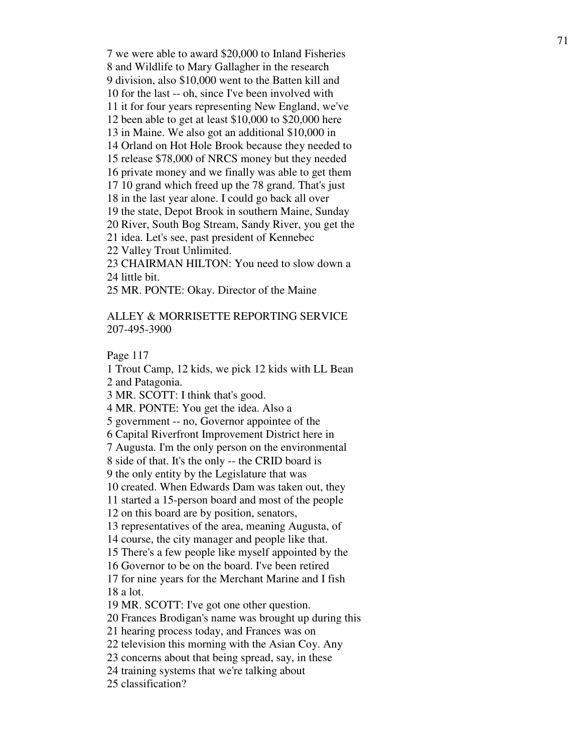7 we were able to award $20,000 to Inland Fisheries
8 and Wildlife to Mary Gallagher in the research
9 division, also $10,000 went to the Batten kill and
10 for the last -- oh, since I've been involved with
11 it for four years representing New England, we've
12 been able to get at least $10,000 to $20,000 here
13 in Maine. We also got an additional $10,000 in
14 Orland on Hot Hole Brook because they needed to
15 release $78,000 of NRCS money but they needed
16 private money and we finally was able to get them
17 10 grand which freed up the 78 grand. That's just
18 in the last year alone. I could go back all over
19 the state, Depot Brook in southern Maine, Sunday
20 River, South Bog Stream, Sandy River, you get the
21 idea. Let's see, past president of Kennebec
22 Valley Trout Unlimited.
23 CHAIRMAN HILTON: You need to slow down a
24 little bit.
25 MR. PONTE: Okay. Director of the Maine

ALLEY & MORRISETTE REPORTING SERVICE
207-495-3900

Page 117

1 Trout Camp, 12 kids, we pick 12 kids with LL Bean
2 and Patagonia.
3 MR. SCOTT: I think that's good.
4 MR. PONTE: You get the idea. Also a
5 government -- no, Governor appointee of the
6 Capital Riverfront Improvement District here in
7 Augusta. I'm the only person on the environmental
8 side of that. It's the only -- the CRID board is
9 the only entity by the Legislature that was
10 created. When Edwards Dam was taken out, they
11 started a 15-person board and most of the people
12 on this board are by position, senators,
13 representatives of the area, meaning Augusta, of
14 course, the city manager and people like that.
15 There's a few people like myself appointed by the
16 Governor to be on the board. I've been retired
17 for nine years for the Merchant Marine and I fish
18 a lot.
19 MR. SCOTT: I've got one other question.
20 Frances Brodigan's name was brought up during this
21 hearing process today, and Frances was on
22 television this morning with the Asian Coy. Any
23 concerns about that being spread, say, in these
24 training systems that we're talking about
25 classification?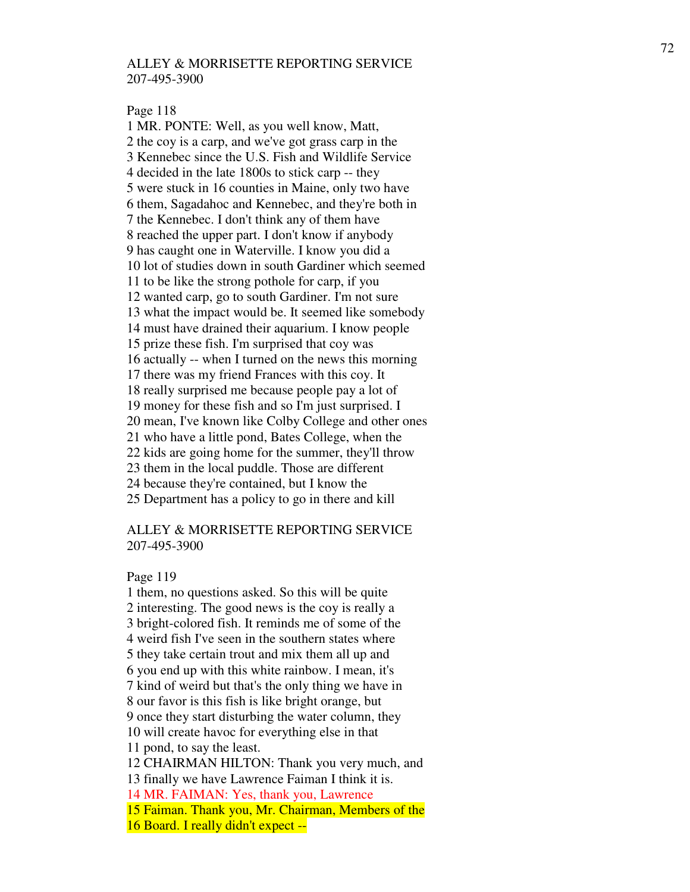ALLEY & MORRISETTE REPORTING SERVICE
207-495-3900

Page 118

1 MR. PONTE: Well, as you well know, Matt,
2 the coy is a carp, and we've got grass carp in the
3 Kennebec since the U.S. Fish and Wildlife Service
4 decided in the late 1800s to stick carp -- they
5 were stuck in 16 counties in Maine, only two have
6 them, Sagadahoc and Kennebec, and they're both in
7 the Kennebec. I don't think any of them have
8 reached the upper part. I don't know if anybody
9 has caught one in Waterville. I know you did a
10 lot of studies down in south Gardiner which seemed
11 to be like the strong pothole for carp, if you
12 wanted carp, go to south Gardiner. I'm not sure
13 what the impact would be. It seemed like somebody
14 must have drained their aquarium. I know people
15 prize these fish. I'm surprised that coy was
16 actually -- when I turned on the news this morning
17 there was my friend Frances with this coy. It
18 really surprised me because people pay a lot of
19 money for these fish and so I'm just surprised. I
20 mean, I've known like Colby College and other ones
21 who have a little pond, Bates College, when the
22 kids are going home for the summer, they'll throw
23 them in the local puddle. Those are different
24 because they're contained, but I know the
25 Department has a policy to go in there and kill

ALLEY & MORRISETTE REPORTING SERVICE
207-495-3900

Page 119

1 them, no questions asked. So this will be quite
2 interesting. The good news is the coy is really a
3 bright-colored fish. It reminds me of some of the
4 weird fish I've seen in the southern states where
5 they take certain trout and mix them all up and
6 you end up with this white rainbow. I mean, it's
7 kind of weird but that's the only thing we have in
8 our favor is this fish is like bright orange, but
9 once they start disturbing the water column, they
10 will create havoc for everything else in that
11 pond, to say the least.
12 CHAIRMAN HILTON: Thank you very much, and
13 finally we have Lawrence Faiman I think it is.
14 MR. FAIMAN: Yes, thank you, Lawrence
15 Faiman. Thank you, Mr. Chairman, Members of the
16 Board. I really didn't expect --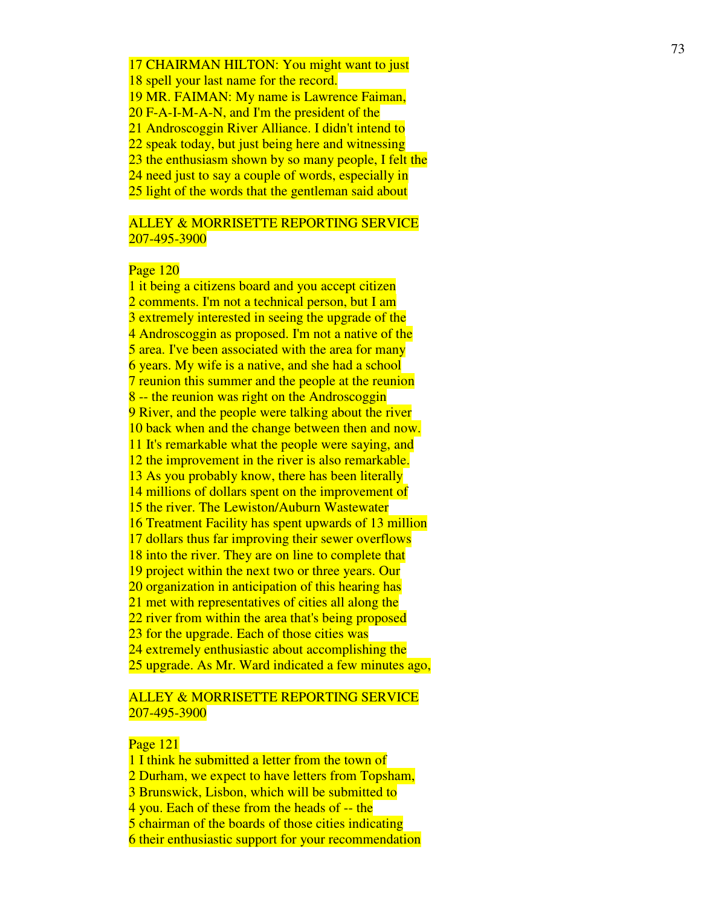17 CHAIRMAN HILTON: You might want to just
18 spell your last name for the record.
19 MR. FAIMAN: My name is Lawrence Faiman,
20 F-A-I-M-A-N, and I'm the president of the
21 Androscoggin River Alliance. I didn't intend to
22 speak today, but just being here and witnessing
23 the enthusiasm shown by so many people, I felt the
24 need just to say a couple of words, especially in
25 light of the words that the gentleman said about

ALLEY & MORRISETTE REPORTING SERVICE
207-495-3900

Page 120
1 it being a citizens board and you accept citizen
2 comments. I'm not a technical person, but I am
3 extremely interested in seeing the upgrade of the
4 Androscoggin as proposed. I'm not a native of the
5 area. I've been associated with the area for many
6 years. My wife is a native, and she had a school
7 reunion this summer and the people at the reunion
8 -- the reunion was right on the Androscoggin
9 River, and the people were talking about the river
10 back when and the change between then and now.
11 It's remarkable what the people were saying, and
12 the improvement in the river is also remarkable.
13 As you probably know, there has been literally
14 millions of dollars spent on the improvement of
15 the river. The Lewiston/Auburn Wastewater
16 Treatment Facility has spent upwards of 13 million
17 dollars thus far improving their sewer overflows
18 into the river. They are on line to complete that
19 project within the next two or three years. Our
20 organization in anticipation of this hearing has
21 met with representatives of cities all along the
22 river from within the area that's being proposed
23 for the upgrade. Each of those cities was
24 extremely enthusiastic about accomplishing the
25 upgrade. As Mr. Ward indicated a few minutes ago,

ALLEY & MORRISETTE REPORTING SERVICE
207-495-3900

Page 121
1 I think he submitted a letter from the town of
2 Durham, we expect to have letters from Topsham,
3 Brunswick, Lisbon, which will be submitted to
4 you. Each of these from the heads of -- the
5 chairman of the boards of those cities indicating
6 their enthusiastic support for your recommendation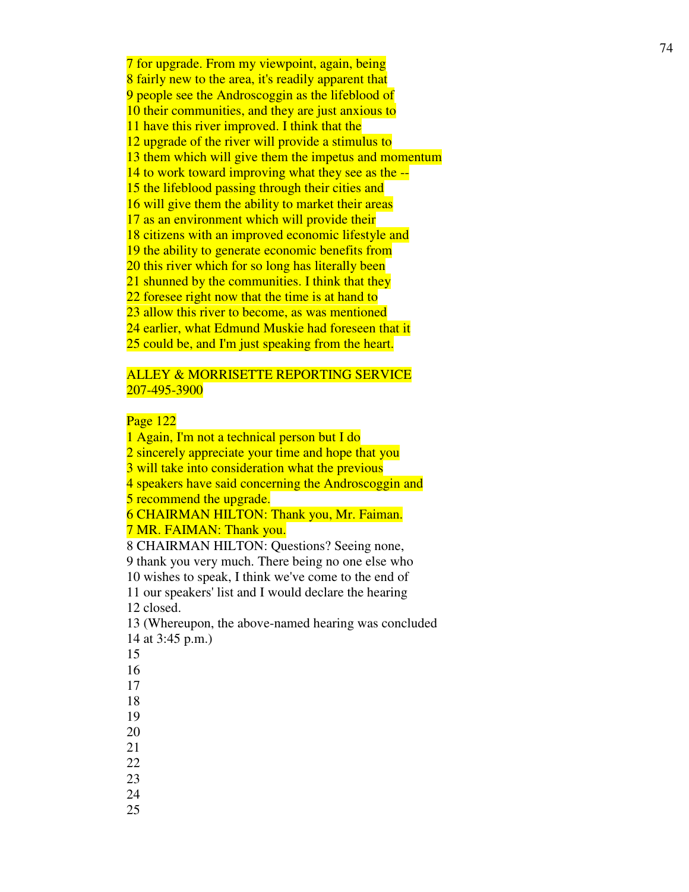7 for upgrade. From my viewpoint, again, being
8 fairly new to the area, it's readily apparent that
9 people see the Androscoggin as the lifeblood of
10 their communities, and they are just anxious to
11 have this river improved. I think that the
12 upgrade of the river will provide a stimulus to
13 them which will give them the impetus and momentum
14 to work toward improving what they see as the --
15 the lifeblood passing through their cities and
16 will give them the ability to market their areas
17 as an environment which will provide their
18 citizens with an improved economic lifestyle and
19 the ability to generate economic benefits from
20 this river which for so long has literally been
21 shunned by the communities. I think that they
22 foresee right now that the time is at hand to
23 allow this river to become, as was mentioned
24 earlier, what Edmund Muskie had foreseen that it
25 could be, and I'm just speaking from the heart.

ALLEY & MORRISETTE REPORTING SERVICE
207-495-3900

Page 122

1 Again, I'm not a technical person but I do
2 sincerely appreciate your time and hope that you
3 will take into consideration what the previous
4 speakers have said concerning the Androscoggin and
5 recommend the upgrade.
6 CHAIRMAN HILTON: Thank you, Mr. Faiman.
7 MR. FAIMAN: Thank you.
8 CHAIRMAN HILTON: Questions? Seeing none,
9 thank you very much. There being no one else who
10 wishes to speak, I think we've come to the end of
11 our speakers' list and I would declare the hearing
12 closed.
13 (Whereupon, the above-named hearing was concluded
14 at 3:45 p.m.)
15
16
17
18
19
20
21
22
23
24
25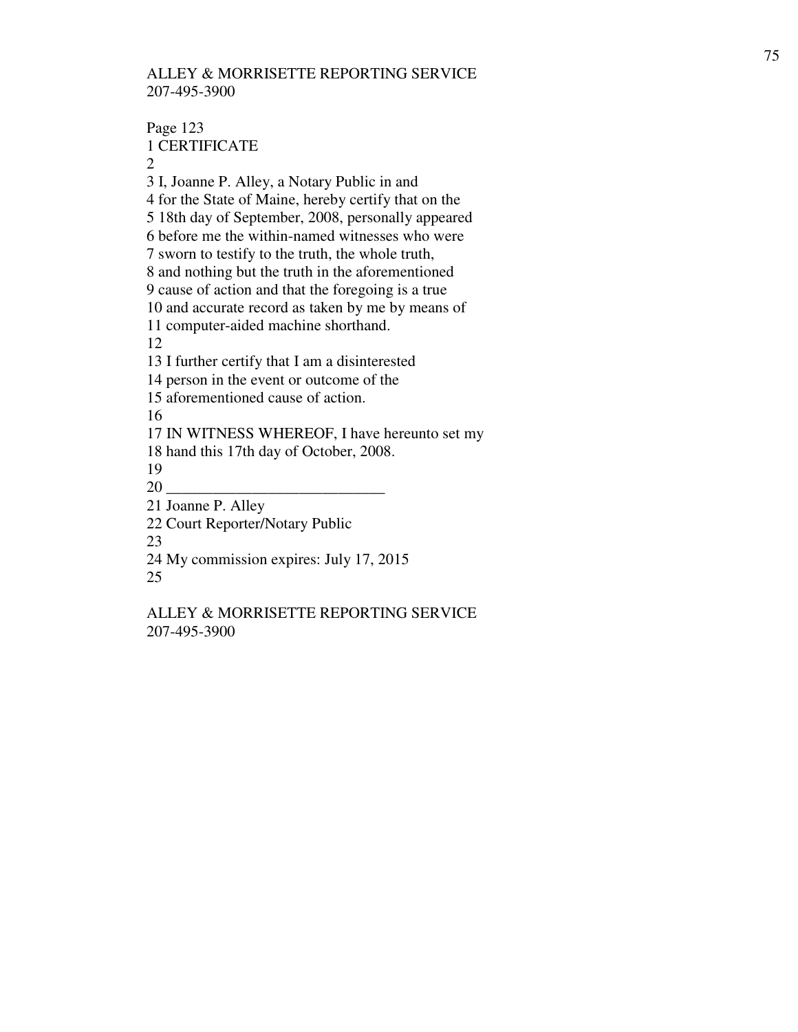ALLEY & MORRISETTE REPORTING SERVICE
207-495-3900

Page 123
1 CERTIFICATE
2
3 I, Joanne P. Alley, a Notary Public in and
4 for the State of Maine, hereby certify that on the
5 18th day of September, 2008, personally appeared
6 before me the within-named witnesses who were
7 sworn to testify to the truth, the whole truth,
8 and nothing but the truth in the aforementioned
9 cause of action and that the foregoing is a true
10 and accurate record as taken by me by means of
11 computer-aided machine shorthand.
12
13 I further certify that I am a disinterested
14 person in the event or outcome of the
15 aforementioned cause of action.
16
17 IN WITNESS WHEREOF, I have hereunto set my
18 hand this 17th day of October, 2008.
19
20 ___________________________
21 Joanne P. Alley
22 Court Reporter/Notary Public
23
24 My commission expires: July 17, 2015
25

ALLEY & MORRISETTE REPORTING SERVICE
207-495-3900